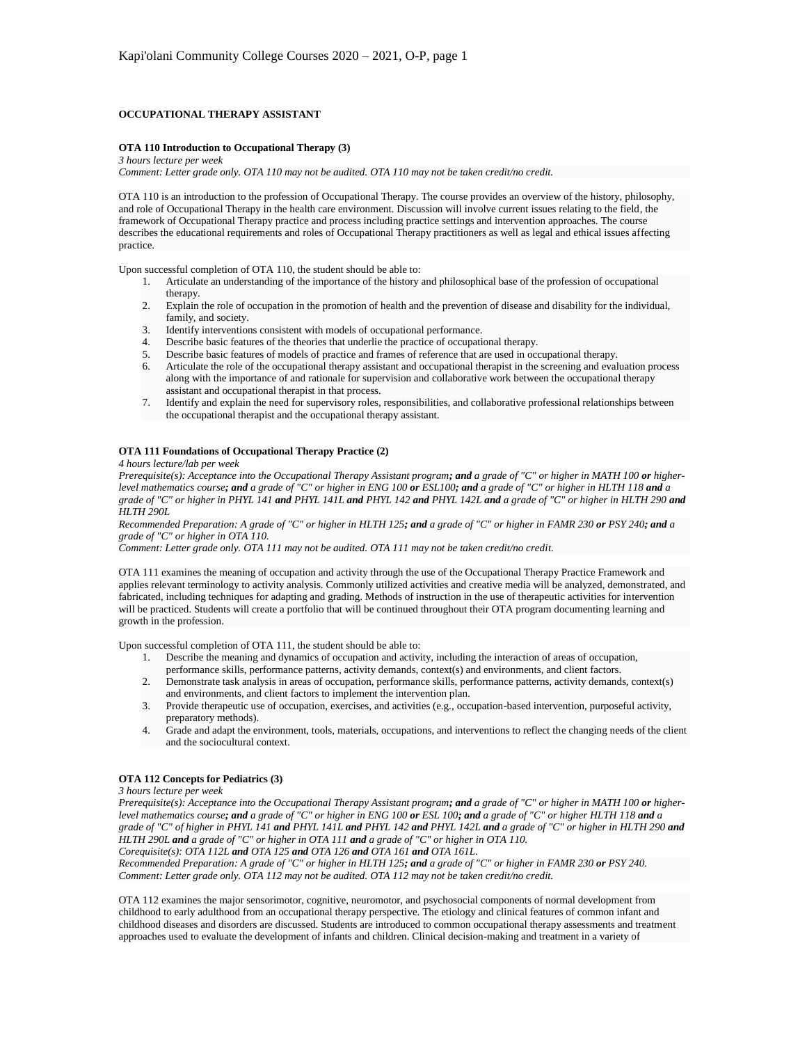# OCCUPATIONAL THERAPY ASSISTANT

### OTA 110 Introduction to Occupational Therapy (3)

*3 hours lecture per week*
*Comment: Letter grade only. OTA 110 may not be audited. OTA 110 may not be taken credit/no credit.*

OTA 110 is an introduction to the profession of Occupational Therapy. The course provides an overview of the history, philosophy, and role of Occupational Therapy in the health care environment. Discussion will involve current issues relating to the field, the framework of Occupational Therapy practice and process including practice settings and intervention approaches. The course describes the educational requirements and roles of Occupational Therapy practitioners as well as legal and ethical issues affecting practice.

Upon successful completion of OTA 110, the student should be able to:

1. Articulate an understanding of the importance of the history and philosophical base of the profession of occupational therapy.
2. Explain the role of occupation in the promotion of health and the prevention of disease and disability for the individual, family, and society.
3. Identify interventions consistent with models of occupational performance.
4. Describe basic features of the theories that underlie the practice of occupational therapy.
5. Describe basic features of models of practice and frames of reference that are used in occupational therapy.
6. Articulate the role of the occupational therapy assistant and occupational therapist in the screening and evaluation process along with the importance of and rationale for supervision and collaborative work between the occupational therapy assistant and occupational therapist in that process.
7. Identify and explain the need for supervisory roles, responsibilities, and collaborative professional relationships between the occupational therapist and the occupational therapy assistant.

### OTA 111 Foundations of Occupational Therapy Practice (2)

*4 hours lecture/lab per week*
*Prerequisite(s): Acceptance into the Occupational Therapy Assistant program**; and** a grade of "C" or higher in MATH 100 **or** higher-level mathematics course**; and** a grade of "C" or higher in ENG 100 **or** ESL100**; and** a grade of "C" or higher in HLTH 118 **and** a grade of "C" or higher in PHYL 141 **and** PHYL 141L **and** PHYL 142 **and** PHYL 142L **and** a grade of "C" or higher in HLTH 290 **and** HLTH 290L*
*Recommended Preparation: A grade of "C" or higher in HLTH 125**; and** a grade of "C" or higher in FAMR 230 **or** PSY 240**; and** a grade of "C" or higher in OTA 110.*
*Comment: Letter grade only. OTA 111 may not be audited. OTA 111 may not be taken credit/no credit.*

OTA 111 examines the meaning of occupation and activity through the use of the Occupational Therapy Practice Framework and applies relevant terminology to activity analysis. Commonly utilized activities and creative media will be analyzed, demonstrated, and fabricated, including techniques for adapting and grading. Methods of instruction in the use of therapeutic activities for intervention will be practiced. Students will create a portfolio that will be continued throughout their OTA program documenting learning and growth in the profession.

Upon successful completion of OTA 111, the student should be able to:

1. Describe the meaning and dynamics of occupation and activity, including the interaction of areas of occupation, performance skills, performance patterns, activity demands, context(s) and environments, and client factors.
2. Demonstrate task analysis in areas of occupation, performance skills, performance patterns, activity demands, context(s) and environments, and client factors to implement the intervention plan.
3. Provide therapeutic use of occupation, exercises, and activities (e.g., occupation-based intervention, purposeful activity, preparatory methods).
4. Grade and adapt the environment, tools, materials, occupations, and interventions to reflect the changing needs of the client and the sociocultural context.

### OTA 112 Concepts for Pediatrics (3)

*3 hours lecture per week*
*Prerequisite(s): Acceptance into the Occupational Therapy Assistant program**; and** a grade of "C" or higher in MATH 100 **or** higher-level mathematics course**; and** a grade of "C" or higher in ENG 100 **or** ESL 100**; and** a grade of "C" or higher HLTH 118 **and** a grade of "C" of higher in PHYL 141 **and** PHYL 141L **and** PHYL 142 **and** PHYL 142L **and** a grade of "C" or higher in HLTH 290 **and** HLTH 290L **and** a grade of "C" or higher in OTA 111 **and** a grade of "C" or higher in OTA 110.*
*Corequisite(s): OTA 112L **and** OTA 125 **and** OTA 126 **and** OTA 161 **and** OTA 161L.*
*Recommended Preparation: A grade of "C" or higher in HLTH 125**; and** a grade of "C" or higher in FAMR 230 **or** PSY 240.*
*Comment: Letter grade only. OTA 112 may not be audited. OTA 112 may not be taken credit/no credit.*

OTA 112 examines the major sensorimotor, cognitive, neuromotor, and psychosocial components of normal development from childhood to early adulthood from an occupational therapy perspective. The etiology and clinical features of common infant and childhood diseases and disorders are discussed. Students are introduced to common occupational therapy assessments and treatment approaches used to evaluate the development of infants and children. Clinical decision-making and treatment in a variety of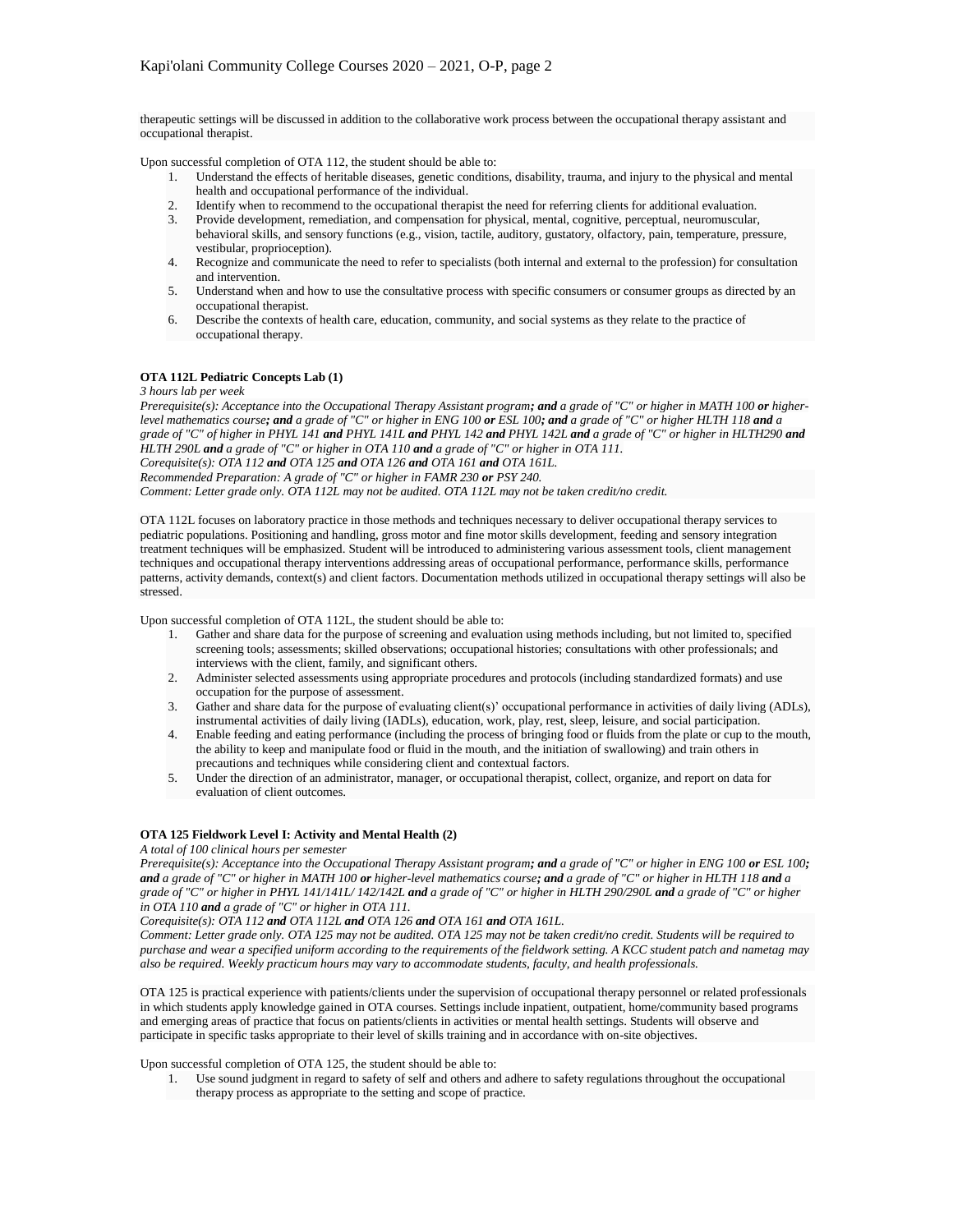therapeutic settings will be discussed in addition to the collaborative work process between the occupational therapy assistant and occupational therapist.

Upon successful completion of OTA 112, the student should be able to:

1. Understand the effects of heritable diseases, genetic conditions, disability, trauma, and injury to the physical and mental health and occupational performance of the individual.
2. Identify when to recommend to the occupational therapist the need for referring clients for additional evaluation.
3. Provide development, remediation, and compensation for physical, mental, cognitive, perceptual, neuromuscular, behavioral skills, and sensory functions (e.g., vision, tactile, auditory, gustatory, olfactory, pain, temperature, pressure, vestibular, proprioception).
4. Recognize and communicate the need to refer to specialists (both internal and external to the profession) for consultation and intervention.
5. Understand when and how to use the consultative process with specific consumers or consumer groups as directed by an occupational therapist.
6. Describe the contexts of health care, education, community, and social systems as they relate to the practice of occupational therapy.

**OTA 112L Pediatric Concepts Lab (1)**

*3 hours lab per week*

*Prerequisite(s): Acceptance into the Occupational Therapy Assistant program**; and** a grade of "C" or higher in MATH 100 **or** higher-level mathematics course**; and** a grade of "C" or higher in ENG 100 **or** ESL 100**; and** a grade of "C" or higher HLTH 118 **and** a grade of "C" of higher in PHYL 141 **and** PHYL 141L **and** PHYL 142 **and** PHYL 142L **and** a grade of "C" or higher in HLTH290 **and** HLTH 290L **and** a grade of "C" or higher in OTA 110 **and** a grade of "C" or higher in OTA 111.*

*Corequisite(s): OTA 112 **and** OTA 125 **and** OTA 126 **and** OTA 161 **and** OTA 161L.*

*Recommended Preparation: A grade of "C" or higher in FAMR 230 **or** PSY 240.*

*Comment: Letter grade only. OTA 112L may not be audited. OTA 112L may not be taken credit/no credit.*

OTA 112L focuses on laboratory practice in those methods and techniques necessary to deliver occupational therapy services to pediatric populations. Positioning and handling, gross motor and fine motor skills development, feeding and sensory integration treatment techniques will be emphasized. Student will be introduced to administering various assessment tools, client management techniques and occupational therapy interventions addressing areas of occupational performance, performance skills, performance patterns, activity demands, context(s) and client factors. Documentation methods utilized in occupational therapy settings will also be stressed.

Upon successful completion of OTA 112L, the student should be able to:

1. Gather and share data for the purpose of screening and evaluation using methods including, but not limited to, specified screening tools; assessments; skilled observations; occupational histories; consultations with other professionals; and interviews with the client, family, and significant others.
2. Administer selected assessments using appropriate procedures and protocols (including standardized formats) and use occupation for the purpose of assessment.
3. Gather and share data for the purpose of evaluating client(s)' occupational performance in activities of daily living (ADLs), instrumental activities of daily living (IADLs), education, work, play, rest, sleep, leisure, and social participation.
4. Enable feeding and eating performance (including the process of bringing food or fluids from the plate or cup to the mouth, the ability to keep and manipulate food or fluid in the mouth, and the initiation of swallowing) and train others in precautions and techniques while considering client and contextual factors.
5. Under the direction of an administrator, manager, or occupational therapist, collect, organize, and report on data for evaluation of client outcomes.

**OTA 125 Fieldwork Level I: Activity and Mental Health (2)**

*A total of 100 clinical hours per semester*

*Prerequisite(s): Acceptance into the Occupational Therapy Assistant program**; and** a grade of "C" or higher in ENG 100 **or** ESL 100**; and** a grade of "C" or higher in MATH 100 **or** higher-level mathematics course**; and** a grade of "C" or higher in HLTH 118 **and** a grade of "C" or higher in PHYL 141/141L/ 142/142L **and** a grade of "C" or higher in HLTH 290/290L **and** a grade of "C" or higher in OTA 110 **and** a grade of "C" or higher in OTA 111.*

*Corequisite(s): OTA 112 **and** OTA 112L **and** OTA 126 **and** OTA 161 **and** OTA 161L.*

*Comment: Letter grade only. OTA 125 may not be audited. OTA 125 may not be taken credit/no credit. Students will be required to purchase and wear a specified uniform according to the requirements of the fieldwork setting. A KCC student patch and nametag may also be required. Weekly practicum hours may vary to accommodate students, faculty, and health professionals.*

OTA 125 is practical experience with patients/clients under the supervision of occupational therapy personnel or related professionals in which students apply knowledge gained in OTA courses. Settings include inpatient, outpatient, home/community based programs and emerging areas of practice that focus on patients/clients in activities or mental health settings. Students will observe and participate in specific tasks appropriate to their level of skills training and in accordance with on-site objectives.

Upon successful completion of OTA 125, the student should be able to:

1. Use sound judgment in regard to safety of self and others and adhere to safety regulations throughout the occupational therapy process as appropriate to the setting and scope of practice.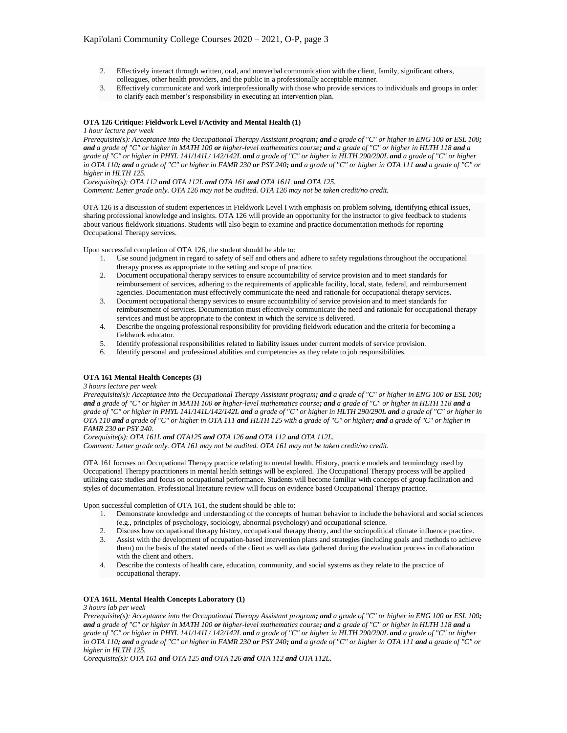2. Effectively interact through written, oral, and nonverbal communication with the client, family, significant others, colleagues, other health providers, and the public in a professionally acceptable manner.
3. Effectively communicate and work interprofessionally with those who provide services to individuals and groups in order to clarify each member's responsibility in executing an intervention plan.

**OTA 126 Critique: Fieldwork Level I/Activity and Mental Health (1)**

*1 hour lecture per week*

*Prerequisite(s): Acceptance into the Occupational Therapy Assistant program**; and** a grade of "C" or higher in ENG 100 **or** ESL 100**; and** a grade of "C" or higher in MATH 100 **or** higher-level mathematics course**; and** a grade of "C" or higher in HLTH 118 **and** a grade of "C" or higher in PHYL 141/141L/ 142/142L **and** a grade of "C" or higher in HLTH 290/290L **and** a grade of "C" or higher in OTA 110**; and** a grade of "C" or higher in FAMR 230 **or** PSY 240**; and** a grade of "C" or higher in OTA 111 **and** a grade of "C" or higher in HLTH 125.*

*Corequisite(s): OTA 112 **and** OTA 112L **and** OTA 161 **and** OTA 161L **and** OTA 125.*

*Comment: Letter grade only. OTA 126 may not be audited. OTA 126 may not be taken credit/no credit.*

OTA 126 is a discussion of student experiences in Fieldwork Level I with emphasis on problem solving, identifying ethical issues, sharing professional knowledge and insights. OTA 126 will provide an opportunity for the instructor to give feedback to students about various fieldwork situations. Students will also begin to examine and practice documentation methods for reporting Occupational Therapy services.

Upon successful completion of OTA 126, the student should be able to:

1. Use sound judgment in regard to safety of self and others and adhere to safety regulations throughout the occupational therapy process as appropriate to the setting and scope of practice.
2. Document occupational therapy services to ensure accountability of service provision and to meet standards for reimbursement of services, adhering to the requirements of applicable facility, local, state, federal, and reimbursement agencies. Documentation must effectively communicate the need and rationale for occupational therapy services.
3. Document occupational therapy services to ensure accountability of service provision and to meet standards for reimbursement of services. Documentation must effectively communicate the need and rationale for occupational therapy services and must be appropriate to the context in which the service is delivered.
4. Describe the ongoing professional responsibility for providing fieldwork education and the criteria for becoming a fieldwork educator.
5. Identify professional responsibilities related to liability issues under current models of service provision.
6. Identify personal and professional abilities and competencies as they relate to job responsibilities.

**OTA 161 Mental Health Concepts (3)**

*3 hours lecture per week*

*Prerequisite(s): Acceptance into the Occupational Therapy Assistant program**; and** a grade of "C" or higher in ENG 100 **or** ESL 100**; and** a grade of "C" or higher in MATH 100 **or** higher-level mathematics course**; and** a grade of "C" or higher in HLTH 118 **and** a grade of "C" or higher in PHYL 141/141L/142/142L **and** a grade of "C" or higher in HLTH 290/290L **and** a grade of "C" or higher in OTA 110 **and** a grade of "C" or higher in OTA 111 **and** HLTH 125 with a grade of "C" or higher**; and** a grade of "C" or higher in FAMR 230 **or** PSY 240.*

*Corequisite(s): OTA 161L **and** OTA125 **and** OTA 126 **and** OTA 112 **and** OTA 112L.*

*Comment: Letter grade only. OTA 161 may not be audited. OTA 161 may not be taken credit/no credit.*

OTA 161 focuses on Occupational Therapy practice relating to mental health. History, practice models and terminology used by Occupational Therapy practitioners in mental health settings will be explored. The Occupational Therapy process will be applied utilizing case studies and focus on occupational performance. Students will become familiar with concepts of group facilitation and styles of documentation. Professional literature review will focus on evidence based Occupational Therapy practice.

Upon successful completion of OTA 161, the student should be able to:

1. Demonstrate knowledge and understanding of the concepts of human behavior to include the behavioral and social sciences (e.g., principles of psychology, sociology, abnormal psychology) and occupational science.
2. Discuss how occupational therapy history, occupational therapy theory, and the sociopolitical climate influence practice.
3. Assist with the development of occupation-based intervention plans and strategies (including goals and methods to achieve them) on the basis of the stated needs of the client as well as data gathered during the evaluation process in collaboration with the client and others.
4. Describe the contexts of health care, education, community, and social systems as they relate to the practice of occupational therapy.

**OTA 161L Mental Health Concepts Laboratory (1)**

*3 hours lab per week*

*Prerequisite(s): Acceptance into the Occupational Therapy Assistant program**; and** a grade of "C" or higher in ENG 100 **or** ESL 100**; and** a grade of "C" or higher in MATH 100 **or** higher-level mathematics course**; and** a grade of "C" or higher in HLTH 118 **and** a grade of "C" or higher in PHYL 141/141L/ 142/142L **and** a grade of "C" or higher in HLTH 290/290L **and** a grade of "C" or higher in OTA 110**; and** a grade of "C" or higher in FAMR 230 **or** PSY 240**; and** a grade of "C" or higher in OTA 111 **and** a grade of "C" or higher in HLTH 125.*

*Corequisite(s): OTA 161 **and** OTA 125 **and** OTA 126 **and** OTA 112 **and** OTA 112L.*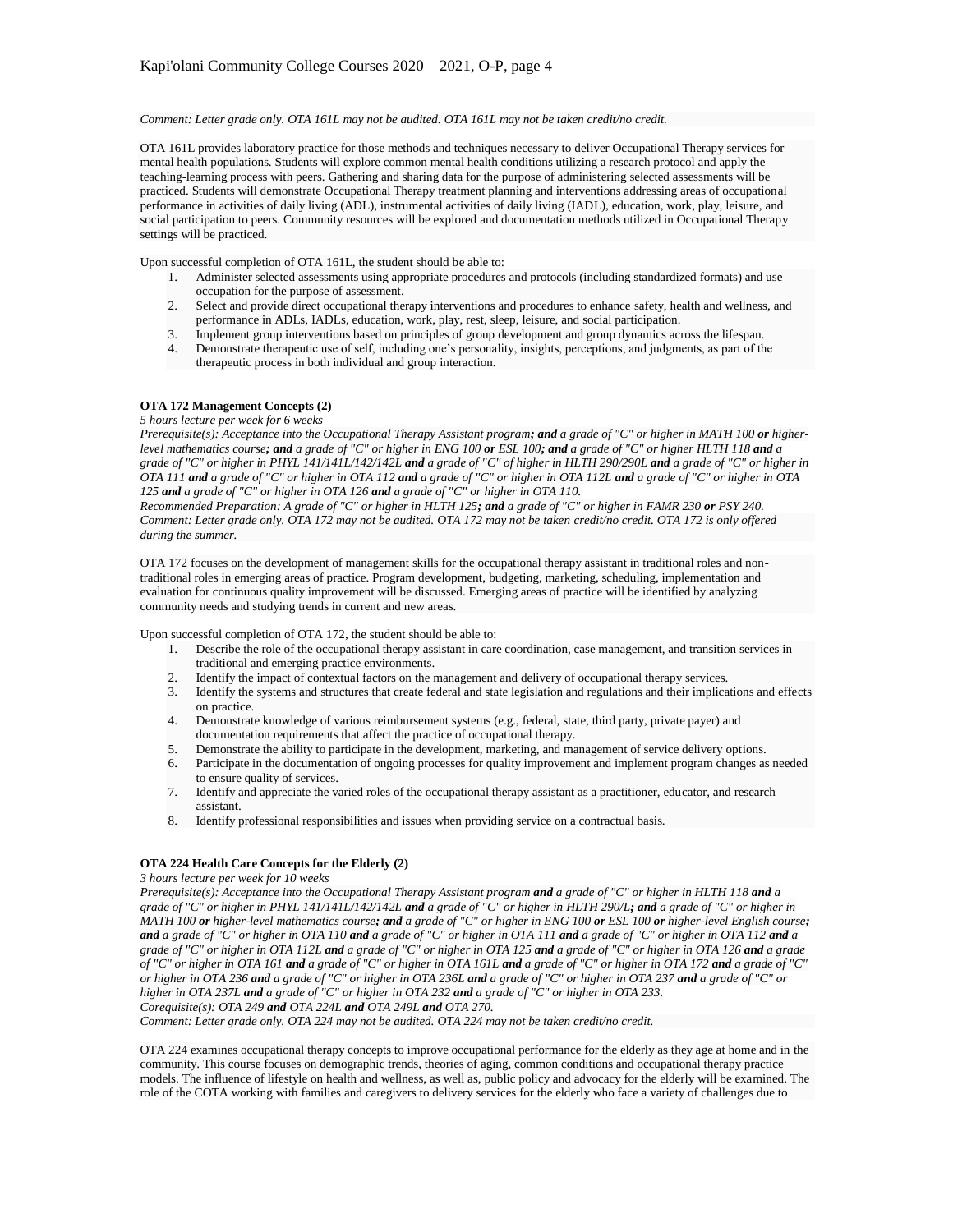*Comment: Letter grade only. OTA 161L may not be audited. OTA 161L may not be taken credit/no credit.*

OTA 161L provides laboratory practice for those methods and techniques necessary to deliver Occupational Therapy services for mental health populations. Students will explore common mental health conditions utilizing a research protocol and apply the teaching-learning process with peers. Gathering and sharing data for the purpose of administering selected assessments will be practiced. Students will demonstrate Occupational Therapy treatment planning and interventions addressing areas of occupational performance in activities of daily living (ADL), instrumental activities of daily living (IADL), education, work, play, leisure, and social participation to peers. Community resources will be explored and documentation methods utilized in Occupational Therapy settings will be practiced.

Upon successful completion of OTA 161L, the student should be able to:

1. Administer selected assessments using appropriate procedures and protocols (including standardized formats) and use occupation for the purpose of assessment.
2. Select and provide direct occupational therapy interventions and procedures to enhance safety, health and wellness, and performance in ADLs, IADLs, education, work, play, rest, sleep, leisure, and social participation.
3. Implement group interventions based on principles of group development and group dynamics across the lifespan.
4. Demonstrate therapeutic use of self, including one's personality, insights, perceptions, and judgments, as part of the therapeutic process in both individual and group interaction.

**OTA 172 Management Concepts (2)**

*5 hours lecture per week for 6 weeks*

*Prerequisite(s): Acceptance into the Occupational Therapy Assistant program**; and** a grade of "C" or higher in MATH 100 **or** higher-level mathematics course**; and** a grade of "C" or higher in ENG 100 **or** ESL 100**; and** a grade of "C" or higher HLTH 118 **and** a grade of "C" or higher in PHYL 141/141L/142/142L **and** a grade of "C" of higher in HLTH 290/290L **and** a grade of "C" or higher in OTA 111 **and** a grade of "C" or higher in OTA 112 **and** a grade of "C" or higher in OTA 112L **and** a grade of "C" or higher in OTA 125 **and** a grade of "C" or higher in OTA 126 **and** a grade of "C" or higher in OTA 110.*

*Recommended Preparation: A grade of "C" or higher in HLTH 125**; and** a grade of "C" or higher in FAMR 230 **or** PSY 240.*

*Comment: Letter grade only. OTA 172 may not be audited. OTA 172 may not be taken credit/no credit. OTA 172 is only offered during the summer.*

OTA 172 focuses on the development of management skills for the occupational therapy assistant in traditional roles and non-traditional roles in emerging areas of practice. Program development, budgeting, marketing, scheduling, implementation and evaluation for continuous quality improvement will be discussed. Emerging areas of practice will be identified by analyzing community needs and studying trends in current and new areas.

Upon successful completion of OTA 172, the student should be able to:

1. Describe the role of the occupational therapy assistant in care coordination, case management, and transition services in traditional and emerging practice environments.
2. Identify the impact of contextual factors on the management and delivery of occupational therapy services.
3. Identify the systems and structures that create federal and state legislation and regulations and their implications and effects on practice.
4. Demonstrate knowledge of various reimbursement systems (e.g., federal, state, third party, private payer) and documentation requirements that affect the practice of occupational therapy.
5. Demonstrate the ability to participate in the development, marketing, and management of service delivery options.
6. Participate in the documentation of ongoing processes for quality improvement and implement program changes as needed to ensure quality of services.
7. Identify and appreciate the varied roles of the occupational therapy assistant as a practitioner, educator, and research assistant.
8. Identify professional responsibilities and issues when providing service on a contractual basis.

**OTA 224 Health Care Concepts for the Elderly (2)**

*3 hours lecture per week for 10 weeks*

*Prerequisite(s): Acceptance into the Occupational Therapy Assistant program **and** a grade of "C" or higher in HLTH 118 **and** a grade of "C" or higher in PHYL 141/141L/142/142L **and** a grade of "C" or higher in HLTH 290/L**; and** a grade of "C" or higher in MATH 100 **or** higher-level mathematics course**; and** a grade of "C" or higher in ENG 100 **or** ESL 100 **or** higher-level English course**; and** a grade of "C" or higher in OTA 110 **and** a grade of "C" or higher in OTA 111 **and** a grade of "C" or higher in OTA 112 **and** a grade of "C" or higher in OTA 112L **and** a grade of "C" or higher in OTA 125 **and** a grade of "C" or higher in OTA 126 **and** a grade of "C" or higher in OTA 161 **and** a grade of "C" or higher in OTA 161L **and** a grade of "C" or higher in OTA 172 **and** a grade of "C" or higher in OTA 236 **and** a grade of "C" or higher in OTA 236L **and** a grade of "C" or higher in OTA 237 **and** a grade of "C" or higher in OTA 237L **and** a grade of "C" or higher in OTA 232 **and** a grade of "C" or higher in OTA 233.*

*Corequisite(s): OTA 249 **and** OTA 224L **and** OTA 249L **and** OTA 270.*

*Comment: Letter grade only. OTA 224 may not be audited. OTA 224 may not be taken credit/no credit.*

OTA 224 examines occupational therapy concepts to improve occupational performance for the elderly as they age at home and in the community. This course focuses on demographic trends, theories of aging, common conditions and occupational therapy practice models. The influence of lifestyle on health and wellness, as well as, public policy and advocacy for the elderly will be examined. The role of the COTA working with families and caregivers to delivery services for the elderly who face a variety of challenges due to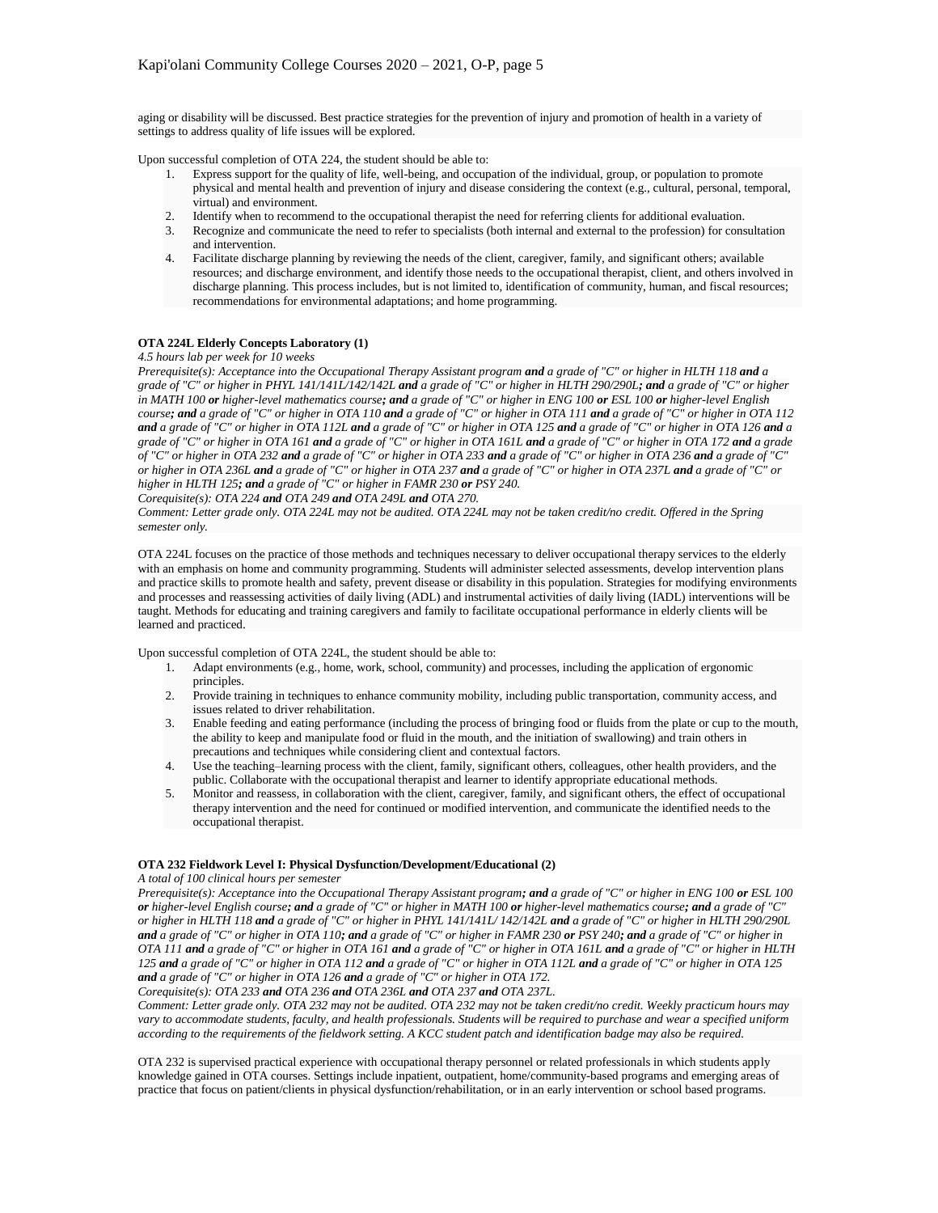aging or disability will be discussed. Best practice strategies for the prevention of injury and promotion of health in a variety of settings to address quality of life issues will be explored.

Upon successful completion of OTA 224, the student should be able to:

1. Express support for the quality of life, well-being, and occupation of the individual, group, or population to promote physical and mental health and prevention of injury and disease considering the context (e.g., cultural, personal, temporal, virtual) and environment.
2. Identify when to recommend to the occupational therapist the need for referring clients for additional evaluation.
3. Recognize and communicate the need to refer to specialists (both internal and external to the profession) for consultation and intervention.
4. Facilitate discharge planning by reviewing the needs of the client, caregiver, family, and significant others; available resources; and discharge environment, and identify those needs to the occupational therapist, client, and others involved in discharge planning. This process includes, but is not limited to, identification of community, human, and fiscal resources; recommendations for environmental adaptations; and home programming.

**OTA 224L Elderly Concepts Laboratory (1)**

*4.5 hours lab per week for 10 weeks*

*Prerequisite(s): Acceptance into the Occupational Therapy Assistant program **and** a grade of "C" or higher in HLTH 118 **and** a grade of "C" or higher in PHYL 141/141L/142/142L **and** a grade of "C" or higher in HLTH 290/290L**; and** a grade of "C" or higher in MATH 100 **or** higher-level mathematics course**; and** a grade of "C" or higher in ENG 100 **or** ESL 100 **or** higher-level English course**; and** a grade of "C" or higher in OTA 110 **and** a grade of "C" or higher in OTA 111 **and** a grade of "C" or higher in OTA 112 **and** a grade of "C" or higher in OTA 112L **and** a grade of "C" or higher in OTA 125 **and** a grade of "C" or higher in OTA 126 **and** a grade of "C" or higher in OTA 161 **and** a grade of "C" or higher in OTA 161L **and** a grade of "C" or higher in OTA 172 **and** a grade of "C" or higher in OTA 232 **and** a grade of "C" or higher in OTA 233 **and** a grade of "C" or higher in OTA 236 **and** a grade of "C" or higher in OTA 236L **and** a grade of "C" or higher in OTA 237 **and** a grade of "C" or higher in OTA 237L **and** a grade of "C" or higher in HLTH 125**; and** a grade of "C" or higher in FAMR 230 **or** PSY 240.*

*Corequisite(s): OTA 224 **and** OTA 249 **and** OTA 249L **and** OTA 270.*

*Comment: Letter grade only. OTA 224L may not be audited. OTA 224L may not be taken credit/no credit. Offered in the Spring semester only.*

OTA 224L focuses on the practice of those methods and techniques necessary to deliver occupational therapy services to the elderly with an emphasis on home and community programming. Students will administer selected assessments, develop intervention plans and practice skills to promote health and safety, prevent disease or disability in this population. Strategies for modifying environments and processes and reassessing activities of daily living (ADL) and instrumental activities of daily living (IADL) interventions will be taught. Methods for educating and training caregivers and family to facilitate occupational performance in elderly clients will be learned and practiced.

Upon successful completion of OTA 224L, the student should be able to:

1. Adapt environments (e.g., home, work, school, community) and processes, including the application of ergonomic principles.
2. Provide training in techniques to enhance community mobility, including public transportation, community access, and issues related to driver rehabilitation.
3. Enable feeding and eating performance (including the process of bringing food or fluids from the plate or cup to the mouth, the ability to keep and manipulate food or fluid in the mouth, and the initiation of swallowing) and train others in precautions and techniques while considering client and contextual factors.
4. Use the teaching–learning process with the client, family, significant others, colleagues, other health providers, and the public. Collaborate with the occupational therapist and learner to identify appropriate educational methods.
5. Monitor and reassess, in collaboration with the client, caregiver, family, and significant others, the effect of occupational therapy intervention and the need for continued or modified intervention, and communicate the identified needs to the occupational therapist.

**OTA 232 Fieldwork Level I: Physical Dysfunction/Development/Educational (2)**

*A total of 100 clinical hours per semester*

*Prerequisite(s): Acceptance into the Occupational Therapy Assistant program**; and** a grade of "C" or higher in ENG 100 **or** ESL 100 **or** higher-level English course**; and** a grade of "C" or higher in MATH 100 **or** higher-level mathematics course**; and** a grade of "C" or higher in HLTH 118 **and** a grade of "C" or higher in PHYL 141/141L/ 142/142L **and** a grade of "C" or higher in HLTH 290/290L **and** a grade of "C" or higher in OTA 110**; and** a grade of "C" or higher in FAMR 230 **or** PSY 240**; and** a grade of "C" or higher in OTA 111 **and** a grade of "C" or higher in OTA 161 **and** a grade of "C" or higher in OTA 161L **and** a grade of "C" or higher in HLTH 125 **and** a grade of "C" or higher in OTA 112 **and** a grade of "C" or higher in OTA 112L **and** a grade of "C" or higher in OTA 125 **and** a grade of "C" or higher in OTA 126 **and** a grade of "C" or higher in OTA 172.*

*Corequisite(s): OTA 233 **and** OTA 236 **and** OTA 236L **and** OTA 237 **and** OTA 237L.*

*Comment: Letter grade only. OTA 232 may not be audited. OTA 232 may not be taken credit/no credit. Weekly practicum hours may vary to accommodate students, faculty, and health professionals. Students will be required to purchase and wear a specified uniform according to the requirements of the fieldwork setting. A KCC student patch and identification badge may also be required.*

OTA 232 is supervised practical experience with occupational therapy personnel or related professionals in which students apply knowledge gained in OTA courses. Settings include inpatient, outpatient, home/community-based programs and emerging areas of practice that focus on patient/clients in physical dysfunction/rehabilitation, or in an early intervention or school based programs.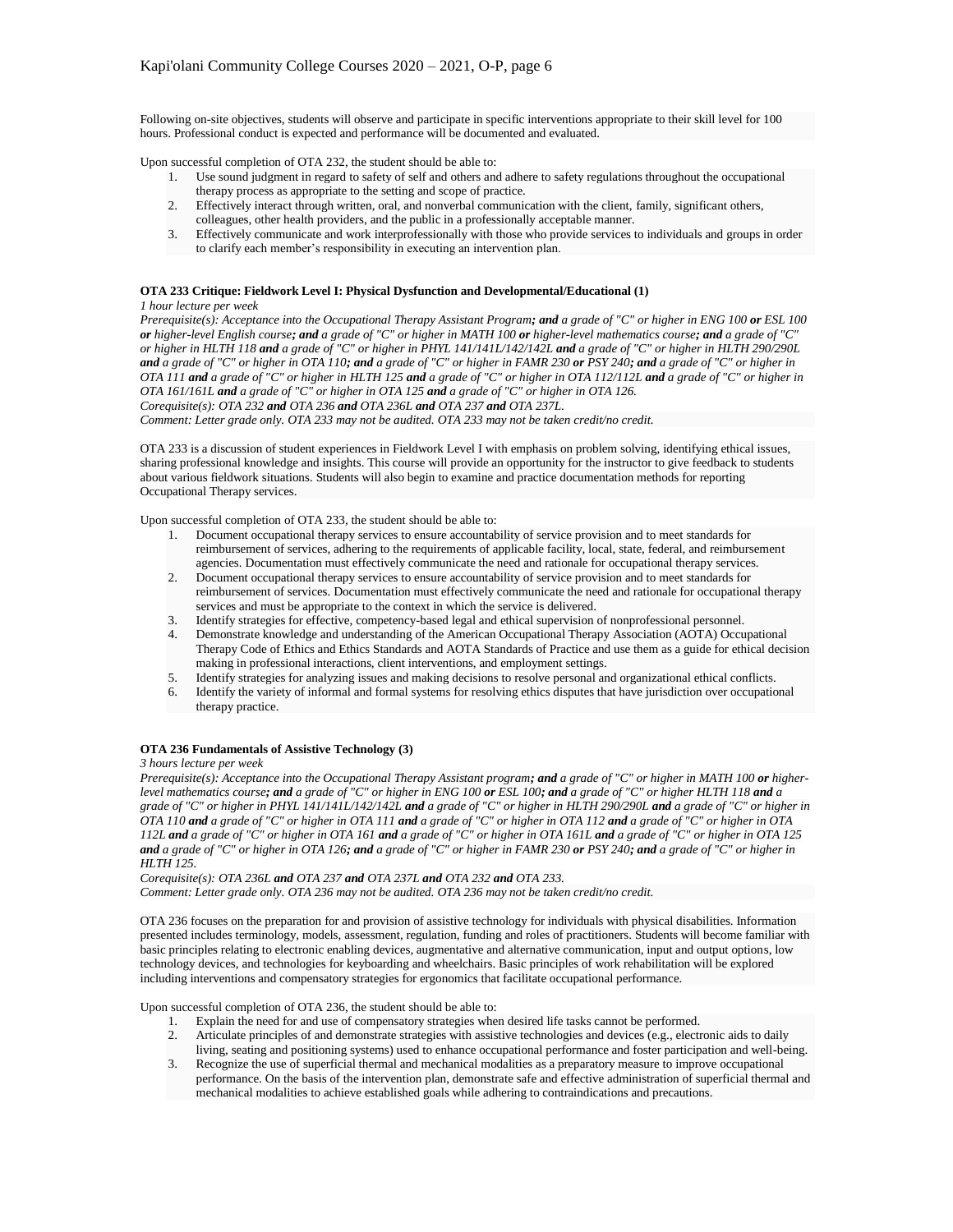Following on-site objectives, students will observe and participate in specific interventions appropriate to their skill level for 100 hours. Professional conduct is expected and performance will be documented and evaluated.

Upon successful completion of OTA 232, the student should be able to:

1. Use sound judgment in regard to safety of self and others and adhere to safety regulations throughout the occupational therapy process as appropriate to the setting and scope of practice.
2. Effectively interact through written, oral, and nonverbal communication with the client, family, significant others, colleagues, other health providers, and the public in a professionally acceptable manner.
3. Effectively communicate and work interprofessionally with those who provide services to individuals and groups in order to clarify each member's responsibility in executing an intervention plan.

**OTA 233 Critique: Fieldwork Level I: Physical Dysfunction and Developmental/Educational (1)**

*1 hour lecture per week*

*Prerequisite(s): Acceptance into the Occupational Therapy Assistant Program**; and** a grade of "C" or higher in ENG 100 **or** ESL 100 **or** higher-level English course**; and** a grade of "C" or higher in MATH 100 **or** higher-level mathematics course**; and** a grade of "C" or higher in HLTH 118 **and** a grade of "C" or higher in PHYL 141/141L/142/142L **and** a grade of "C" or higher in HLTH 290/290L **and** a grade of "C" or higher in OTA 110**; and** a grade of "C" or higher in FAMR 230 **or** PSY 240**; and** a grade of "C" or higher in OTA 111 **and** a grade of "C" or higher in HLTH 125 **and** a grade of "C" or higher in OTA 112/112L **and** a grade of "C" or higher in OTA 161/161L **and** a grade of "C" or higher in OTA 125 **and** a grade of "C" or higher in OTA 126.*

*Corequisite(s): OTA 232 **and** OTA 236 **and** OTA 236L **and** OTA 237 **and** OTA 237L.*

*Comment: Letter grade only. OTA 233 may not be audited. OTA 233 may not be taken credit/no credit.*

OTA 233 is a discussion of student experiences in Fieldwork Level I with emphasis on problem solving, identifying ethical issues, sharing professional knowledge and insights. This course will provide an opportunity for the instructor to give feedback to students about various fieldwork situations. Students will also begin to examine and practice documentation methods for reporting Occupational Therapy services.

Upon successful completion of OTA 233, the student should be able to:

1. Document occupational therapy services to ensure accountability of service provision and to meet standards for reimbursement of services, adhering to the requirements of applicable facility, local, state, federal, and reimbursement agencies. Documentation must effectively communicate the need and rationale for occupational therapy services.
2. Document occupational therapy services to ensure accountability of service provision and to meet standards for reimbursement of services. Documentation must effectively communicate the need and rationale for occupational therapy services and must be appropriate to the context in which the service is delivered.
3. Identify strategies for effective, competency-based legal and ethical supervision of nonprofessional personnel.
4. Demonstrate knowledge and understanding of the American Occupational Therapy Association (AOTA) Occupational Therapy Code of Ethics and Ethics Standards and AOTA Standards of Practice and use them as a guide for ethical decision making in professional interactions, client interventions, and employment settings.
5. Identify strategies for analyzing issues and making decisions to resolve personal and organizational ethical conflicts.
6. Identify the variety of informal and formal systems for resolving ethics disputes that have jurisdiction over occupational therapy practice.

**OTA 236 Fundamentals of Assistive Technology (3)**

*3 hours lecture per week*

*Prerequisite(s): Acceptance into the Occupational Therapy Assistant program**; and** a grade of "C" or higher in MATH 100 **or** higher-level mathematics course**; and** a grade of "C" or higher in ENG 100 **or** ESL 100**; and** a grade of "C" or higher HLTH 118 **and** a grade of "C" or higher in PHYL 141/141L/142/142L **and** a grade of "C" or higher in HLTH 290/290L **and** a grade of "C" or higher in OTA 110 **and** a grade of "C" or higher in OTA 111 **and** a grade of "C" or higher in OTA 112 **and** a grade of "C" or higher in OTA 112L **and** a grade of "C" or higher in OTA 161 **and** a grade of "C" or higher in OTA 161L **and** a grade of "C" or higher in OTA 125 **and** a grade of "C" or higher in OTA 126**; and** a grade of "C" or higher in FAMR 230 **or** PSY 240**; and** a grade of "C" or higher in HLTH 125.*

*Corequisite(s): OTA 236L **and** OTA 237 **and** OTA 237L **and** OTA 232 **and** OTA 233.*

*Comment: Letter grade only. OTA 236 may not be audited. OTA 236 may not be taken credit/no credit.*

OTA 236 focuses on the preparation for and provision of assistive technology for individuals with physical disabilities. Information presented includes terminology, models, assessment, regulation, funding and roles of practitioners. Students will become familiar with basic principles relating to electronic enabling devices, augmentative and alternative communication, input and output options, low technology devices, and technologies for keyboarding and wheelchairs. Basic principles of work rehabilitation will be explored including interventions and compensatory strategies for ergonomics that facilitate occupational performance.

Upon successful completion of OTA 236, the student should be able to:

1. Explain the need for and use of compensatory strategies when desired life tasks cannot be performed.
2. Articulate principles of and demonstrate strategies with assistive technologies and devices (e.g., electronic aids to daily living, seating and positioning systems) used to enhance occupational performance and foster participation and well-being.
3. Recognize the use of superficial thermal and mechanical modalities as a preparatory measure to improve occupational performance. On the basis of the intervention plan, demonstrate safe and effective administration of superficial thermal and mechanical modalities to achieve established goals while adhering to contraindications and precautions.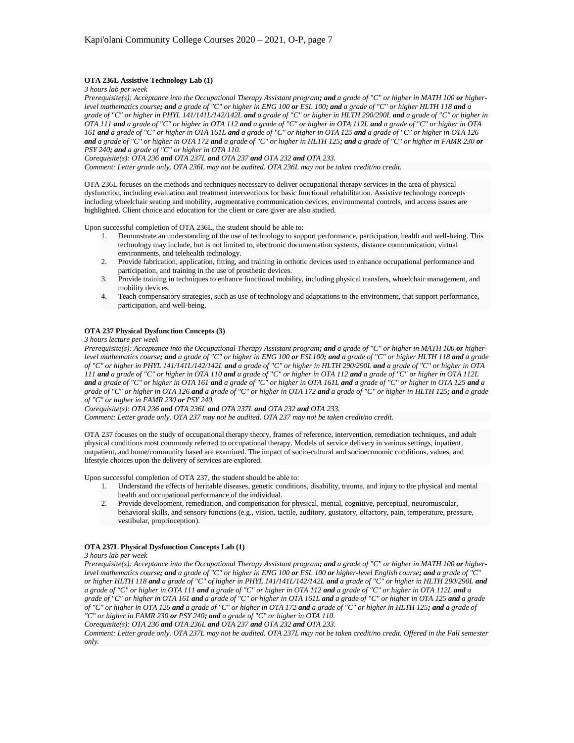**OTA 236L Assistive Technology Lab (1)**

*3 hours lab per week*

*Prerequisite(s): Acceptance into the Occupational Therapy Assistant program**; and** a grade of "C" or higher in MATH 100 **or** higher-level mathematics course**; and** a grade of "C" or higher in ENG 100 **or** ESL 100**; and** a grade of "C" or higher HLTH 118 **and** a grade of "C" or higher in PHYL 141/141L/142/142L **and** a grade of "C" or higher in HLTH 290/290L **and** a grade of "C" or higher in OTA 111 **and** a grade of "C" or higher in OTA 112 **and** a grade of "C" or higher in OTA 112L **and** a grade of "C" or higher in OTA 161 **and** a grade of "C" or higher in OTA 161L **and** a grade of "C" or higher in OTA 125 **and** a grade of "C" or higher in OTA 126 **and** a grade of "C" or higher in OTA 172 **and** a grade of "C" or higher in HLTH 125**; and** a grade of "C" or higher in FAMR 230 **or** PSY 240**; and** a grade of "C" or higher in OTA 110.*

*Corequisite(s): OTA 236 **and** OTA 237L **and** OTA 237 **and** OTA 232 **and** OTA 233.*

*Comment: Letter grade only. OTA 236L may not be audited. OTA 236L may not be taken credit/no credit.*

OTA 236L focuses on the methods and techniques necessary to deliver occupational therapy services in the area of physical dysfunction, including evaluation and treatment interventions for basic functional rehabilitation. Assistive technology concepts including wheelchair seating and mobility, augmentative communication devices, environmental controls, and access issues are highlighted. Client choice and education for the client or care giver are also studied.

Upon successful completion of OTA 236L, the student should be able to:

1. Demonstrate an understanding of the use of technology to support performance, participation, health and well-being. This technology may include, but is not limited to, electronic documentation systems, distance communication, virtual environments, and telehealth technology.
2. Provide fabrication, application, fitting, and training in orthotic devices used to enhance occupational performance and participation, and training in the use of prosthetic devices.
3. Provide training in techniques to enhance functional mobility, including physical transfers, wheelchair management, and mobility devices.
4. Teach compensatory strategies, such as use of technology and adaptations to the environment, that support performance, participation, and well-being.

**OTA 237 Physical Dysfunction Concepts (3)**

*3 hours lecture per week*

*Prerequisite(s): Acceptance into the Occupational Therapy Assistant program**; and** a grade of "C" or higher in MATH 100 **or** higher-level mathematics course**; and** a grade of "C" or higher in ENG 100 **or** ESL100**; and** a grade of "C" or higher HLTH 118 **and** a grade of "C" or higher in PHYL 141/141L/142/142L **and** a grade of "C" or higher in HLTH 290/290L **and** a grade of "C" or higher in OTA 111 **and** a grade of "C" or higher in OTA 110 **and** a grade of "C" or higher in OTA 112 **and** a grade of "C" or higher in OTA 112L **and** a grade of "C" or higher in OTA 161 **and** a grade of "C" or higher in OTA 161L **and** a grade of "C" or higher in OTA 125 **and** a grade of "C" or higher in OTA 126 **and** a grade of "C" or higher in OTA 172 **and** a grade of "C" or higher in HLTH 125**; and** a grade of "C" or higher in FAMR 230 **or** PSY 240.*

*Corequisite(s): OTA 236 **and** OTA 236L **and** OTA 237L **and** OTA 232 **and** OTA 233.*

*Comment: Letter grade only. OTA 237 may not be audited. OTA 237 may not be taken credit/no credit.*

OTA 237 focuses on the study of occupational therapy theory, frames of reference, intervention, remediation techniques, and adult physical conditions most commonly referred to occupational therapy. Models of service delivery in various settings, inpatient, outpatient, and home/community based are examined. The impact of socio-cultural and socioeconomic conditions, values, and lifestyle choices upon the delivery of services are explored.

Upon successful completion of OTA 237, the student should be able to:

1. Understand the effects of heritable diseases, genetic conditions, disability, trauma, and injury to the physical and mental health and occupational performance of the individual.
2. Provide development, remediation, and compensation for physical, mental, cognitive, perceptual, neuromuscular, behavioral skills, and sensory functions (e.g., vision, tactile, auditory, gustatory, olfactory, pain, temperature, pressure, vestibular, proprioception).

**OTA 237L Physical Dysfunction Concepts Lab (1)**

*3 hours lab per week*

*Prerequisite(s): Acceptance into the Occupational Therapy Assistant program**; and** a grade of "C" or higher in MATH 100 **or** higher-level mathematics course**; and** a grade of "C" or higher in ENG 100 **or** ESL 100 **or** higher-level English course**; and** a grade of "C" or higher HLTH 118 **and** a grade of "C" of higher in PHYL 141/141L/142/142L **and** a grade of "C" or higher in HLTH 290/290L **and** a grade of "C" or higher in OTA 111 **and** a grade of "C" or higher in OTA 112 **and** a grade of "C" or higher in OTA 112L **and** a grade of "C" or higher in OTA 161 **and** a grade of "C" or higher in OTA 161L **and** a grade of "C" or higher in OTA 125 **and** a grade of "C" or higher in OTA 126 **and** a grade of "C" or higher in OTA 172 **and** a grade of "C" or higher in HLTH 125**; and** a grade of "C" or higher in FAMR 230 **or** PSY 240**; and** a grade of "C" or higher in OTA 110.*

*Corequisite(s): OTA 236 **and** OTA 236L **and** OTA 237 **and** OTA 232 **and** OTA 233.*

*Comment: Letter grade only. OTA 237L may not be audited. OTA 237L may not be taken credit/no credit. Offered in the Fall semester only.*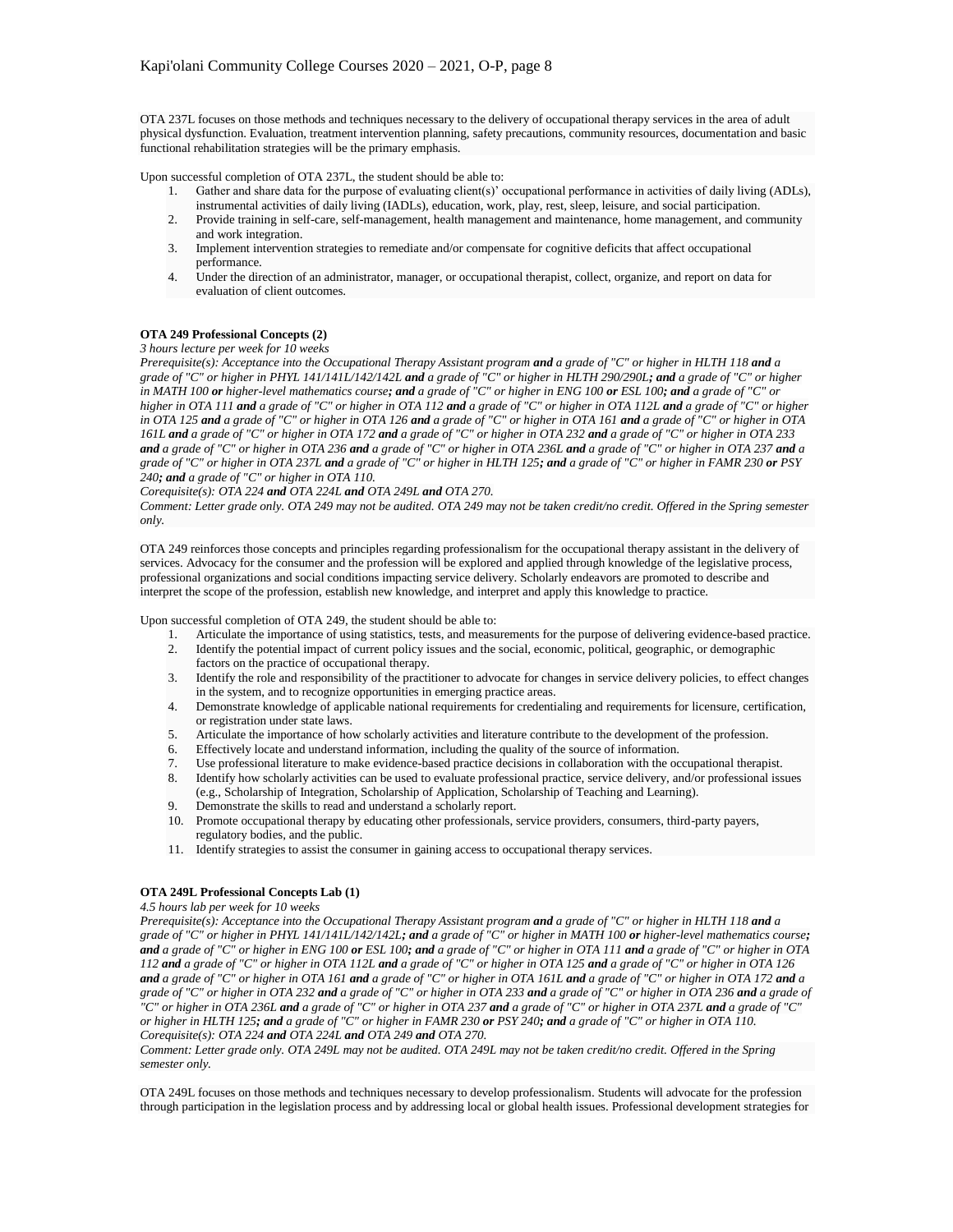OTA 237L focuses on those methods and techniques necessary to the delivery of occupational therapy services in the area of adult physical dysfunction. Evaluation, treatment intervention planning, safety precautions, community resources, documentation and basic functional rehabilitation strategies will be the primary emphasis.

Upon successful completion of OTA 237L, the student should be able to:

1. Gather and share data for the purpose of evaluating client(s)' occupational performance in activities of daily living (ADLs), instrumental activities of daily living (IADLs), education, work, play, rest, sleep, leisure, and social participation.
2. Provide training in self-care, self-management, health management and maintenance, home management, and community and work integration.
3. Implement intervention strategies to remediate and/or compensate for cognitive deficits that affect occupational performance.
4. Under the direction of an administrator, manager, or occupational therapist, collect, organize, and report on data for evaluation of client outcomes.

**OTA 249 Professional Concepts (2)**

*3 hours lecture per week for 10 weeks*

*Prerequisite(s): Acceptance into the Occupational Therapy Assistant program **and** a grade of "C" or higher in HLTH 118 **and** a grade of "C" or higher in PHYL 141/141L/142/142L **and** a grade of "C" or higher in HLTH 290/290L**; and** a grade of "C" or higher in MATH 100 **or** higher-level mathematics course**; and** a grade of "C" or higher in ENG 100 **or** ESL 100**; and** a grade of "C" or higher in OTA 111 **and** a grade of "C" or higher in OTA 112 **and** a grade of "C" or higher in OTA 112L **and** a grade of "C" or higher in OTA 125 **and** a grade of "C" or higher in OTA 126 **and** a grade of "C" or higher in OTA 161 **and** a grade of "C" or higher in OTA 161L **and** a grade of "C" or higher in OTA 172 **and** a grade of "C" or higher in OTA 232 **and** a grade of "C" or higher in OTA 233 **and** a grade of "C" or higher in OTA 236 **and** a grade of "C" or higher in OTA 236L **and** a grade of "C" or higher in OTA 237 **and** a grade of "C" or higher in OTA 237L **and** a grade of "C" or higher in HLTH 125**; and** a grade of "C" or higher in FAMR 230 **or** PSY 240**; and** a grade of "C" or higher in OTA 110.*

*Corequisite(s): OTA 224 **and** OTA 224L **and** OTA 249L **and** OTA 270.*

*Comment: Letter grade only. OTA 249 may not be audited. OTA 249 may not be taken credit/no credit. Offered in the Spring semester only.*

OTA 249 reinforces those concepts and principles regarding professionalism for the occupational therapy assistant in the delivery of services. Advocacy for the consumer and the profession will be explored and applied through knowledge of the legislative process, professional organizations and social conditions impacting service delivery. Scholarly endeavors are promoted to describe and interpret the scope of the profession, establish new knowledge, and interpret and apply this knowledge to practice.

Upon successful completion of OTA 249, the student should be able to:

1. Articulate the importance of using statistics, tests, and measurements for the purpose of delivering evidence-based practice.
2. Identify the potential impact of current policy issues and the social, economic, political, geographic, or demographic factors on the practice of occupational therapy.
3. Identify the role and responsibility of the practitioner to advocate for changes in service delivery policies, to effect changes in the system, and to recognize opportunities in emerging practice areas.
4. Demonstrate knowledge of applicable national requirements for credentialing and requirements for licensure, certification, or registration under state laws.
5. Articulate the importance of how scholarly activities and literature contribute to the development of the profession.
6. Effectively locate and understand information, including the quality of the source of information.
7. Use professional literature to make evidence-based practice decisions in collaboration with the occupational therapist.
8. Identify how scholarly activities can be used to evaluate professional practice, service delivery, and/or professional issues (e.g., Scholarship of Integration, Scholarship of Application, Scholarship of Teaching and Learning).
9. Demonstrate the skills to read and understand a scholarly report.
10. Promote occupational therapy by educating other professionals, service providers, consumers, third-party payers, regulatory bodies, and the public.
11. Identify strategies to assist the consumer in gaining access to occupational therapy services.

**OTA 249L Professional Concepts Lab (1)**

*4.5 hours lab per week for 10 weeks*

*Prerequisite(s): Acceptance into the Occupational Therapy Assistant program **and** a grade of "C" or higher in HLTH 118 **and** a grade of "C" or higher in PHYL 141/141L/142/142L**; and** a grade of "C" or higher in MATH 100 **or** higher-level mathematics course**; and** a grade of "C" or higher in ENG 100 **or** ESL 100**; and** a grade of "C" or higher in OTA 111 **and** a grade of "C" or higher in OTA 112 **and** a grade of "C" or higher in OTA 112L **and** a grade of "C" or higher in OTA 125 **and** a grade of "C" or higher in OTA 126 **and** a grade of "C" or higher in OTA 161 **and** a grade of "C" or higher in OTA 161L **and** a grade of "C" or higher in OTA 172 **and** a grade of "C" or higher in OTA 232 **and** a grade of "C" or higher in OTA 233 **and** a grade of "C" or higher in OTA 236 **and** a grade of "C" or higher in OTA 236L **and** a grade of "C" or higher in OTA 237 **and** a grade of "C" or higher in OTA 237L **and** a grade of "C" or higher in HLTH 125**; and** a grade of "C" or higher in FAMR 230 **or** PSY 240**; and** a grade of "C" or higher in OTA 110.*

*Corequisite(s): OTA 224 **and** OTA 224L **and** OTA 249 **and** OTA 270.*

*Comment: Letter grade only. OTA 249L may not be audited. OTA 249L may not be taken credit/no credit. Offered in the Spring semester only.*

OTA 249L focuses on those methods and techniques necessary to develop professionalism. Students will advocate for the profession through participation in the legislation process and by addressing local or global health issues. Professional development strategies for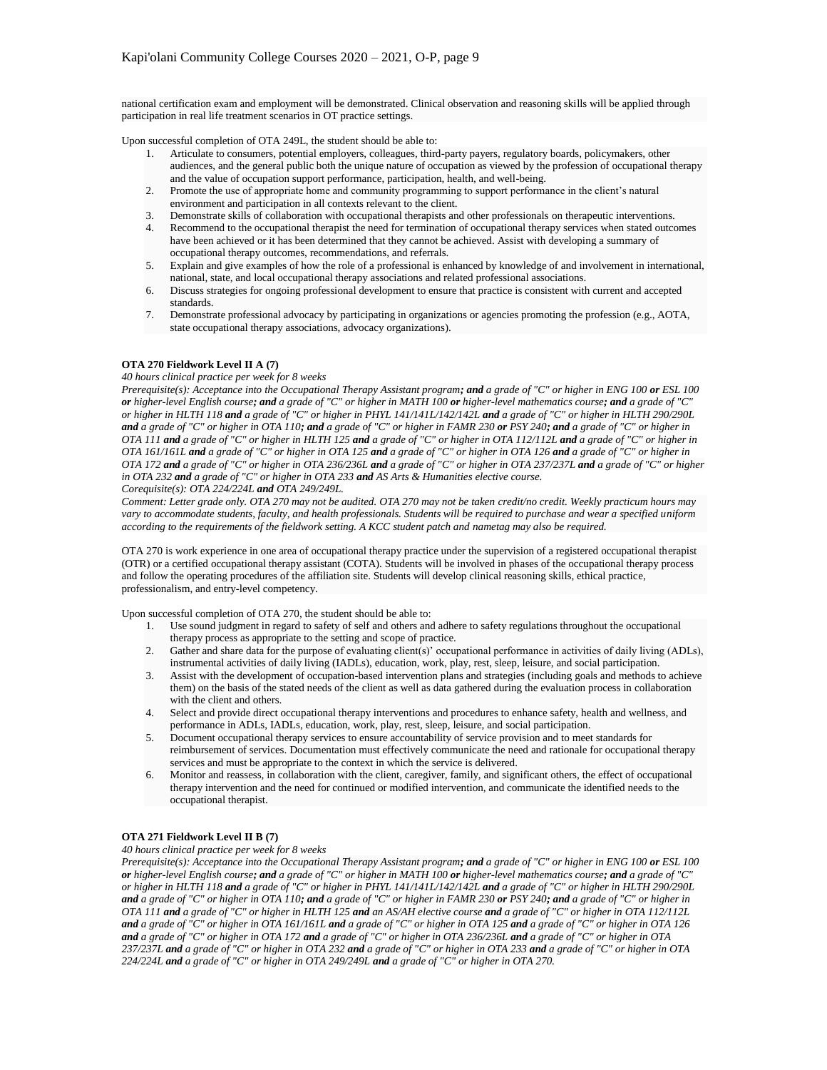national certification exam and employment will be demonstrated. Clinical observation and reasoning skills will be applied through participation in real life treatment scenarios in OT practice settings.

Upon successful completion of OTA 249L, the student should be able to:

1. Articulate to consumers, potential employers, colleagues, third-party payers, regulatory boards, policymakers, other audiences, and the general public both the unique nature of occupation as viewed by the profession of occupational therapy and the value of occupation support performance, participation, health, and well-being.
2. Promote the use of appropriate home and community programming to support performance in the client's natural environment and participation in all contexts relevant to the client.
3. Demonstrate skills of collaboration with occupational therapists and other professionals on therapeutic interventions.
4. Recommend to the occupational therapist the need for termination of occupational therapy services when stated outcomes have been achieved or it has been determined that they cannot be achieved. Assist with developing a summary of occupational therapy outcomes, recommendations, and referrals.
5. Explain and give examples of how the role of a professional is enhanced by knowledge of and involvement in international, national, state, and local occupational therapy associations and related professional associations.
6. Discuss strategies for ongoing professional development to ensure that practice is consistent with current and accepted standards.
7. Demonstrate professional advocacy by participating in organizations or agencies promoting the profession (e.g., AOTA, state occupational therapy associations, advocacy organizations).

**OTA 270 Fieldwork Level II A (7)**

*40 hours clinical practice per week for 8 weeks*

*Prerequisite(s): Acceptance into the Occupational Therapy Assistant program**; and** a grade of "C" or higher in ENG 100 **or** ESL 100 **or** higher-level English course**; and** a grade of "C" or higher in MATH 100 **or** higher-level mathematics course**; and** a grade of "C" or higher in HLTH 118 **and** a grade of "C" or higher in PHYL 141/141L/142/142L **and** a grade of "C" or higher in HLTH 290/290L **and** a grade of "C" or higher in OTA 110**; and** a grade of "C" or higher in FAMR 230 **or** PSY 240**; and** a grade of "C" or higher in OTA 111 **and** a grade of "C" or higher in HLTH 125 **and** a grade of "C" or higher in OTA 112/112L **and** a grade of "C" or higher in OTA 161/161L **and** a grade of "C" or higher in OTA 125 **and** a grade of "C" or higher in OTA 126 **and** a grade of "C" or higher in OTA 172 **and** a grade of "C" or higher in OTA 236/236L **and** a grade of "C" or higher in OTA 237/237L **and** a grade of "C" or higher in OTA 232 **and** a grade of "C" or higher in OTA 233 **and** AS Arts & Humanities elective course.*

*Corequisite(s): OTA 224/224L **and** OTA 249/249L.*

*Comment: Letter grade only. OTA 270 may not be audited. OTA 270 may not be taken credit/no credit. Weekly practicum hours may vary to accommodate students, faculty, and health professionals. Students will be required to purchase and wear a specified uniform according to the requirements of the fieldwork setting. A KCC student patch and nametag may also be required.*

OTA 270 is work experience in one area of occupational therapy practice under the supervision of a registered occupational therapist (OTR) or a certified occupational therapy assistant (COTA). Students will be involved in phases of the occupational therapy process and follow the operating procedures of the affiliation site. Students will develop clinical reasoning skills, ethical practice, professionalism, and entry-level competency.

Upon successful completion of OTA 270, the student should be able to:

1. Use sound judgment in regard to safety of self and others and adhere to safety regulations throughout the occupational therapy process as appropriate to the setting and scope of practice.
2. Gather and share data for the purpose of evaluating client(s)' occupational performance in activities of daily living (ADLs), instrumental activities of daily living (IADLs), education, work, play, rest, sleep, leisure, and social participation.
3. Assist with the development of occupation-based intervention plans and strategies (including goals and methods to achieve them) on the basis of the stated needs of the client as well as data gathered during the evaluation process in collaboration with the client and others.
4. Select and provide direct occupational therapy interventions and procedures to enhance safety, health and wellness, and performance in ADLs, IADLs, education, work, play, rest, sleep, leisure, and social participation.
5. Document occupational therapy services to ensure accountability of service provision and to meet standards for reimbursement of services. Documentation must effectively communicate the need and rationale for occupational therapy services and must be appropriate to the context in which the service is delivered.
6. Monitor and reassess, in collaboration with the client, caregiver, family, and significant others, the effect of occupational therapy intervention and the need for continued or modified intervention, and communicate the identified needs to the occupational therapist.

**OTA 271 Fieldwork Level II B (7)**

*40 hours clinical practice per week for 8 weeks*

*Prerequisite(s): Acceptance into the Occupational Therapy Assistant program**; and** a grade of "C" or higher in ENG 100 **or** ESL 100 **or** higher-level English course**; and** a grade of "C" or higher in MATH 100 **or** higher-level mathematics course**; and** a grade of "C" or higher in HLTH 118 **and** a grade of "C" or higher in PHYL 141/141L/142/142L **and** a grade of "C" or higher in HLTH 290/290L **and** a grade of "C" or higher in OTA 110**; and** a grade of "C" or higher in FAMR 230 **or** PSY 240**; and** a grade of "C" or higher in OTA 111 **and** a grade of "C" or higher in HLTH 125 **and** an AS/AH elective course **and** a grade of "C" or higher in OTA 112/112L **and** a grade of "C" or higher in OTA 161/161L **and** a grade of "C" or higher in OTA 125 **and** a grade of "C" or higher in OTA 126 **and** a grade of "C" or higher in OTA 172 **and** a grade of "C" or higher in OTA 236/236L **and** a grade of "C" or higher in OTA 237/237L **and** a grade of "C" or higher in OTA 232 **and** a grade of "C" or higher in OTA 233 **and** a grade of "C" or higher in OTA 224/224L **and** a grade of "C" or higher in OTA 249/249L **and** a grade of "C" or higher in OTA 270.*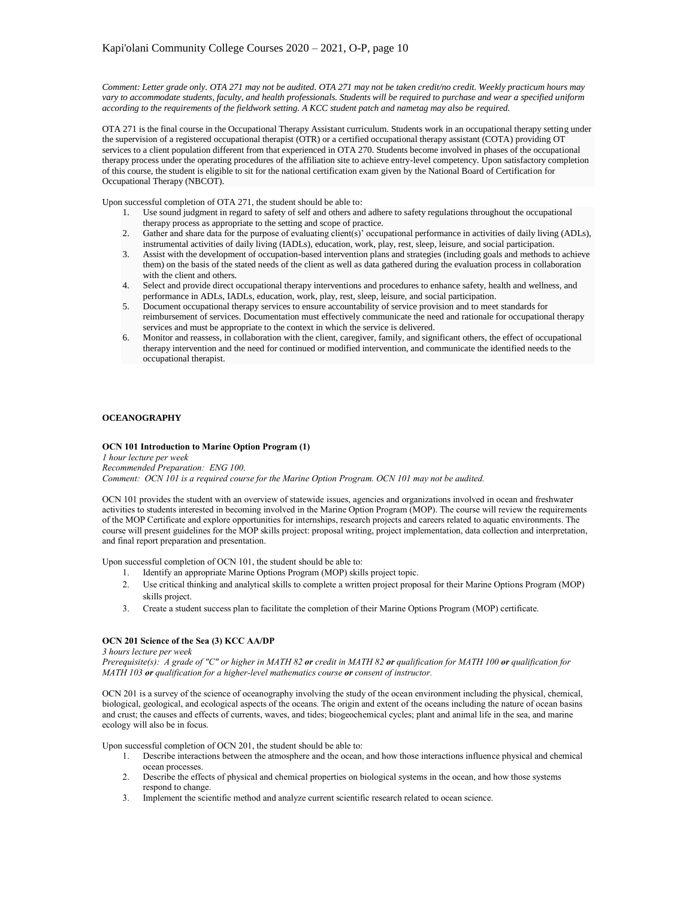*Comment: Letter grade only. OTA 271 may not be audited. OTA 271 may not be taken credit/no credit. Weekly practicum hours may vary to accommodate students, faculty, and health professionals. Students will be required to purchase and wear a specified uniform according to the requirements of the fieldwork setting. A KCC student patch and nametag may also be required.*

OTA 271 is the final course in the Occupational Therapy Assistant curriculum. Students work in an occupational therapy setting under the supervision of a registered occupational therapist (OTR) or a certified occupational therapy assistant (COTA) providing OT services to a client population different from that experienced in OTA 270. Students become involved in phases of the occupational therapy process under the operating procedures of the affiliation site to achieve entry-level competency. Upon satisfactory completion of this course, the student is eligible to sit for the national certification exam given by the National Board of Certification for Occupational Therapy (NBCOT).

Upon successful completion of OTA 271, the student should be able to:

1. Use sound judgment in regard to safety of self and others and adhere to safety regulations throughout the occupational therapy process as appropriate to the setting and scope of practice.
2. Gather and share data for the purpose of evaluating client(s)' occupational performance in activities of daily living (ADLs), instrumental activities of daily living (IADLs), education, work, play, rest, sleep, leisure, and social participation.
3. Assist with the development of occupation-based intervention plans and strategies (including goals and methods to achieve them) on the basis of the stated needs of the client as well as data gathered during the evaluation process in collaboration with the client and others.
4. Select and provide direct occupational therapy interventions and procedures to enhance safety, health and wellness, and performance in ADLs, IADLs, education, work, play, rest, sleep, leisure, and social participation.
5. Document occupational therapy services to ensure accountability of service provision and to meet standards for reimbursement of services. Documentation must effectively communicate the need and rationale for occupational therapy services and must be appropriate to the context in which the service is delivered.
6. Monitor and reassess, in collaboration with the client, caregiver, family, and significant others, the effect of occupational therapy intervention and the need for continued or modified intervention, and communicate the identified needs to the occupational therapist.

## OCEANOGRAPHY

### OCN 101 Introduction to Marine Option Program (1)

*1 hour lecture per week*
*Recommended Preparation: ENG 100.*
*Comment: OCN 101 is a required course for the Marine Option Program. OCN 101 may not be audited.*

OCN 101 provides the student with an overview of statewide issues, agencies and organizations involved in ocean and freshwater activities to students interested in becoming involved in the Marine Option Program (MOP). The course will review the requirements of the MOP Certificate and explore opportunities for internships, research projects and careers related to aquatic environments. The course will present guidelines for the MOP skills project: proposal writing, project implementation, data collection and interpretation, and final report preparation and presentation.

Upon successful completion of OCN 101, the student should be able to:

1. Identify an appropriate Marine Options Program (MOP) skills project topic.
2. Use critical thinking and analytical skills to complete a written project proposal for their Marine Options Program (MOP) skills project.
3. Create a student success plan to facilitate the completion of their Marine Options Program (MOP) certificate.

### OCN 201 Science of the Sea (3) KCC AA/DP

*3 hours lecture per week*
*Prerequisite(s): A grade of "C" or higher in MATH 82 **or** credit in MATH 82 **or** qualification for MATH 100 **or** qualification for MATH 103 **or** qualification for a higher-level mathematics course **or** consent of instructor.*

OCN 201 is a survey of the science of oceanography involving the study of the ocean environment including the physical, chemical, biological, geological, and ecological aspects of the oceans. The origin and extent of the oceans including the nature of ocean basins and crust; the causes and effects of currents, waves, and tides; biogeochemical cycles; plant and animal life in the sea, and marine ecology will also be in focus.

Upon successful completion of OCN 201, the student should be able to:

1. Describe interactions between the atmosphere and the ocean, and how those interactions influence physical and chemical ocean processes.
2. Describe the effects of physical and chemical properties on biological systems in the ocean, and how those systems respond to change.
3. Implement the scientific method and analyze current scientific research related to ocean science.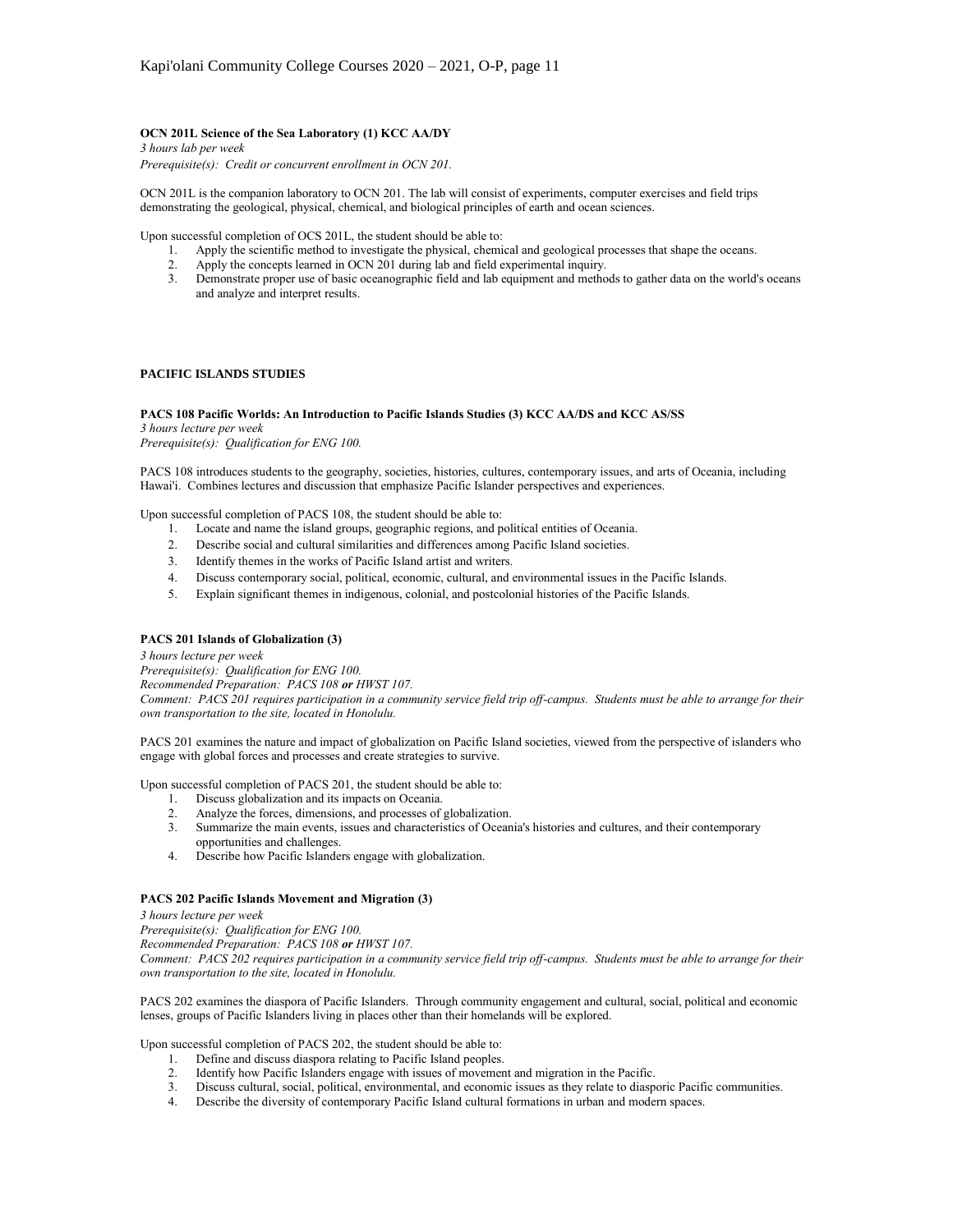**OCN 201L Science of the Sea Laboratory (1) KCC AA/DY**

*3 hours lab per week*

*Prerequisite(s): Credit or concurrent enrollment in OCN 201.*

OCN 201L is the companion laboratory to OCN 201. The lab will consist of experiments, computer exercises and field trips demonstrating the geological, physical, chemical, and biological principles of earth and ocean sciences.

Upon successful completion of OCS 201L, the student should be able to:

1. Apply the scientific method to investigate the physical, chemical and geological processes that shape the oceans.
2. Apply the concepts learned in OCN 201 during lab and field experimental inquiry.
3. Demonstrate proper use of basic oceanographic field and lab equipment and methods to gather data on the world's oceans and analyze and interpret results.

## PACIFIC ISLANDS STUDIES

**PACS 108 Pacific Worlds: An Introduction to Pacific Islands Studies (3) KCC AA/DS and KCC AS/SS**

*3 hours lecture per week*

*Prerequisite(s): Qualification for ENG 100.*

PACS 108 introduces students to the geography, societies, histories, cultures, contemporary issues, and arts of Oceania, including Hawai'i. Combines lectures and discussion that emphasize Pacific Islander perspectives and experiences.

Upon successful completion of PACS 108, the student should be able to:

1. Locate and name the island groups, geographic regions, and political entities of Oceania.
2. Describe social and cultural similarities and differences among Pacific Island societies.
3. Identify themes in the works of Pacific Island artist and writers.
4. Discuss contemporary social, political, economic, cultural, and environmental issues in the Pacific Islands.
5. Explain significant themes in indigenous, colonial, and postcolonial histories of the Pacific Islands.

**PACS 201 Islands of Globalization (3)**

*3 hours lecture per week*

*Prerequisite(s): Qualification for ENG 100.*

*Recommended Preparation: PACS 108 **or** HWST 107.*

*Comment: PACS 201 requires participation in a community service field trip off-campus. Students must be able to arrange for their own transportation to the site, located in Honolulu.*

PACS 201 examines the nature and impact of globalization on Pacific Island societies, viewed from the perspective of islanders who engage with global forces and processes and create strategies to survive.

Upon successful completion of PACS 201, the student should be able to:

1. Discuss globalization and its impacts on Oceania.
2. Analyze the forces, dimensions, and processes of globalization.
3. Summarize the main events, issues and characteristics of Oceania's histories and cultures, and their contemporary opportunities and challenges.
4. Describe how Pacific Islanders engage with globalization.

**PACS 202 Pacific Islands Movement and Migration (3)**

*3 hours lecture per week*

*Prerequisite(s): Qualification for ENG 100.*

*Recommended Preparation: PACS 108 **or** HWST 107.*

*Comment: PACS 202 requires participation in a community service field trip off-campus. Students must be able to arrange for their own transportation to the site, located in Honolulu.*

PACS 202 examines the diaspora of Pacific Islanders. Through community engagement and cultural, social, political and economic lenses, groups of Pacific Islanders living in places other than their homelands will be explored.

Upon successful completion of PACS 202, the student should be able to:

1. Define and discuss diaspora relating to Pacific Island peoples.
2. Identify how Pacific Islanders engage with issues of movement and migration in the Pacific.
3. Discuss cultural, social, political, environmental, and economic issues as they relate to diasporic Pacific communities.
4. Describe the diversity of contemporary Pacific Island cultural formations in urban and modern spaces.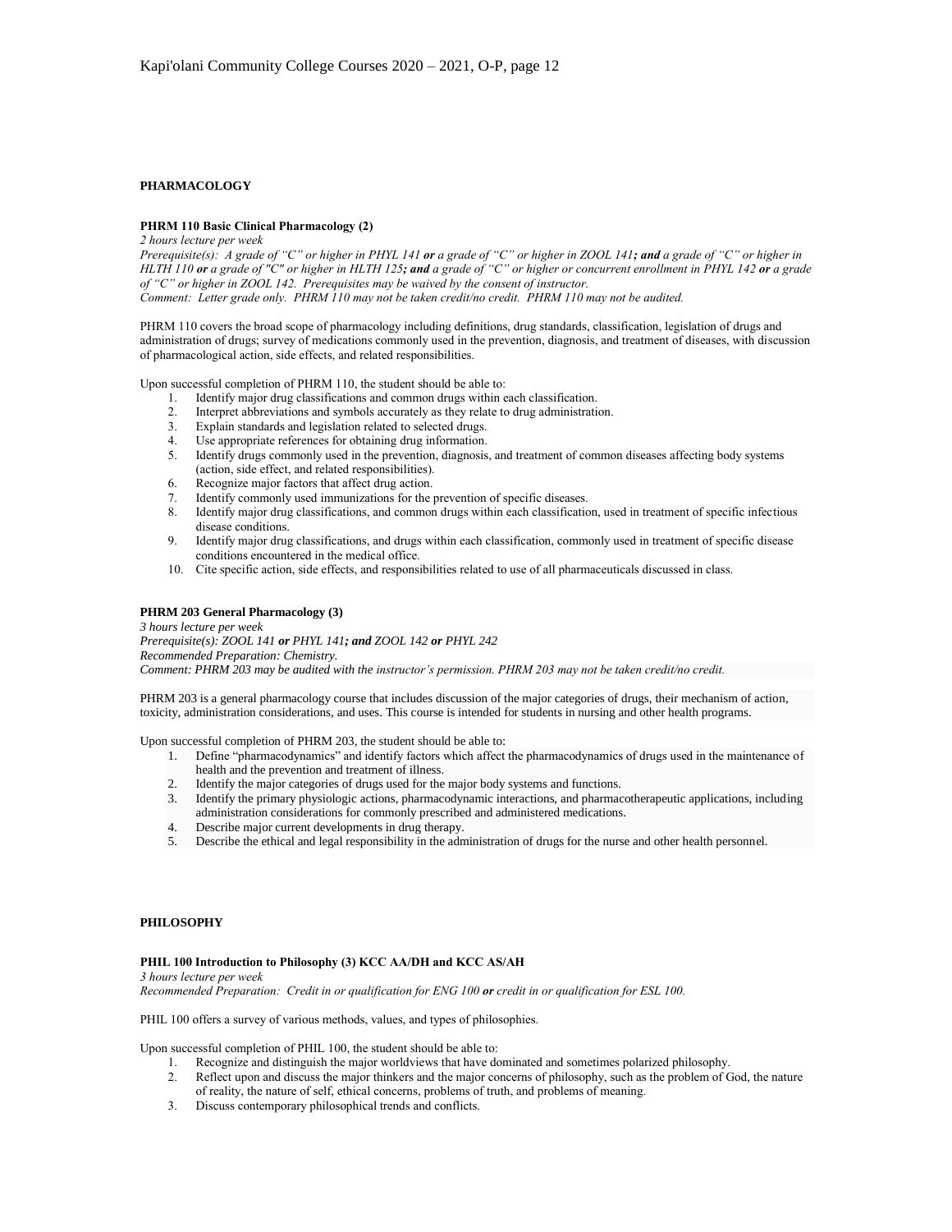## PHARMACOLOGY

### PHRM 110 Basic Clinical Pharmacology (2)

*2 hours lecture per week*

*Prerequisite(s): A grade of "C" or higher in PHYL 141 **or** a grade of "C" or higher in ZOOL 141**; and** a grade of "C" or higher in HLTH 110 **or** a grade of "C" or higher in HLTH 125**; and** a grade of "C" or higher or concurrent enrollment in PHYL 142 **or** a grade of "C" or higher in ZOOL 142. Prerequisites may be waived by the consent of instructor.*

*Comment: Letter grade only. PHRM 110 may not be taken credit/no credit. PHRM 110 may not be audited.*

PHRM 110 covers the broad scope of pharmacology including definitions, drug standards, classification, legislation of drugs and administration of drugs; survey of medications commonly used in the prevention, diagnosis, and treatment of diseases, with discussion of pharmacological action, side effects, and related responsibilities.

Upon successful completion of PHRM 110, the student should be able to:

1. Identify major drug classifications and common drugs within each classification.
2. Interpret abbreviations and symbols accurately as they relate to drug administration.
3. Explain standards and legislation related to selected drugs.
4. Use appropriate references for obtaining drug information.
5. Identify drugs commonly used in the prevention, diagnosis, and treatment of common diseases affecting body systems (action, side effect, and related responsibilities).
6. Recognize major factors that affect drug action.
7. Identify commonly used immunizations for the prevention of specific diseases.
8. Identify major drug classifications, and common drugs within each classification, used in treatment of specific infectious disease conditions.
9. Identify major drug classifications, and drugs within each classification, commonly used in treatment of specific disease conditions encountered in the medical office.
10. Cite specific action, side effects, and responsibilities related to use of all pharmaceuticals discussed in class.

### PHRM 203 General Pharmacology (3)

*3 hours lecture per week*

*Prerequisite(s): ZOOL 141 **or** PHYL 141**; and** ZOOL 142 **or** PHYL 242*

*Recommended Preparation: Chemistry.*

*Comment: PHRM 203 may be audited with the instructor's permission. PHRM 203 may not be taken credit/no credit.*

PHRM 203 is a general pharmacology course that includes discussion of the major categories of drugs, their mechanism of action, toxicity, administration considerations, and uses. This course is intended for students in nursing and other health programs.

Upon successful completion of PHRM 203, the student should be able to:

1. Define "pharmacodynamics" and identify factors which affect the pharmacodynamics of drugs used in the maintenance of health and the prevention and treatment of illness.
2. Identify the major categories of drugs used for the major body systems and functions.
3. Identify the primary physiologic actions, pharmacodynamic interactions, and pharmacotherapeutic applications, including administration considerations for commonly prescribed and administered medications.
4. Describe major current developments in drug therapy.
5. Describe the ethical and legal responsibility in the administration of drugs for the nurse and other health personnel.

## PHILOSOPHY

### PHIL 100 Introduction to Philosophy (3) KCC AA/DH and KCC AS/AH

*3 hours lecture per week*

*Recommended Preparation: Credit in or qualification for ENG 100 **or** credit in or qualification for ESL 100.*

PHIL 100 offers a survey of various methods, values, and types of philosophies.

Upon successful completion of PHIL 100, the student should be able to:

1. Recognize and distinguish the major worldviews that have dominated and sometimes polarized philosophy.
2. Reflect upon and discuss the major thinkers and the major concerns of philosophy, such as the problem of God, the nature of reality, the nature of self, ethical concerns, problems of truth, and problems of meaning.
3. Discuss contemporary philosophical trends and conflicts.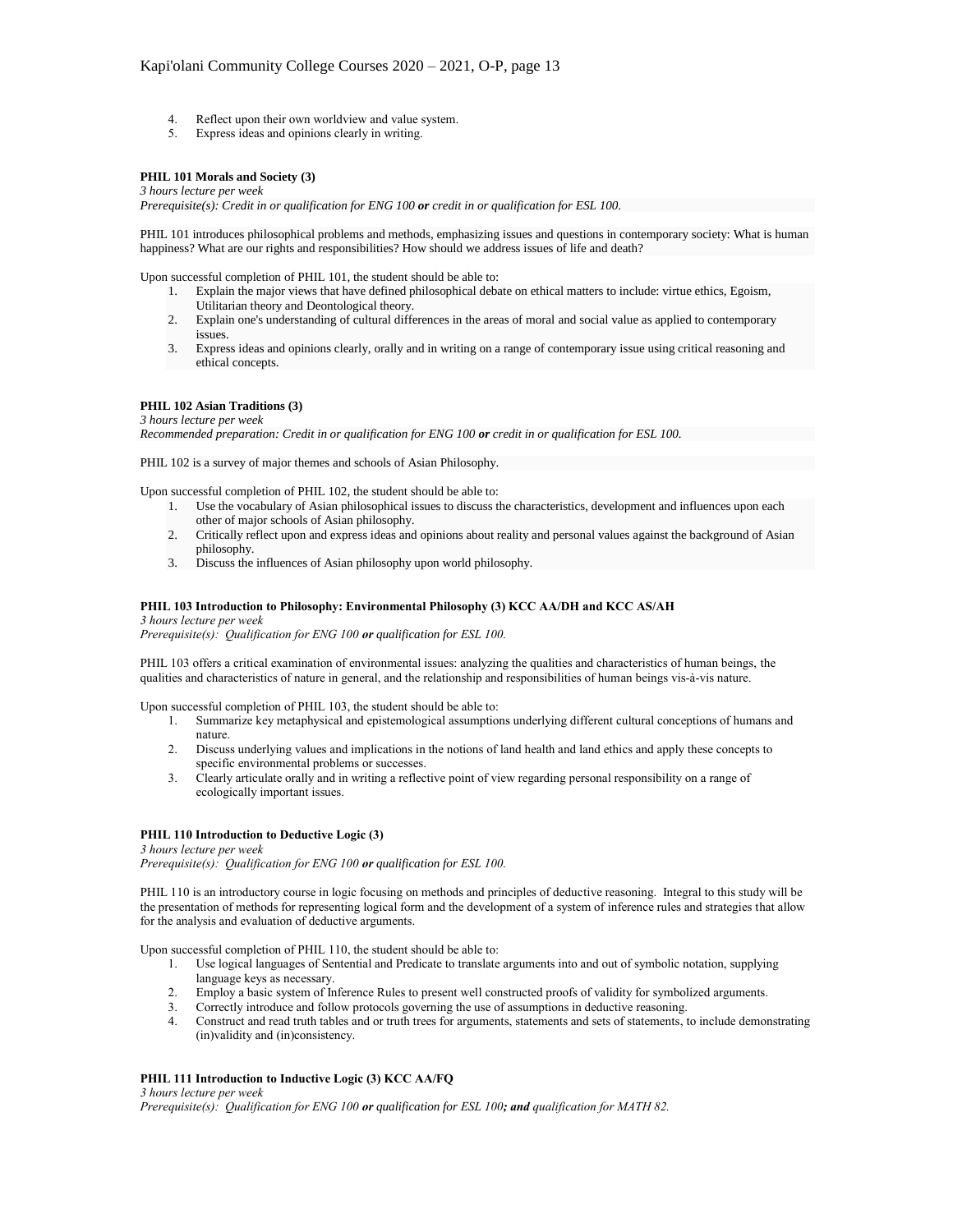4. Reflect upon their own worldview and value system.
5. Express ideas and opinions clearly in writing.

**PHIL 101 Morals and Society (3)**
*3 hours lecture per week*
*Prerequisite(s): Credit in or qualification for ENG 100* ***or*** *credit in or qualification for ESL 100.*

PHIL 101 introduces philosophical problems and methods, emphasizing issues and questions in contemporary society: What is human happiness? What are our rights and responsibilities? How should we address issues of life and death?

Upon successful completion of PHIL 101, the student should be able to:

1. Explain the major views that have defined philosophical debate on ethical matters to include: virtue ethics, Egoism, Utilitarian theory and Deontological theory.
2. Explain one's understanding of cultural differences in the areas of moral and social value as applied to contemporary issues.
3. Express ideas and opinions clearly, orally and in writing on a range of contemporary issue using critical reasoning and ethical concepts.

**PHIL 102 Asian Traditions (3)**
*3 hours lecture per week*
*Recommended preparation: Credit in or qualification for ENG 100* ***or*** *credit in or qualification for ESL 100.*

PHIL 102 is a survey of major themes and schools of Asian Philosophy.

Upon successful completion of PHIL 102, the student should be able to:

1. Use the vocabulary of Asian philosophical issues to discuss the characteristics, development and influences upon each other of major schools of Asian philosophy.
2. Critically reflect upon and express ideas and opinions about reality and personal values against the background of Asian philosophy.
3. Discuss the influences of Asian philosophy upon world philosophy.

**PHIL 103 Introduction to Philosophy: Environmental Philosophy (3) KCC AA/DH and KCC AS/AH**
*3 hours lecture per week*
*Prerequisite(s): Qualification for ENG 100* ***or*** *qualification for ESL 100.*

PHIL 103 offers a critical examination of environmental issues: analyzing the qualities and characteristics of human beings, the qualities and characteristics of nature in general, and the relationship and responsibilities of human beings vis-à-vis nature.

Upon successful completion of PHIL 103, the student should be able to:

1. Summarize key metaphysical and epistemological assumptions underlying different cultural conceptions of humans and nature.
2. Discuss underlying values and implications in the notions of land health and land ethics and apply these concepts to specific environmental problems or successes.
3. Clearly articulate orally and in writing a reflective point of view regarding personal responsibility on a range of ecologically important issues.

**PHIL 110 Introduction to Deductive Logic (3)**
*3 hours lecture per week*
*Prerequisite(s): Qualification for ENG 100* ***or*** *qualification for ESL 100.*

PHIL 110 is an introductory course in logic focusing on methods and principles of deductive reasoning. Integral to this study will be the presentation of methods for representing logical form and the development of a system of inference rules and strategies that allow for the analysis and evaluation of deductive arguments.

Upon successful completion of PHIL 110, the student should be able to:

1. Use logical languages of Sentential and Predicate to translate arguments into and out of symbolic notation, supplying language keys as necessary.
2. Employ a basic system of Inference Rules to present well constructed proofs of validity for symbolized arguments.
3. Correctly introduce and follow protocols governing the use of assumptions in deductive reasoning.
4. Construct and read truth tables and or truth trees for arguments, statements and sets of statements, to include demonstrating (in)validity and (in)consistency.

**PHIL 111 Introduction to Inductive Logic (3) KCC AA/FQ**
*3 hours lecture per week*
*Prerequisite(s): Qualification for ENG 100* ***or*** *qualification for ESL 100****; and*** *qualification for MATH 82.*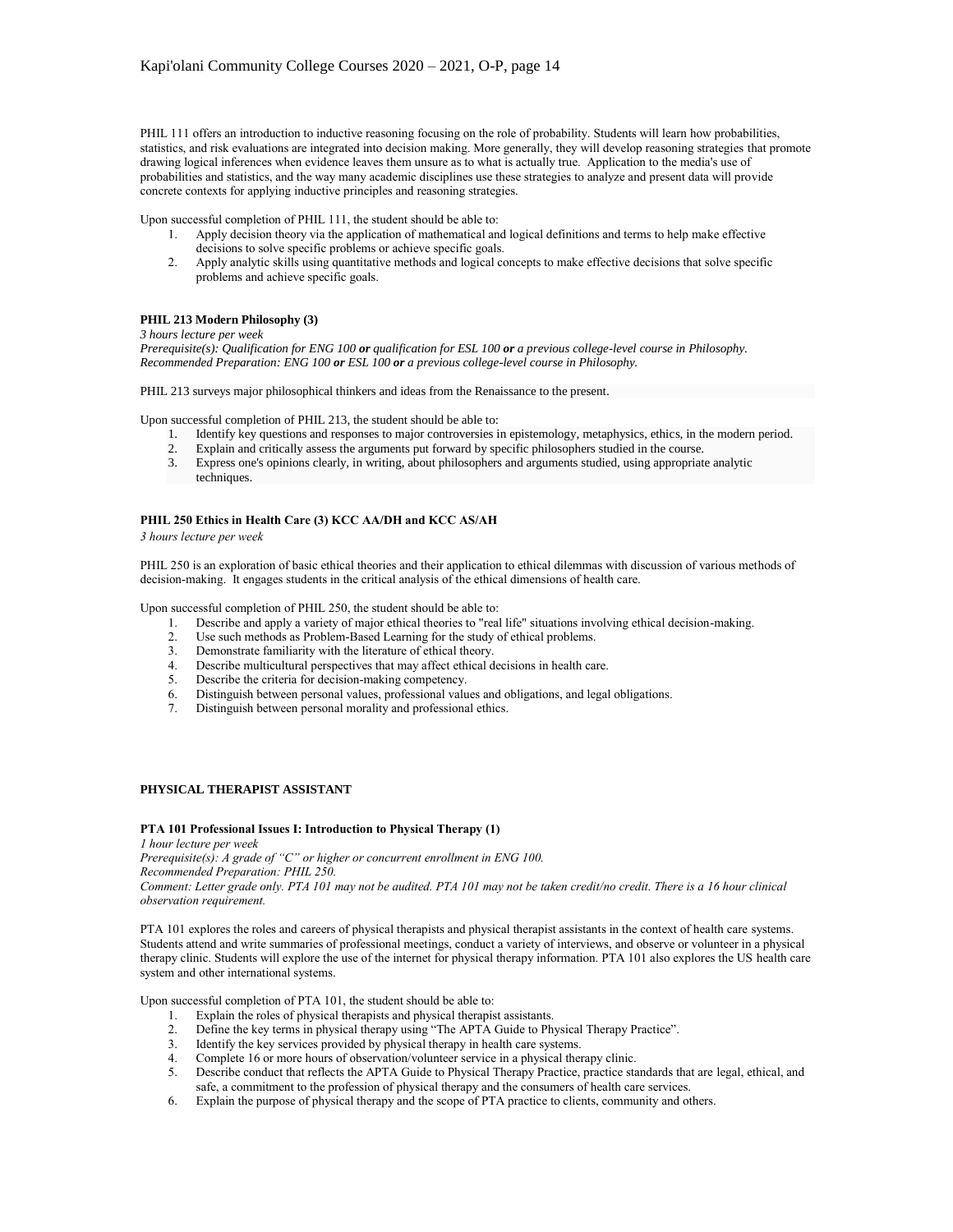PHIL 111 offers an introduction to inductive reasoning focusing on the role of probability. Students will learn how probabilities, statistics, and risk evaluations are integrated into decision making. More generally, they will develop reasoning strategies that promote drawing logical inferences when evidence leaves them unsure as to what is actually true. Application to the media's use of probabilities and statistics, and the way many academic disciplines use these strategies to analyze and present data will provide concrete contexts for applying inductive principles and reasoning strategies.

Upon successful completion of PHIL 111, the student should be able to:

1. Apply decision theory via the application of mathematical and logical definitions and terms to help make effective decisions to solve specific problems or achieve specific goals.
2. Apply analytic skills using quantitative methods and logical concepts to make effective decisions that solve specific problems and achieve specific goals.

**PHIL 213 Modern Philosophy (3)**

*3 hours lecture per week*

*Prerequisite(s): Qualification for ENG 100* ***or*** *qualification for ESL 100* ***or*** *a previous college-level course in Philosophy.*

*Recommended Preparation: ENG 100* ***or*** *ESL 100* ***or*** *a previous college-level course in Philosophy.*

PHIL 213 surveys major philosophical thinkers and ideas from the Renaissance to the present.

Upon successful completion of PHIL 213, the student should be able to:

1. Identify key questions and responses to major controversies in epistemology, metaphysics, ethics, in the modern period.
2. Explain and critically assess the arguments put forward by specific philosophers studied in the course.
3. Express one's opinions clearly, in writing, about philosophers and arguments studied, using appropriate analytic techniques.

**PHIL 250 Ethics in Health Care (3) KCC AA/DH and KCC AS/AH**

*3 hours lecture per week*

PHIL 250 is an exploration of basic ethical theories and their application to ethical dilemmas with discussion of various methods of decision-making. It engages students in the critical analysis of the ethical dimensions of health care.

Upon successful completion of PHIL 250, the student should be able to:

1. Describe and apply a variety of major ethical theories to "real life" situations involving ethical decision-making.
2. Use such methods as Problem-Based Learning for the study of ethical problems.
3. Demonstrate familiarity with the literature of ethical theory.
4. Describe multicultural perspectives that may affect ethical decisions in health care.
5. Describe the criteria for decision-making competency.
6. Distinguish between personal values, professional values and obligations, and legal obligations.
7. Distinguish between personal morality and professional ethics.

## PHYSICAL THERAPIST ASSISTANT

**PTA 101 Professional Issues I: Introduction to Physical Therapy (1)**

*1 hour lecture per week*

*Prerequisite(s): A grade of "C" or higher or concurrent enrollment in ENG 100.*

*Recommended Preparation: PHIL 250.*

*Comment: Letter grade only. PTA 101 may not be audited. PTA 101 may not be taken credit/no credit. There is a 16 hour clinical observation requirement.*

PTA 101 explores the roles and careers of physical therapists and physical therapist assistants in the context of health care systems. Students attend and write summaries of professional meetings, conduct a variety of interviews, and observe or volunteer in a physical therapy clinic. Students will explore the use of the internet for physical therapy information. PTA 101 also explores the US health care system and other international systems.

Upon successful completion of PTA 101, the student should be able to:

1. Explain the roles of physical therapists and physical therapist assistants.
2. Define the key terms in physical therapy using "The APTA Guide to Physical Therapy Practice".
3. Identify the key services provided by physical therapy in health care systems.
4. Complete 16 or more hours of observation/volunteer service in a physical therapy clinic.
5. Describe conduct that reflects the APTA Guide to Physical Therapy Practice, practice standards that are legal, ethical, and safe, a commitment to the profession of physical therapy and the consumers of health care services.
6. Explain the purpose of physical therapy and the scope of PTA practice to clients, community and others.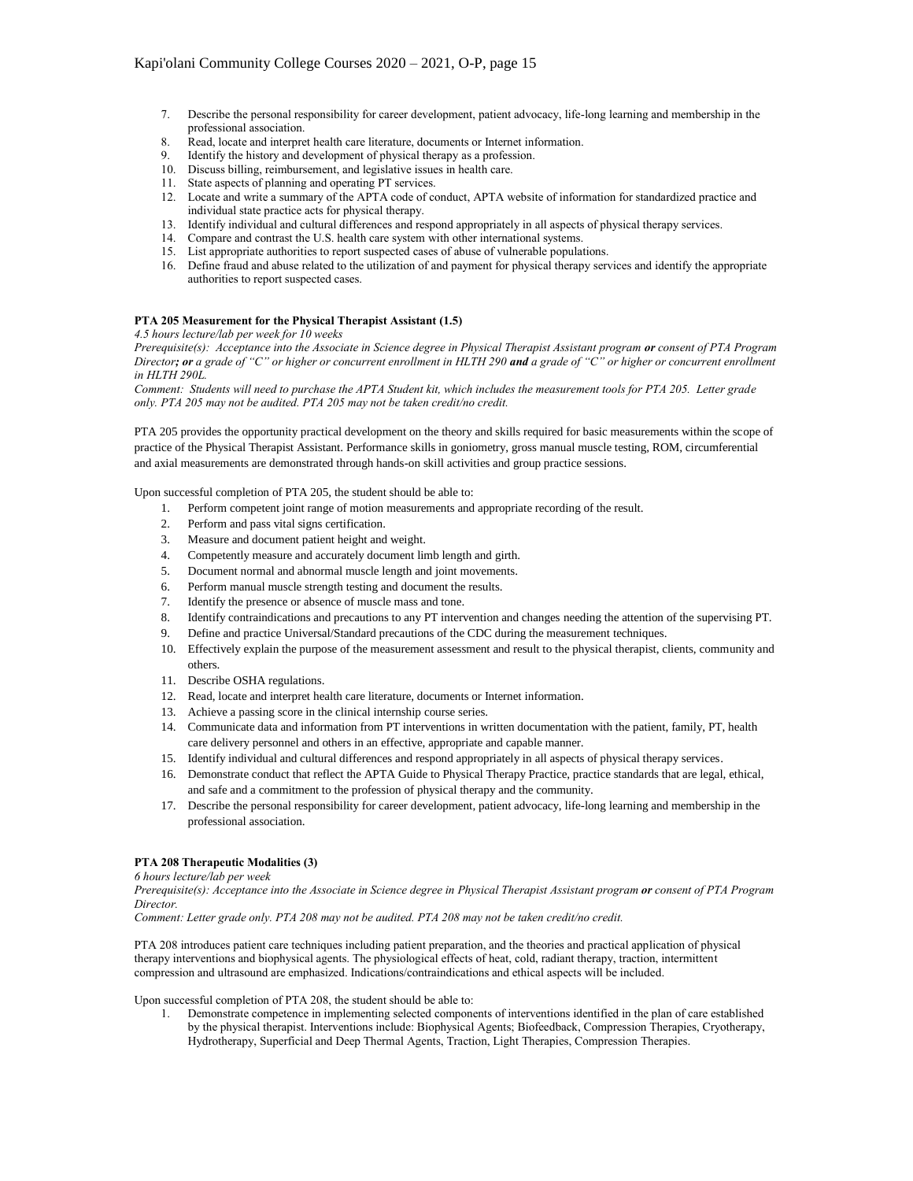7. Describe the personal responsibility for career development, patient advocacy, life-long learning and membership in the professional association.
8. Read, locate and interpret health care literature, documents or Internet information.
9. Identify the history and development of physical therapy as a profession.
10. Discuss billing, reimbursement, and legislative issues in health care.
11. State aspects of planning and operating PT services.
12. Locate and write a summary of the APTA code of conduct, APTA website of information for standardized practice and individual state practice acts for physical therapy.
13. Identify individual and cultural differences and respond appropriately in all aspects of physical therapy services.
14. Compare and contrast the U.S. health care system with other international systems.
15. List appropriate authorities to report suspected cases of abuse of vulnerable populations.
16. Define fraud and abuse related to the utilization of and payment for physical therapy services and identify the appropriate authorities to report suspected cases.

**PTA 205 Measurement for the Physical Therapist Assistant (1.5)**

*4.5 hours lecture/lab per week for 10 weeks*

*Prerequisite(s): Acceptance into the Associate in Science degree in Physical Therapist Assistant program* ***or*** *consent of PTA Program Director****; or*** *a grade of "C" or higher or concurrent enrollment in HLTH 290* ***and*** *a grade of "C" or higher or concurrent enrollment in HLTH 290L.*

*Comment: Students will need to purchase the APTA Student kit, which includes the measurement tools for PTA 205. Letter grade only. PTA 205 may not be audited. PTA 205 may not be taken credit/no credit.*

PTA 205 provides the opportunity practical development on the theory and skills required for basic measurements within the scope of practice of the Physical Therapist Assistant. Performance skills in goniometry, gross manual muscle testing, ROM, circumferential and axial measurements are demonstrated through hands-on skill activities and group practice sessions.

Upon successful completion of PTA 205, the student should be able to:

1. Perform competent joint range of motion measurements and appropriate recording of the result.
2. Perform and pass vital signs certification.
3. Measure and document patient height and weight.
4. Competently measure and accurately document limb length and girth.
5. Document normal and abnormal muscle length and joint movements.
6. Perform manual muscle strength testing and document the results.
7. Identify the presence or absence of muscle mass and tone.
8. Identify contraindications and precautions to any PT intervention and changes needing the attention of the supervising PT.
9. Define and practice Universal/Standard precautions of the CDC during the measurement techniques.
10. Effectively explain the purpose of the measurement assessment and result to the physical therapist, clients, community and others.
11. Describe OSHA regulations.
12. Read, locate and interpret health care literature, documents or Internet information.
13. Achieve a passing score in the clinical internship course series.
14. Communicate data and information from PT interventions in written documentation with the patient, family, PT, health care delivery personnel and others in an effective, appropriate and capable manner.
15. Identify individual and cultural differences and respond appropriately in all aspects of physical therapy services.
16. Demonstrate conduct that reflect the APTA Guide to Physical Therapy Practice, practice standards that are legal, ethical, and safe and a commitment to the profession of physical therapy and the community.
17. Describe the personal responsibility for career development, patient advocacy, life-long learning and membership in the professional association.

**PTA 208 Therapeutic Modalities (3)**

*6 hours lecture/lab per week*

*Prerequisite(s): Acceptance into the Associate in Science degree in Physical Therapist Assistant program* ***or*** *consent of PTA Program Director.*

*Comment: Letter grade only. PTA 208 may not be audited. PTA 208 may not be taken credit/no credit.*

PTA 208 introduces patient care techniques including patient preparation, and the theories and practical application of physical therapy interventions and biophysical agents. The physiological effects of heat, cold, radiant therapy, traction, intermittent compression and ultrasound are emphasized. Indications/contraindications and ethical aspects will be included.

Upon successful completion of PTA 208, the student should be able to:

1. Demonstrate competence in implementing selected components of interventions identified in the plan of care established by the physical therapist. Interventions include: Biophysical Agents; Biofeedback, Compression Therapies, Cryotherapy, Hydrotherapy, Superficial and Deep Thermal Agents, Traction, Light Therapies, Compression Therapies.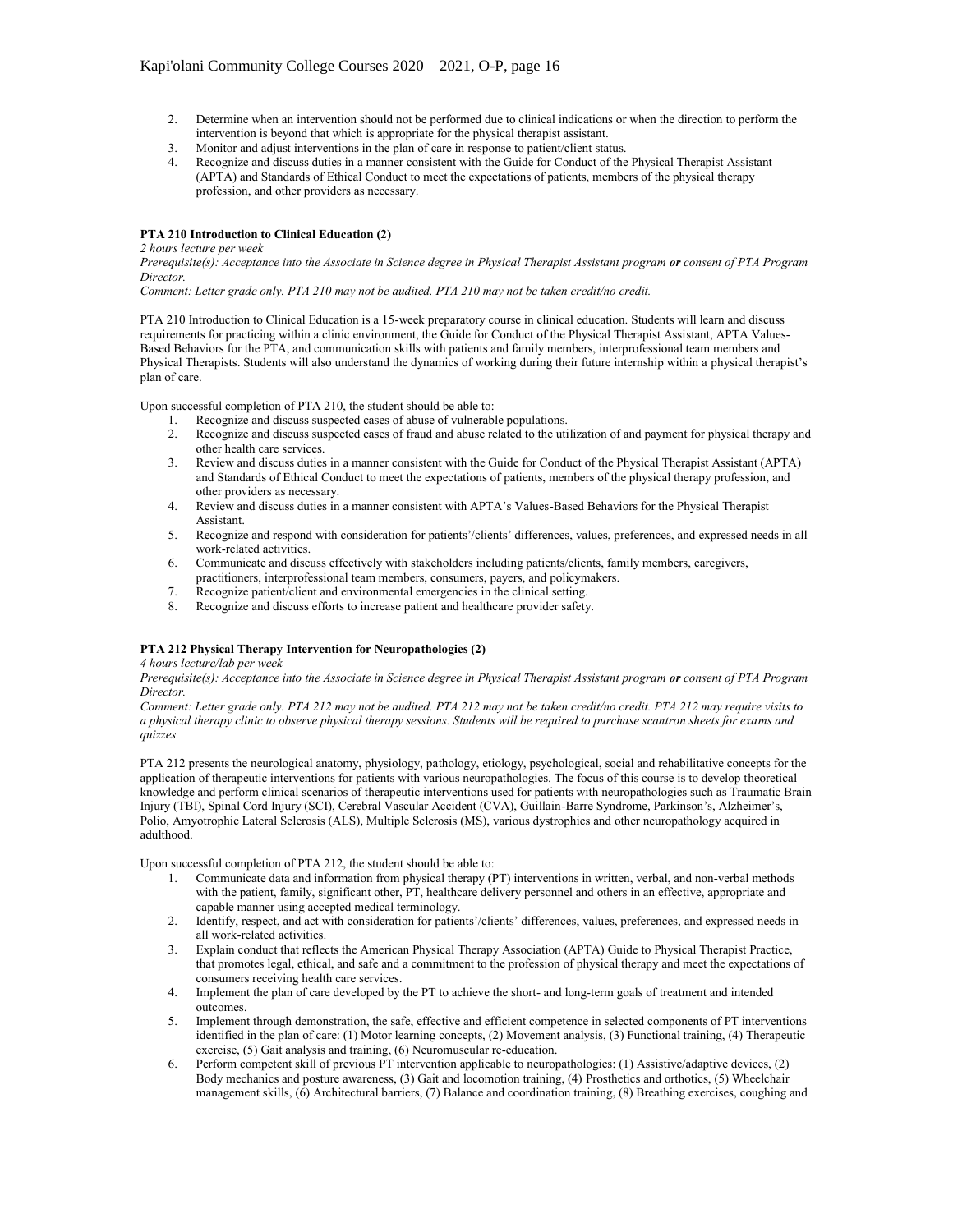2. Determine when an intervention should not be performed due to clinical indications or when the direction to perform the intervention is beyond that which is appropriate for the physical therapist assistant.
3. Monitor and adjust interventions in the plan of care in response to patient/client status.
4. Recognize and discuss duties in a manner consistent with the Guide for Conduct of the Physical Therapist Assistant (APTA) and Standards of Ethical Conduct to meet the expectations of patients, members of the physical therapy profession, and other providers as necessary.

**PTA 210 Introduction to Clinical Education (2)**

*2 hours lecture per week*

*Prerequisite(s): Acceptance into the Associate in Science degree in Physical Therapist Assistant program **or** consent of PTA Program Director.*

*Comment: Letter grade only. PTA 210 may not be audited. PTA 210 may not be taken credit/no credit.*

PTA 210 Introduction to Clinical Education is a 15-week preparatory course in clinical education. Students will learn and discuss requirements for practicing within a clinic environment, the Guide for Conduct of the Physical Therapist Assistant, APTA Values-Based Behaviors for the PTA, and communication skills with patients and family members, interprofessional team members and Physical Therapists. Students will also understand the dynamics of working during their future internship within a physical therapist's plan of care.

Upon successful completion of PTA 210, the student should be able to:

1. Recognize and discuss suspected cases of abuse of vulnerable populations.
2. Recognize and discuss suspected cases of fraud and abuse related to the utilization of and payment for physical therapy and other health care services.
3. Review and discuss duties in a manner consistent with the Guide for Conduct of the Physical Therapist Assistant (APTA) and Standards of Ethical Conduct to meet the expectations of patients, members of the physical therapy profession, and other providers as necessary.
4. Review and discuss duties in a manner consistent with APTA's Values-Based Behaviors for the Physical Therapist Assistant.
5. Recognize and respond with consideration for patients'/clients' differences, values, preferences, and expressed needs in all work-related activities.
6. Communicate and discuss effectively with stakeholders including patients/clients, family members, caregivers, practitioners, interprofessional team members, consumers, payers, and policymakers.
7. Recognize patient/client and environmental emergencies in the clinical setting.
8. Recognize and discuss efforts to increase patient and healthcare provider safety.

**PTA 212 Physical Therapy Intervention for Neuropathologies (2)**

*4 hours lecture/lab per week*

*Prerequisite(s): Acceptance into the Associate in Science degree in Physical Therapist Assistant program **or** consent of PTA Program Director.*

*Comment: Letter grade only. PTA 212 may not be audited. PTA 212 may not be taken credit/no credit. PTA 212 may require visits to a physical therapy clinic to observe physical therapy sessions. Students will be required to purchase scantron sheets for exams and quizzes.*

PTA 212 presents the neurological anatomy, physiology, pathology, etiology, psychological, social and rehabilitative concepts for the application of therapeutic interventions for patients with various neuropathologies. The focus of this course is to develop theoretical knowledge and perform clinical scenarios of therapeutic interventions used for patients with neuropathologies such as Traumatic Brain Injury (TBI), Spinal Cord Injury (SCI), Cerebral Vascular Accident (CVA), Guillain-Barre Syndrome, Parkinson's, Alzheimer's, Polio, Amyotrophic Lateral Sclerosis (ALS), Multiple Sclerosis (MS), various dystrophies and other neuropathology acquired in adulthood.

Upon successful completion of PTA 212, the student should be able to:

1. Communicate data and information from physical therapy (PT) interventions in written, verbal, and non-verbal methods with the patient, family, significant other, PT, healthcare delivery personnel and others in an effective, appropriate and capable manner using accepted medical terminology.
2. Identify, respect, and act with consideration for patients'/clients' differences, values, preferences, and expressed needs in all work-related activities.
3. Explain conduct that reflects the American Physical Therapy Association (APTA) Guide to Physical Therapist Practice, that promotes legal, ethical, and safe and a commitment to the profession of physical therapy and meet the expectations of consumers receiving health care services.
4. Implement the plan of care developed by the PT to achieve the short- and long-term goals of treatment and intended outcomes.
5. Implement through demonstration, the safe, effective and efficient competence in selected components of PT interventions identified in the plan of care: (1) Motor learning concepts, (2) Movement analysis, (3) Functional training, (4) Therapeutic exercise, (5) Gait analysis and training, (6) Neuromuscular re-education.
6. Perform competent skill of previous PT intervention applicable to neuropathologies: (1) Assistive/adaptive devices, (2) Body mechanics and posture awareness, (3) Gait and locomotion training, (4) Prosthetics and orthotics, (5) Wheelchair management skills, (6) Architectural barriers, (7) Balance and coordination training, (8) Breathing exercises, coughing and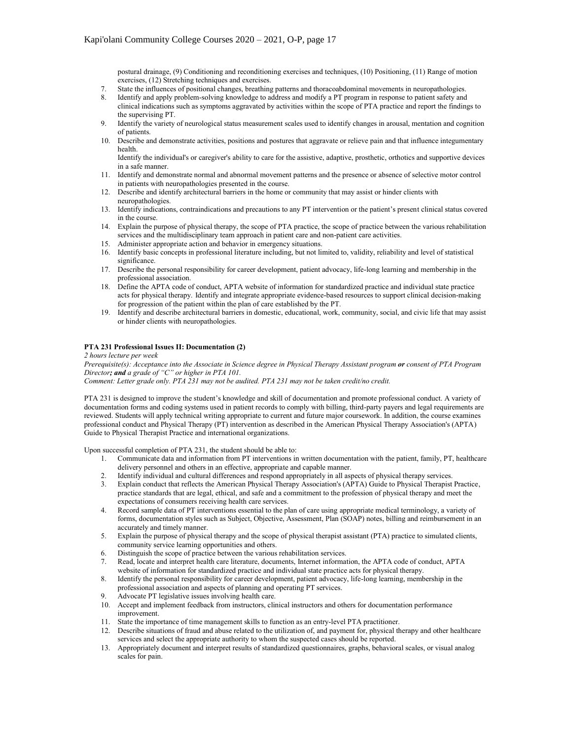postural drainage, (9) Conditioning and reconditioning exercises and techniques, (10) Positioning, (11) Range of motion exercises, (12) Stretching techniques and exercises.

7. State the influences of positional changes, breathing patterns and thoracoabdominal movements in neuropathologies.
8. Identify and apply problem-solving knowledge to address and modify a PT program in response to patient safety and clinical indications such as symptoms aggravated by activities within the scope of PTA practice and report the findings to the supervising PT.
9. Identify the variety of neurological status measurement scales used to identify changes in arousal, mentation and cognition of patients.
10. Describe and demonstrate activities, positions and postures that aggravate or relieve pain and that influence integumentary health.
    Identify the individual's or caregiver's ability to care for the assistive, adaptive, prosthetic, orthotics and supportive devices in a safe manner.
11. Identify and demonstrate normal and abnormal movement patterns and the presence or absence of selective motor control in patients with neuropathologies presented in the course.
12. Describe and identify architectural barriers in the home or community that may assist or hinder clients with neuropathologies.
13. Identify indications, contraindications and precautions to any PT intervention or the patient's present clinical status covered in the course.
14. Explain the purpose of physical therapy, the scope of PTA practice, the scope of practice between the various rehabilitation services and the multidisciplinary team approach in patient care and non-patient care activities.
15. Administer appropriate action and behavior in emergency situations.
16. Identify basic concepts in professional literature including, but not limited to, validity, reliability and level of statistical significance.
17. Describe the personal responsibility for career development, patient advocacy, life-long learning and membership in the professional association.
18. Define the APTA code of conduct, APTA website of information for standardized practice and individual state practice acts for physical therapy. Identify and integrate appropriate evidence-based resources to support clinical decision-making for progression of the patient within the plan of care established by the PT.
19. Identify and describe architectural barriers in domestic, educational, work, community, social, and civic life that may assist or hinder clients with neuropathologies.

**PTA 231 Professional Issues II: Documentation (2)**

*2 hours lecture per week*

*Prerequisite(s): Acceptance into the Associate in Science degree in Physical Therapy Assistant program* ***or*** *consent of PTA Program Director****; and*** *a grade of "C" or higher in PTA 101.*

*Comment: Letter grade only. PTA 231 may not be audited. PTA 231 may not be taken credit/no credit.*

PTA 231 is designed to improve the student's knowledge and skill of documentation and promote professional conduct. A variety of documentation forms and coding systems used in patient records to comply with billing, third-party payers and legal requirements are reviewed. Students will apply technical writing appropriate to current and future major coursework. In addition, the course examines professional conduct and Physical Therapy (PT) intervention as described in the American Physical Therapy Association's (APTA) Guide to Physical Therapist Practice and international organizations.

Upon successful completion of PTA 231, the student should be able to:

1. Communicate data and information from PT interventions in written documentation with the patient, family, PT, healthcare delivery personnel and others in an effective, appropriate and capable manner.
2. Identify individual and cultural differences and respond appropriately in all aspects of physical therapy services.
3. Explain conduct that reflects the American Physical Therapy Association's (APTA) Guide to Physical Therapist Practice, practice standards that are legal, ethical, and safe and a commitment to the profession of physical therapy and meet the expectations of consumers receiving health care services.
4. Record sample data of PT interventions essential to the plan of care using appropriate medical terminology, a variety of forms, documentation styles such as Subject, Objective, Assessment, Plan (SOAP) notes, billing and reimbursement in an accurately and timely manner.
5. Explain the purpose of physical therapy and the scope of physical therapist assistant (PTA) practice to simulated clients, community service learning opportunities and others.
6. Distinguish the scope of practice between the various rehabilitation services.
7. Read, locate and interpret health care literature, documents, Internet information, the APTA code of conduct, APTA website of information for standardized practice and individual state practice acts for physical therapy.
8. Identify the personal responsibility for career development, patient advocacy, life-long learning, membership in the professional association and aspects of planning and operating PT services.
9. Advocate PT legislative issues involving health care.
10. Accept and implement feedback from instructors, clinical instructors and others for documentation performance improvement.
11. State the importance of time management skills to function as an entry-level PTA practitioner.
12. Describe situations of fraud and abuse related to the utilization of, and payment for, physical therapy and other healthcare services and select the appropriate authority to whom the suspected cases should be reported.
13. Appropriately document and interpret results of standardized questionnaires, graphs, behavioral scales, or visual analog scales for pain.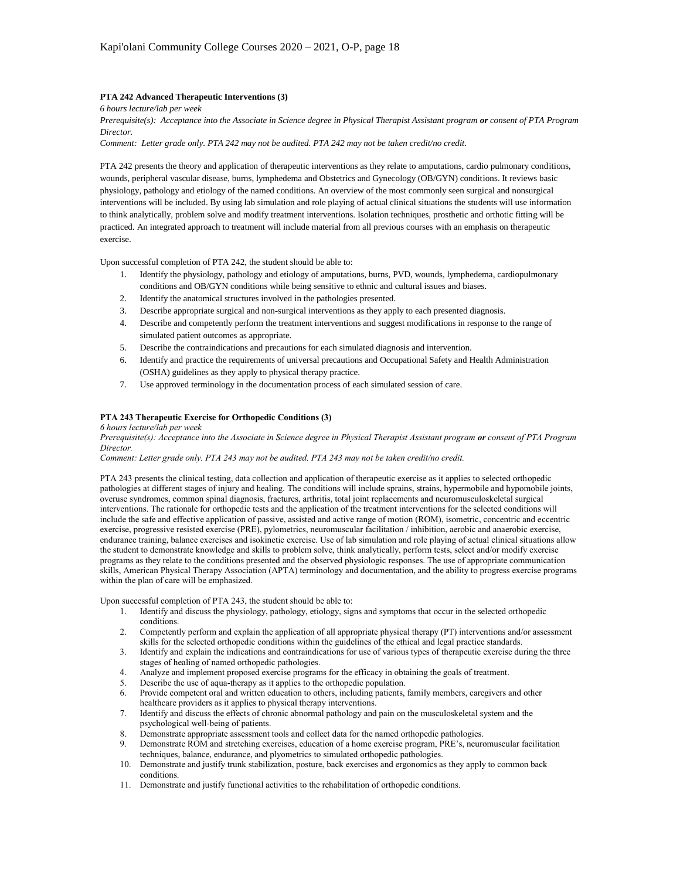**PTA 242 Advanced Therapeutic Interventions (3)**

*6 hours lecture/lab per week*

*Prerequisite(s): Acceptance into the Associate in Science degree in Physical Therapist Assistant program **or** consent of PTA Program Director.*

*Comment: Letter grade only. PTA 242 may not be audited. PTA 242 may not be taken credit/no credit.*

PTA 242 presents the theory and application of therapeutic interventions as they relate to amputations, cardio pulmonary conditions, wounds, peripheral vascular disease, burns, lymphedema and Obstetrics and Gynecology (OB/GYN) conditions. It reviews basic physiology, pathology and etiology of the named conditions. An overview of the most commonly seen surgical and nonsurgical interventions will be included. By using lab simulation and role playing of actual clinical situations the students will use information to think analytically, problem solve and modify treatment interventions. Isolation techniques, prosthetic and orthotic fitting will be practiced. An integrated approach to treatment will include material from all previous courses with an emphasis on therapeutic exercise.

Upon successful completion of PTA 242, the student should be able to:

1. Identify the physiology, pathology and etiology of amputations, burns, PVD, wounds, lymphedema, cardiopulmonary conditions and OB/GYN conditions while being sensitive to ethnic and cultural issues and biases.
2. Identify the anatomical structures involved in the pathologies presented.
3. Describe appropriate surgical and non-surgical interventions as they apply to each presented diagnosis.
4. Describe and competently perform the treatment interventions and suggest modifications in response to the range of simulated patient outcomes as appropriate.
5. Describe the contraindications and precautions for each simulated diagnosis and intervention.
6. Identify and practice the requirements of universal precautions and Occupational Safety and Health Administration (OSHA) guidelines as they apply to physical therapy practice.
7. Use approved terminology in the documentation process of each simulated session of care.

**PTA 243 Therapeutic Exercise for Orthopedic Conditions (3)**

*6 hours lecture/lab per week*

*Prerequisite(s): Acceptance into the Associate in Science degree in Physical Therapist Assistant program **or** consent of PTA Program Director.*

*Comment: Letter grade only. PTA 243 may not be audited. PTA 243 may not be taken credit/no credit.*

PTA 243 presents the clinical testing, data collection and application of therapeutic exercise as it applies to selected orthopedic pathologies at different stages of injury and healing. The conditions will include sprains, strains, hypermobile and hypomobile joints, overuse syndromes, common spinal diagnosis, fractures, arthritis, total joint replacements and neuromusculoskeletal surgical interventions. The rationale for orthopedic tests and the application of the treatment interventions for the selected conditions will include the safe and effective application of passive, assisted and active range of motion (ROM), isometric, concentric and eccentric exercise, progressive resisted exercise (PRE), pylometrics, neuromuscular facilitation / inhibition, aerobic and anaerobic exercise, endurance training, balance exercises and isokinetic exercise. Use of lab simulation and role playing of actual clinical situations allow the student to demonstrate knowledge and skills to problem solve, think analytically, perform tests, select and/or modify exercise programs as they relate to the conditions presented and the observed physiologic responses. The use of appropriate communication skills, American Physical Therapy Association (APTA) terminology and documentation, and the ability to progress exercise programs within the plan of care will be emphasized.

Upon successful completion of PTA 243, the student should be able to:

1. Identify and discuss the physiology, pathology, etiology, signs and symptoms that occur in the selected orthopedic conditions.
2. Competently perform and explain the application of all appropriate physical therapy (PT) interventions and/or assessment skills for the selected orthopedic conditions within the guidelines of the ethical and legal practice standards.
3. Identify and explain the indications and contraindications for use of various types of therapeutic exercise during the three stages of healing of named orthopedic pathologies.
4. Analyze and implement proposed exercise programs for the efficacy in obtaining the goals of treatment.
5. Describe the use of aqua-therapy as it applies to the orthopedic population.
6. Provide competent oral and written education to others, including patients, family members, caregivers and other healthcare providers as it applies to physical therapy interventions.
7. Identify and discuss the effects of chronic abnormal pathology and pain on the musculoskeletal system and the psychological well-being of patients.
8. Demonstrate appropriate assessment tools and collect data for the named orthopedic pathologies.
9. Demonstrate ROM and stretching exercises, education of a home exercise program, PRE's, neuromuscular facilitation techniques, balance, endurance, and plyometrics to simulated orthopedic pathologies.
10. Demonstrate and justify trunk stabilization, posture, back exercises and ergonomics as they apply to common back conditions.
11. Demonstrate and justify functional activities to the rehabilitation of orthopedic conditions.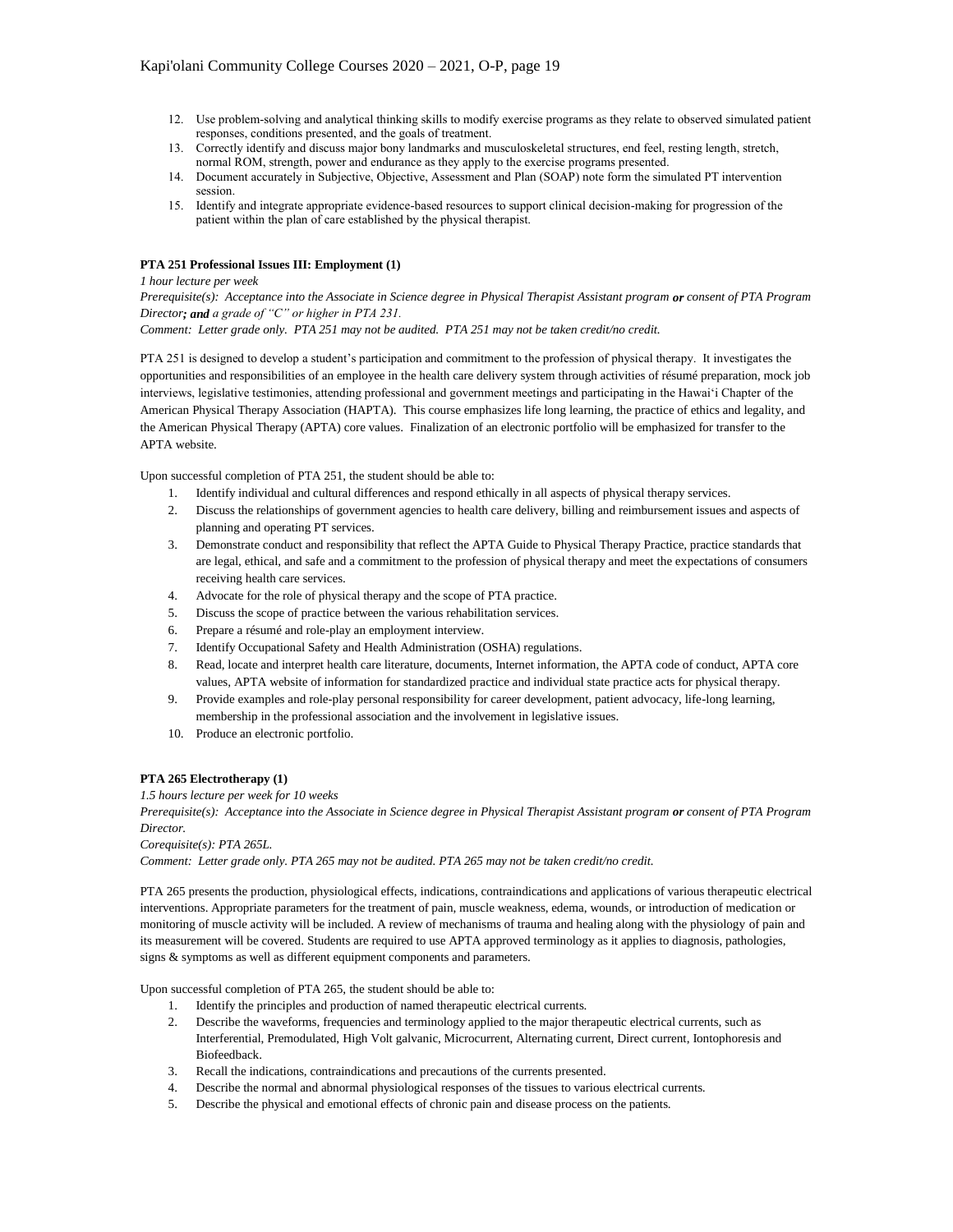12. Use problem-solving and analytical thinking skills to modify exercise programs as they relate to observed simulated patient responses, conditions presented, and the goals of treatment.
13. Correctly identify and discuss major bony landmarks and musculoskeletal structures, end feel, resting length, stretch, normal ROM, strength, power and endurance as they apply to the exercise programs presented.
14. Document accurately in Subjective, Objective, Assessment and Plan (SOAP) note form the simulated PT intervention session.
15. Identify and integrate appropriate evidence-based resources to support clinical decision-making for progression of the patient within the plan of care established by the physical therapist.

**PTA 251 Professional Issues III: Employment (1)**

*1 hour lecture per week*

*Prerequisite(s): Acceptance into the Associate in Science degree in Physical Therapist Assistant program* ***or*** *consent of PTA Program Director****; and*** *a grade of "C" or higher in PTA 231.*

*Comment: Letter grade only. PTA 251 may not be audited. PTA 251 may not be taken credit/no credit.*

PTA 251 is designed to develop a student's participation and commitment to the profession of physical therapy. It investigates the opportunities and responsibilities of an employee in the health care delivery system through activities of résumé preparation, mock job interviews, legislative testimonies, attending professional and government meetings and participating in the Hawai'i Chapter of the American Physical Therapy Association (HAPTA). This course emphasizes life long learning, the practice of ethics and legality, and the American Physical Therapy (APTA) core values. Finalization of an electronic portfolio will be emphasized for transfer to the APTA website.

Upon successful completion of PTA 251, the student should be able to:

1. Identify individual and cultural differences and respond ethically in all aspects of physical therapy services.
2. Discuss the relationships of government agencies to health care delivery, billing and reimbursement issues and aspects of planning and operating PT services.
3. Demonstrate conduct and responsibility that reflect the APTA Guide to Physical Therapy Practice, practice standards that are legal, ethical, and safe and a commitment to the profession of physical therapy and meet the expectations of consumers receiving health care services.
4. Advocate for the role of physical therapy and the scope of PTA practice.
5. Discuss the scope of practice between the various rehabilitation services.
6. Prepare a résumé and role-play an employment interview.
7. Identify Occupational Safety and Health Administration (OSHA) regulations.
8. Read, locate and interpret health care literature, documents, Internet information, the APTA code of conduct, APTA core values, APTA website of information for standardized practice and individual state practice acts for physical therapy.
9. Provide examples and role-play personal responsibility for career development, patient advocacy, life-long learning, membership in the professional association and the involvement in legislative issues.
10. Produce an electronic portfolio.

**PTA 265 Electrotherapy (1)**

*1.5 hours lecture per week for 10 weeks*

*Prerequisite(s): Acceptance into the Associate in Science degree in Physical Therapist Assistant program* ***or*** *consent of PTA Program Director.*

*Corequisite(s): PTA 265L.*

*Comment: Letter grade only. PTA 265 may not be audited. PTA 265 may not be taken credit/no credit.*

PTA 265 presents the production, physiological effects, indications, contraindications and applications of various therapeutic electrical interventions. Appropriate parameters for the treatment of pain, muscle weakness, edema, wounds, or introduction of medication or monitoring of muscle activity will be included. A review of mechanisms of trauma and healing along with the physiology of pain and its measurement will be covered. Students are required to use APTA approved terminology as it applies to diagnosis, pathologies, signs & symptoms as well as different equipment components and parameters.

Upon successful completion of PTA 265, the student should be able to:

1. Identify the principles and production of named therapeutic electrical currents.
2. Describe the waveforms, frequencies and terminology applied to the major therapeutic electrical currents, such as Interferential, Premodulated, High Volt galvanic, Microcurrent, Alternating current, Direct current, Iontophoresis and Biofeedback.
3. Recall the indications, contraindications and precautions of the currents presented.
4. Describe the normal and abnormal physiological responses of the tissues to various electrical currents.
5. Describe the physical and emotional effects of chronic pain and disease process on the patients.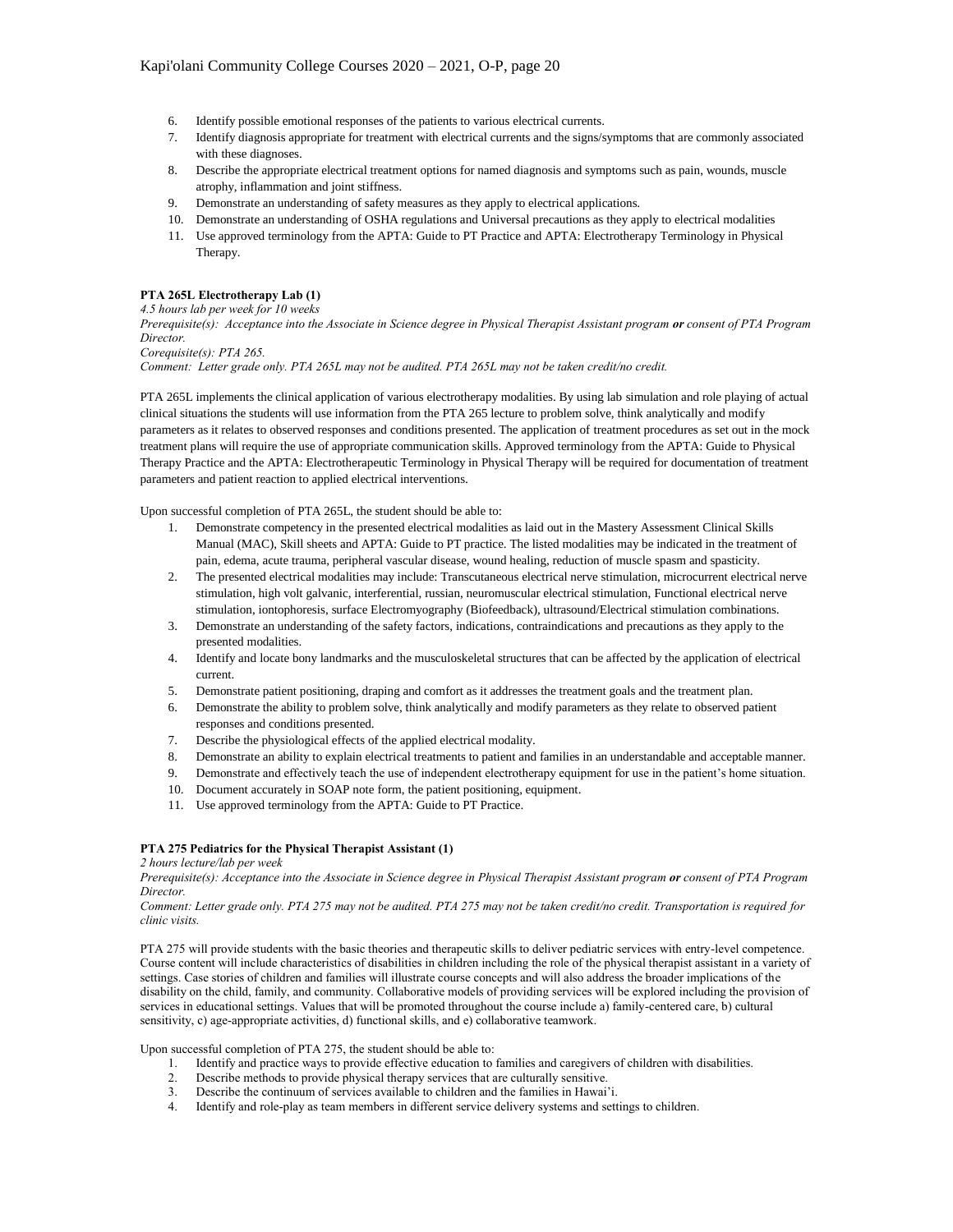6. Identify possible emotional responses of the patients to various electrical currents.
7. Identify diagnosis appropriate for treatment with electrical currents and the signs/symptoms that are commonly associated with these diagnoses.
8. Describe the appropriate electrical treatment options for named diagnosis and symptoms such as pain, wounds, muscle atrophy, inflammation and joint stiffness.
9. Demonstrate an understanding of safety measures as they apply to electrical applications.
10. Demonstrate an understanding of OSHA regulations and Universal precautions as they apply to electrical modalities
11. Use approved terminology from the APTA: Guide to PT Practice and APTA: Electrotherapy Terminology in Physical Therapy.

**PTA 265L Electrotherapy Lab (1)**

*4.5 hours lab per week for 10 weeks*

*Prerequisite(s): Acceptance into the Associate in Science degree in Physical Therapist Assistant program **or** consent of PTA Program Director.*

*Corequisite(s): PTA 265.*

*Comment: Letter grade only. PTA 265L may not be audited. PTA 265L may not be taken credit/no credit.*

PTA 265L implements the clinical application of various electrotherapy modalities. By using lab simulation and role playing of actual clinical situations the students will use information from the PTA 265 lecture to problem solve, think analytically and modify parameters as it relates to observed responses and conditions presented. The application of treatment procedures as set out in the mock treatment plans will require the use of appropriate communication skills. Approved terminology from the APTA: Guide to Physical Therapy Practice and the APTA: Electrotherapeutic Terminology in Physical Therapy will be required for documentation of treatment parameters and patient reaction to applied electrical interventions.

Upon successful completion of PTA 265L, the student should be able to:

1. Demonstrate competency in the presented electrical modalities as laid out in the Mastery Assessment Clinical Skills Manual (MAC), Skill sheets and APTA: Guide to PT practice. The listed modalities may be indicated in the treatment of pain, edema, acute trauma, peripheral vascular disease, wound healing, reduction of muscle spasm and spasticity.
2. The presented electrical modalities may include: Transcutaneous electrical nerve stimulation, microcurrent electrical nerve stimulation, high volt galvanic, interferential, russian, neuromuscular electrical stimulation, Functional electrical nerve stimulation, iontophoresis, surface Electromyography (Biofeedback), ultrasound/Electrical stimulation combinations.
3. Demonstrate an understanding of the safety factors, indications, contraindications and precautions as they apply to the presented modalities.
4. Identify and locate bony landmarks and the musculoskeletal structures that can be affected by the application of electrical current.
5. Demonstrate patient positioning, draping and comfort as it addresses the treatment goals and the treatment plan.
6. Demonstrate the ability to problem solve, think analytically and modify parameters as they relate to observed patient responses and conditions presented.
7. Describe the physiological effects of the applied electrical modality.
8. Demonstrate an ability to explain electrical treatments to patient and families in an understandable and acceptable manner.
9. Demonstrate and effectively teach the use of independent electrotherapy equipment for use in the patient's home situation.
10. Document accurately in SOAP note form, the patient positioning, equipment.
11. Use approved terminology from the APTA: Guide to PT Practice.

**PTA 275 Pediatrics for the Physical Therapist Assistant (1)**

*2 hours lecture/lab per week*

*Prerequisite(s): Acceptance into the Associate in Science degree in Physical Therapist Assistant program **or** consent of PTA Program Director.*

*Comment: Letter grade only. PTA 275 may not be audited. PTA 275 may not be taken credit/no credit. Transportation is required for clinic visits.*

PTA 275 will provide students with the basic theories and therapeutic skills to deliver pediatric services with entry-level competence. Course content will include characteristics of disabilities in children including the role of the physical therapist assistant in a variety of settings. Case stories of children and families will illustrate course concepts and will also address the broader implications of the disability on the child, family, and community. Collaborative models of providing services will be explored including the provision of services in educational settings. Values that will be promoted throughout the course include a) family-centered care, b) cultural sensitivity, c) age-appropriate activities, d) functional skills, and e) collaborative teamwork.

Upon successful completion of PTA 275, the student should be able to:

1. Identify and practice ways to provide effective education to families and caregivers of children with disabilities.
2. Describe methods to provide physical therapy services that are culturally sensitive.
3. Describe the continuum of services available to children and the families in Hawai'i.
4. Identify and role-play as team members in different service delivery systems and settings to children.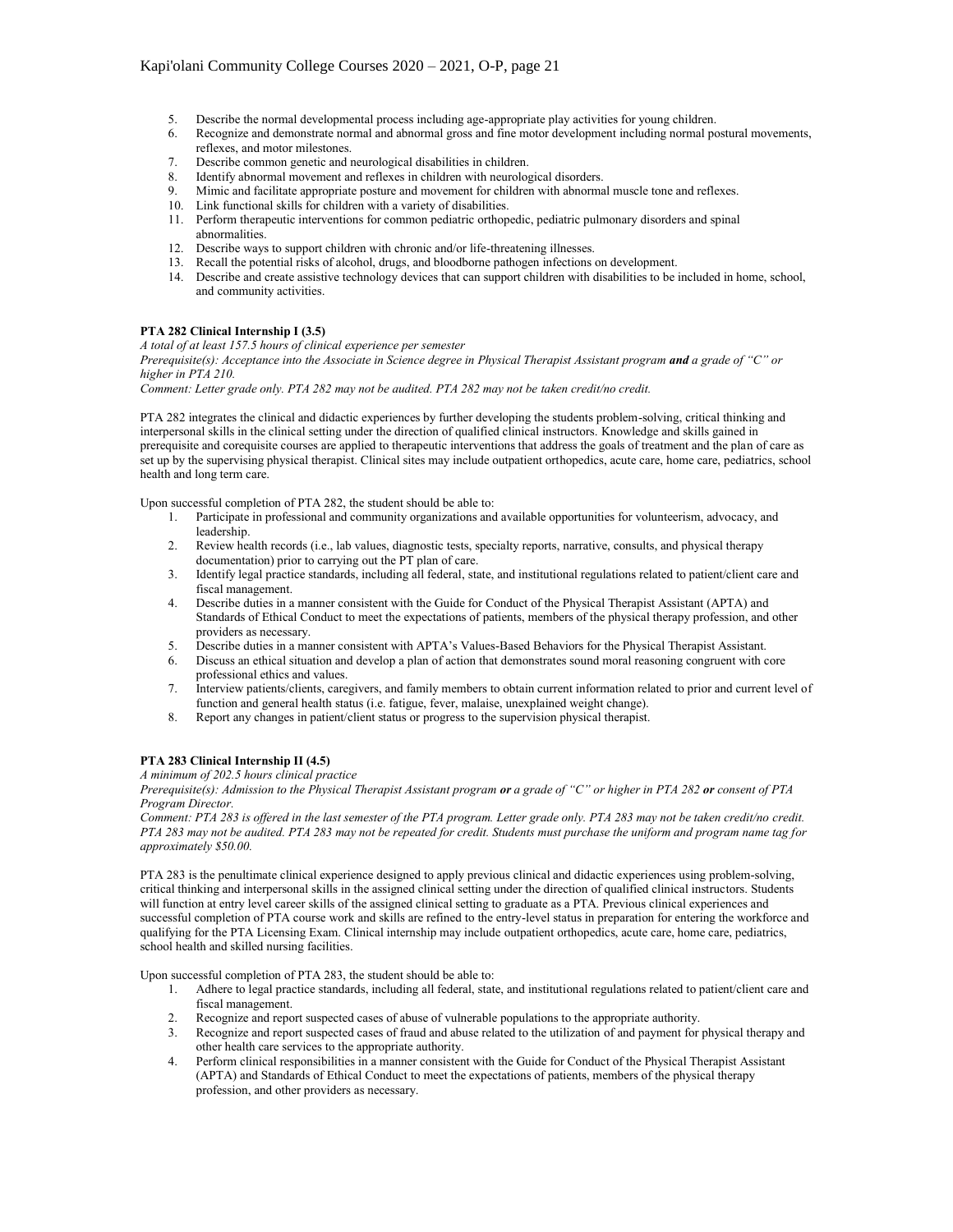5. Describe the normal developmental process including age-appropriate play activities for young children.
6. Recognize and demonstrate normal and abnormal gross and fine motor development including normal postural movements, reflexes, and motor milestones.
7. Describe common genetic and neurological disabilities in children.
8. Identify abnormal movement and reflexes in children with neurological disorders.
9. Mimic and facilitate appropriate posture and movement for children with abnormal muscle tone and reflexes.
10. Link functional skills for children with a variety of disabilities.
11. Perform therapeutic interventions for common pediatric orthopedic, pediatric pulmonary disorders and spinal abnormalities.
12. Describe ways to support children with chronic and/or life-threatening illnesses.
13. Recall the potential risks of alcohol, drugs, and bloodborne pathogen infections on development.
14. Describe and create assistive technology devices that can support children with disabilities to be included in home, school, and community activities.

**PTA 282 Clinical Internship I (3.5)**

*A total of at least 157.5 hours of clinical experience per semester*

*Prerequisite(s): Acceptance into the Associate in Science degree in Physical Therapist Assistant program* ***and*** *a grade of "C" or higher in PTA 210.*

*Comment: Letter grade only. PTA 282 may not be audited. PTA 282 may not be taken credit/no credit.*

PTA 282 integrates the clinical and didactic experiences by further developing the students problem-solving, critical thinking and interpersonal skills in the clinical setting under the direction of qualified clinical instructors. Knowledge and skills gained in prerequisite and corequisite courses are applied to therapeutic interventions that address the goals of treatment and the plan of care as set up by the supervising physical therapist. Clinical sites may include outpatient orthopedics, acute care, home care, pediatrics, school health and long term care.

Upon successful completion of PTA 282, the student should be able to:

1. Participate in professional and community organizations and available opportunities for volunteerism, advocacy, and leadership.
2. Review health records (i.e., lab values, diagnostic tests, specialty reports, narrative, consults, and physical therapy documentation) prior to carrying out the PT plan of care.
3. Identify legal practice standards, including all federal, state, and institutional regulations related to patient/client care and fiscal management.
4. Describe duties in a manner consistent with the Guide for Conduct of the Physical Therapist Assistant (APTA) and Standards of Ethical Conduct to meet the expectations of patients, members of the physical therapy profession, and other providers as necessary.
5. Describe duties in a manner consistent with APTA's Values-Based Behaviors for the Physical Therapist Assistant.
6. Discuss an ethical situation and develop a plan of action that demonstrates sound moral reasoning congruent with core professional ethics and values.
7. Interview patients/clients, caregivers, and family members to obtain current information related to prior and current level of function and general health status (i.e. fatigue, fever, malaise, unexplained weight change).
8. Report any changes in patient/client status or progress to the supervision physical therapist.

**PTA 283 Clinical Internship II (4.5)**

*A minimum of 202.5 hours clinical practice*

*Prerequisite(s): Admission to the Physical Therapist Assistant program* ***or*** *a grade of "C" or higher in PTA 282* ***or*** *consent of PTA Program Director.*

*Comment: PTA 283 is offered in the last semester of the PTA program. Letter grade only. PTA 283 may not be taken credit/no credit. PTA 283 may not be audited. PTA 283 may not be repeated for credit. Students must purchase the uniform and program name tag for approximately $50.00.*

PTA 283 is the penultimate clinical experience designed to apply previous clinical and didactic experiences using problem-solving, critical thinking and interpersonal skills in the assigned clinical setting under the direction of qualified clinical instructors. Students will function at entry level career skills of the assigned clinical setting to graduate as a PTA. Previous clinical experiences and successful completion of PTA course work and skills are refined to the entry-level status in preparation for entering the workforce and qualifying for the PTA Licensing Exam. Clinical internship may include outpatient orthopedics, acute care, home care, pediatrics, school health and skilled nursing facilities.

Upon successful completion of PTA 283, the student should be able to:

1. Adhere to legal practice standards, including all federal, state, and institutional regulations related to patient/client care and fiscal management.
2. Recognize and report suspected cases of abuse of vulnerable populations to the appropriate authority.
3. Recognize and report suspected cases of fraud and abuse related to the utilization of and payment for physical therapy and other health care services to the appropriate authority.
4. Perform clinical responsibilities in a manner consistent with the Guide for Conduct of the Physical Therapist Assistant (APTA) and Standards of Ethical Conduct to meet the expectations of patients, members of the physical therapy profession, and other providers as necessary.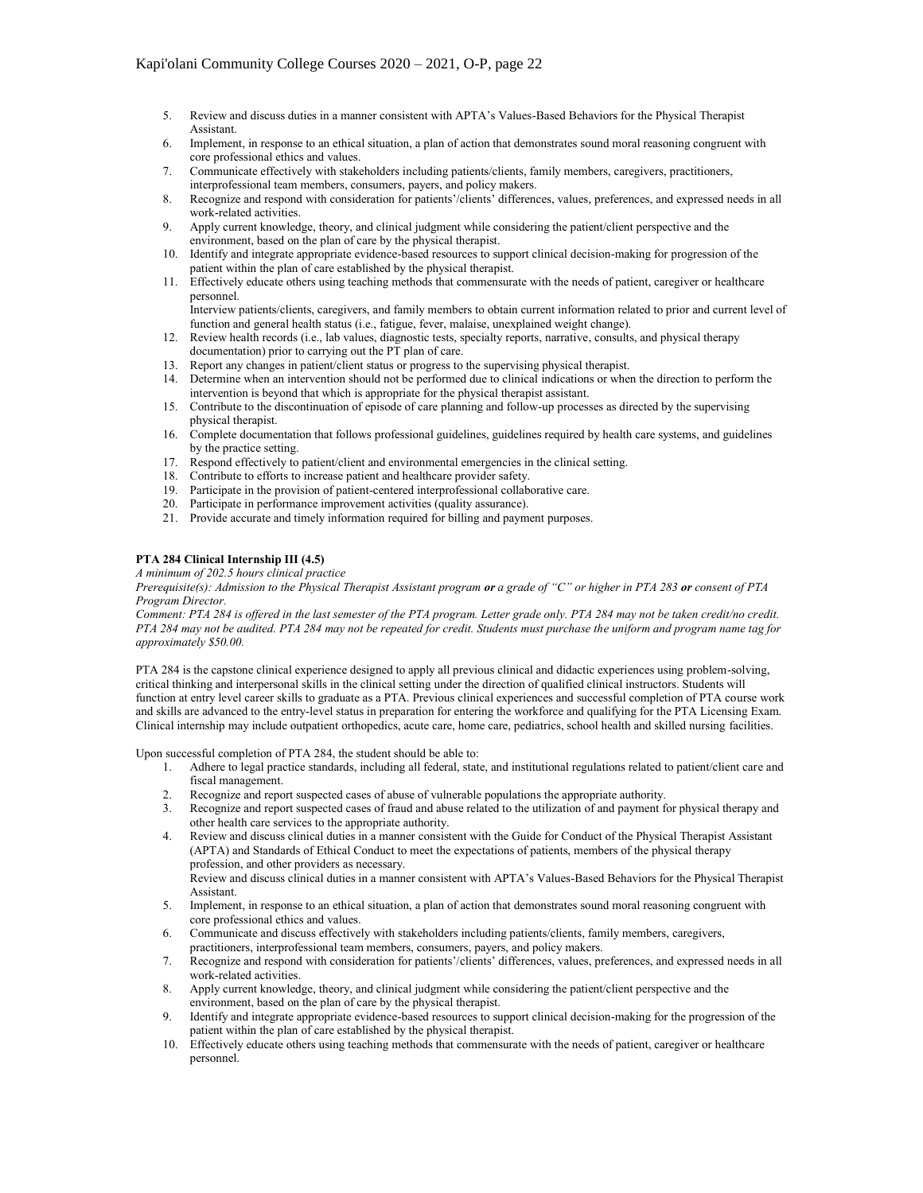5. Review and discuss duties in a manner consistent with APTA's Values-Based Behaviors for the Physical Therapist Assistant.
6. Implement, in response to an ethical situation, a plan of action that demonstrates sound moral reasoning congruent with core professional ethics and values.
7. Communicate effectively with stakeholders including patients/clients, family members, caregivers, practitioners, interprofessional team members, consumers, payers, and policy makers.
8. Recognize and respond with consideration for patients'/clients' differences, values, preferences, and expressed needs in all work-related activities.
9. Apply current knowledge, theory, and clinical judgment while considering the patient/client perspective and the environment, based on the plan of care by the physical therapist.
10. Identify and integrate appropriate evidence-based resources to support clinical decision-making for progression of the patient within the plan of care established by the physical therapist.
11. Effectively educate others using teaching methods that commensurate with the needs of patient, caregiver or healthcare personnel.
    Interview patients/clients, caregivers, and family members to obtain current information related to prior and current level of function and general health status (i.e., fatigue, fever, malaise, unexplained weight change).
12. Review health records (i.e., lab values, diagnostic tests, specialty reports, narrative, consults, and physical therapy documentation) prior to carrying out the PT plan of care.
13. Report any changes in patient/client status or progress to the supervising physical therapist.
14. Determine when an intervention should not be performed due to clinical indications or when the direction to perform the intervention is beyond that which is appropriate for the physical therapist assistant.
15. Contribute to the discontinuation of episode of care planning and follow-up processes as directed by the supervising physical therapist.
16. Complete documentation that follows professional guidelines, guidelines required by health care systems, and guidelines by the practice setting.
17. Respond effectively to patient/client and environmental emergencies in the clinical setting.
18. Contribute to efforts to increase patient and healthcare provider safety.
19. Participate in the provision of patient-centered interprofessional collaborative care.
20. Participate in performance improvement activities (quality assurance).
21. Provide accurate and timely information required for billing and payment purposes.

**PTA 284 Clinical Internship III (4.5)**

*A minimum of 202.5 hours clinical practice*

*Prerequisite(s): Admission to the Physical Therapist Assistant program **or** a grade of "C" or higher in PTA 283 **or** consent of PTA Program Director.*

*Comment: PTA 284 is offered in the last semester of the PTA program. Letter grade only. PTA 284 may not be taken credit/no credit. PTA 284 may not be audited. PTA 284 may not be repeated for credit. Students must purchase the uniform and program name tag for approximately $50.00.*

PTA 284 is the capstone clinical experience designed to apply all previous clinical and didactic experiences using problem-solving, critical thinking and interpersonal skills in the clinical setting under the direction of qualified clinical instructors. Students will function at entry level career skills to graduate as a PTA. Previous clinical experiences and successful completion of PTA course work and skills are advanced to the entry-level status in preparation for entering the workforce and qualifying for the PTA Licensing Exam. Clinical internship may include outpatient orthopedics, acute care, home care, pediatrics, school health and skilled nursing facilities.

Upon successful completion of PTA 284, the student should be able to:

1. Adhere to legal practice standards, including all federal, state, and institutional regulations related to patient/client care and fiscal management.
2. Recognize and report suspected cases of abuse of vulnerable populations the appropriate authority.
3. Recognize and report suspected cases of fraud and abuse related to the utilization of and payment for physical therapy and other health care services to the appropriate authority.
4. Review and discuss clinical duties in a manner consistent with the Guide for Conduct of the Physical Therapist Assistant (APTA) and Standards of Ethical Conduct to meet the expectations of patients, members of the physical therapy profession, and other providers as necessary.
   Review and discuss clinical duties in a manner consistent with APTA's Values-Based Behaviors for the Physical Therapist Assistant.
5. Implement, in response to an ethical situation, a plan of action that demonstrates sound moral reasoning congruent with core professional ethics and values.
6. Communicate and discuss effectively with stakeholders including patients/clients, family members, caregivers, practitioners, interprofessional team members, consumers, payers, and policy makers.
7. Recognize and respond with consideration for patients'/clients' differences, values, preferences, and expressed needs in all work-related activities.
8. Apply current knowledge, theory, and clinical judgment while considering the patient/client perspective and the environment, based on the plan of care by the physical therapist.
9. Identify and integrate appropriate evidence-based resources to support clinical decision-making for the progression of the patient within the plan of care established by the physical therapist.
10. Effectively educate others using teaching methods that commensurate with the needs of patient, caregiver or healthcare personnel.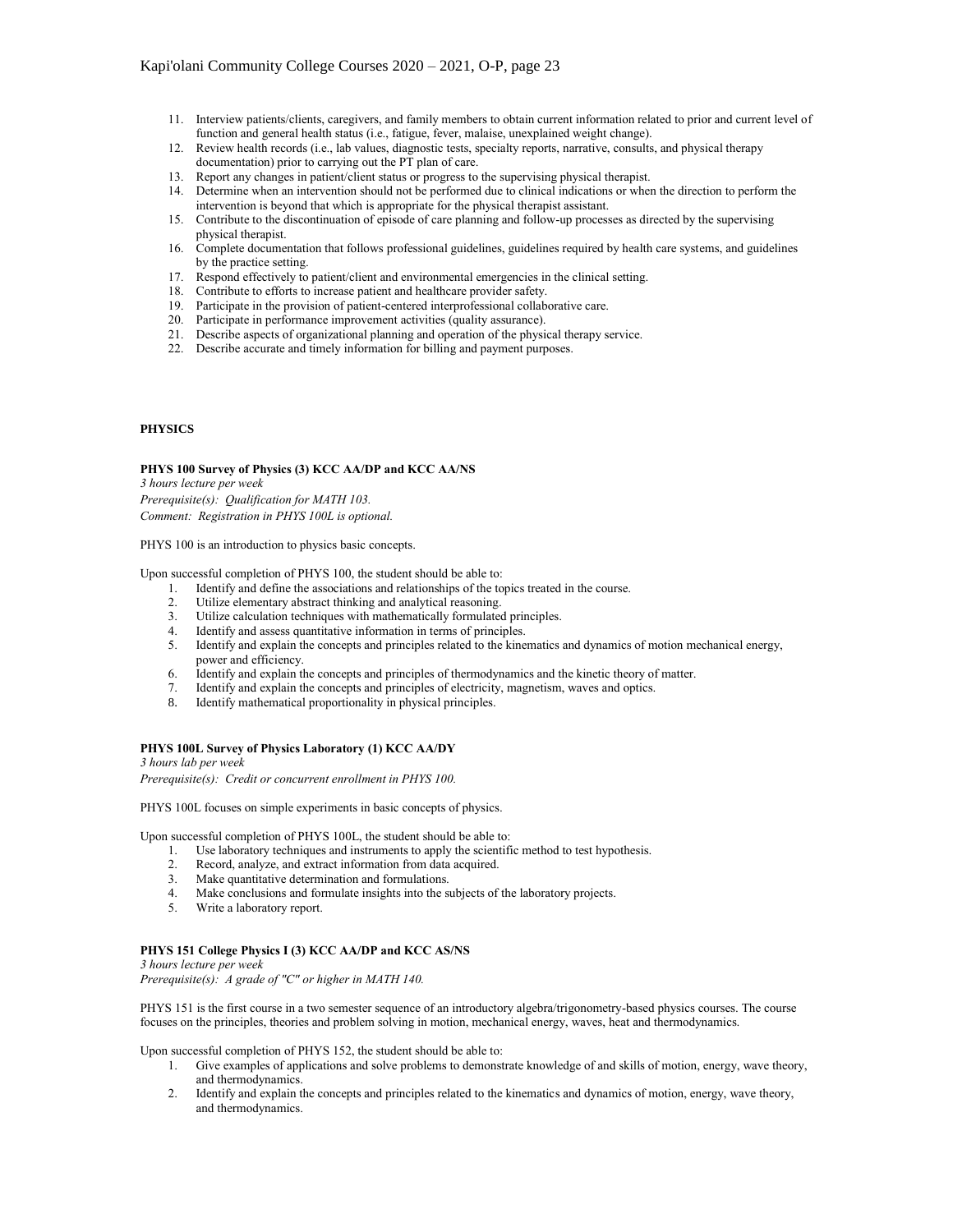11. Interview patients/clients, caregivers, and family members to obtain current information related to prior and current level of function and general health status (i.e., fatigue, fever, malaise, unexplained weight change).
12. Review health records (i.e., lab values, diagnostic tests, specialty reports, narrative, consults, and physical therapy documentation) prior to carrying out the PT plan of care.
13. Report any changes in patient/client status or progress to the supervising physical therapist.
14. Determine when an intervention should not be performed due to clinical indications or when the direction to perform the intervention is beyond that which is appropriate for the physical therapist assistant.
15. Contribute to the discontinuation of episode of care planning and follow-up processes as directed by the supervising physical therapist.
16. Complete documentation that follows professional guidelines, guidelines required by health care systems, and guidelines by the practice setting.
17. Respond effectively to patient/client and environmental emergencies in the clinical setting.
18. Contribute to efforts to increase patient and healthcare provider safety.
19. Participate in the provision of patient-centered interprofessional collaborative care.
20. Participate in performance improvement activities (quality assurance).
21. Describe aspects of organizational planning and operation of the physical therapy service.
22. Describe accurate and timely information for billing and payment purposes.

## PHYSICS

### PHYS 100 Survey of Physics (3) KCC AA/DP and KCC AA/NS

*3 hours lecture per week*
*Prerequisite(s): Qualification for MATH 103.*
*Comment: Registration in PHYS 100L is optional.*

PHYS 100 is an introduction to physics basic concepts.

Upon successful completion of PHYS 100, the student should be able to:

1. Identify and define the associations and relationships of the topics treated in the course.
2. Utilize elementary abstract thinking and analytical reasoning.
3. Utilize calculation techniques with mathematically formulated principles.
4. Identify and assess quantitative information in terms of principles.
5. Identify and explain the concepts and principles related to the kinematics and dynamics of motion mechanical energy, power and efficiency.
6. Identify and explain the concepts and principles of thermodynamics and the kinetic theory of matter.
7. Identify and explain the concepts and principles of electricity, magnetism, waves and optics.
8. Identify mathematical proportionality in physical principles.

### PHYS 100L Survey of Physics Laboratory (1) KCC AA/DY

*3 hours lab per week*
*Prerequisite(s): Credit or concurrent enrollment in PHYS 100.*

PHYS 100L focuses on simple experiments in basic concepts of physics.

Upon successful completion of PHYS 100L, the student should be able to:

1. Use laboratory techniques and instruments to apply the scientific method to test hypothesis.
2. Record, analyze, and extract information from data acquired.
3. Make quantitative determination and formulations.
4. Make conclusions and formulate insights into the subjects of the laboratory projects.
5. Write a laboratory report.

### PHYS 151 College Physics I (3) KCC AA/DP and KCC AS/NS

*3 hours lecture per week*
*Prerequisite(s): A grade of "C" or higher in MATH 140.*

PHYS 151 is the first course in a two semester sequence of an introductory algebra/trigonometry-based physics courses. The course focuses on the principles, theories and problem solving in motion, mechanical energy, waves, heat and thermodynamics.

Upon successful completion of PHYS 152, the student should be able to:

1. Give examples of applications and solve problems to demonstrate knowledge of and skills of motion, energy, wave theory, and thermodynamics.
2. Identify and explain the concepts and principles related to the kinematics and dynamics of motion, energy, wave theory, and thermodynamics.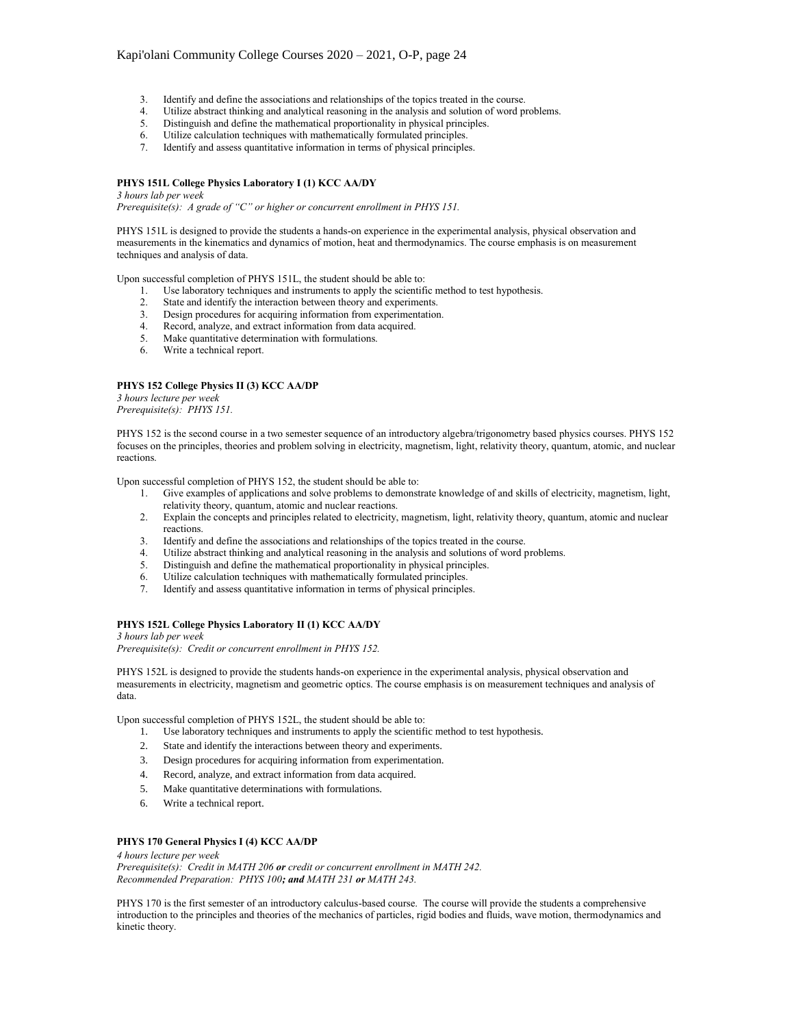3. Identify and define the associations and relationships of the topics treated in the course.
4. Utilize abstract thinking and analytical reasoning in the analysis and solution of word problems.
5. Distinguish and define the mathematical proportionality in physical principles.
6. Utilize calculation techniques with mathematically formulated principles.
7. Identify and assess quantitative information in terms of physical principles.

**PHYS 151L College Physics Laboratory I (1) KCC AA/DY**

*3 hours lab per week*
*Prerequisite(s): A grade of "C" or higher or concurrent enrollment in PHYS 151.*

PHYS 151L is designed to provide the students a hands-on experience in the experimental analysis, physical observation and measurements in the kinematics and dynamics of motion, heat and thermodynamics. The course emphasis is on measurement techniques and analysis of data.

Upon successful completion of PHYS 151L, the student should be able to:

1. Use laboratory techniques and instruments to apply the scientific method to test hypothesis.
2. State and identify the interaction between theory and experiments.
3. Design procedures for acquiring information from experimentation.
4. Record, analyze, and extract information from data acquired.
5. Make quantitative determination with formulations.
6. Write a technical report.

**PHYS 152 College Physics II (3) KCC AA/DP**

*3 hours lecture per week*
*Prerequisite(s): PHYS 151.*

PHYS 152 is the second course in a two semester sequence of an introductory algebra/trigonometry based physics courses. PHYS 152 focuses on the principles, theories and problem solving in electricity, magnetism, light, relativity theory, quantum, atomic, and nuclear reactions.

Upon successful completion of PHYS 152, the student should be able to:

1. Give examples of applications and solve problems to demonstrate knowledge of and skills of electricity, magnetism, light, relativity theory, quantum, atomic and nuclear reactions.
2. Explain the concepts and principles related to electricity, magnetism, light, relativity theory, quantum, atomic and nuclear reactions.
3. Identify and define the associations and relationships of the topics treated in the course.
4. Utilize abstract thinking and analytical reasoning in the analysis and solutions of word problems.
5. Distinguish and define the mathematical proportionality in physical principles.
6. Utilize calculation techniques with mathematically formulated principles.
7. Identify and assess quantitative information in terms of physical principles.

**PHYS 152L College Physics Laboratory II (1) KCC AA/DY**

*3 hours lab per week*
*Prerequisite(s): Credit or concurrent enrollment in PHYS 152.*

PHYS 152L is designed to provide the students hands-on experience in the experimental analysis, physical observation and measurements in electricity, magnetism and geometric optics. The course emphasis is on measurement techniques and analysis of data.

Upon successful completion of PHYS 152L, the student should be able to:

1. Use laboratory techniques and instruments to apply the scientific method to test hypothesis.
2. State and identify the interactions between theory and experiments.
3. Design procedures for acquiring information from experimentation.
4. Record, analyze, and extract information from data acquired.
5. Make quantitative determinations with formulations.
6. Write a technical report.

**PHYS 170 General Physics I (4) KCC AA/DP**

*4 hours lecture per week*
*Prerequisite(s): Credit in MATH 206* ***or*** *credit or concurrent enrollment in MATH 242.*
*Recommended Preparation: PHYS 100****; and*** *MATH 231* ***or*** *MATH 243.*

PHYS 170 is the first semester of an introductory calculus-based course. The course will provide the students a comprehensive introduction to the principles and theories of the mechanics of particles, rigid bodies and fluids, wave motion, thermodynamics and kinetic theory.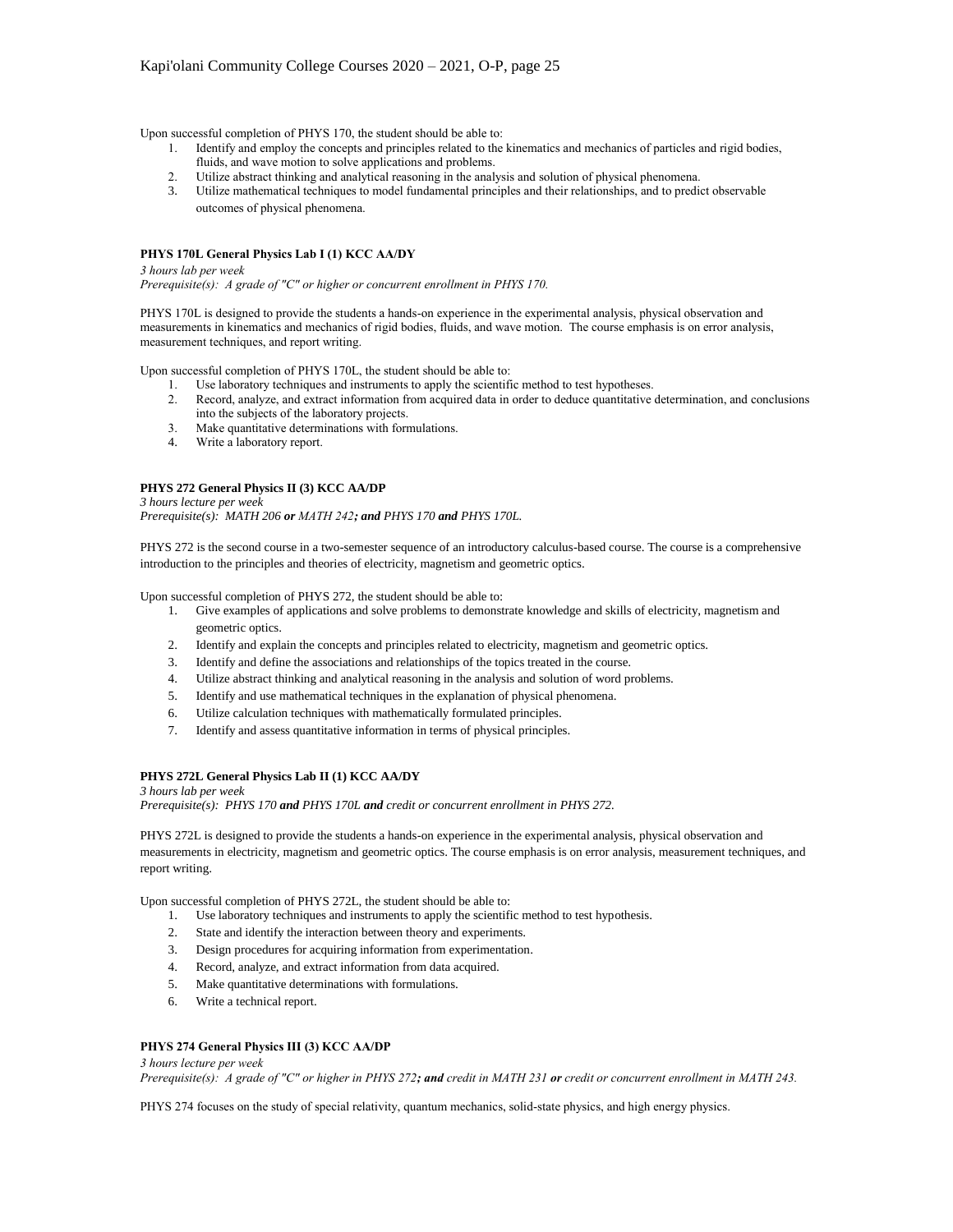Upon successful completion of PHYS 170, the student should be able to:

1. Identify and employ the concepts and principles related to the kinematics and mechanics of particles and rigid bodies, fluids, and wave motion to solve applications and problems.
2. Utilize abstract thinking and analytical reasoning in the analysis and solution of physical phenomena.
3. Utilize mathematical techniques to model fundamental principles and their relationships, and to predict observable outcomes of physical phenomena.

**PHYS 170L General Physics Lab I (1) KCC AA/DY**

*3 hours lab per week*
*Prerequisite(s): A grade of "C" or higher or concurrent enrollment in PHYS 170.*

PHYS 170L is designed to provide the students a hands-on experience in the experimental analysis, physical observation and measurements in kinematics and mechanics of rigid bodies, fluids, and wave motion. The course emphasis is on error analysis, measurement techniques, and report writing.

Upon successful completion of PHYS 170L, the student should be able to:

1. Use laboratory techniques and instruments to apply the scientific method to test hypotheses.
2. Record, analyze, and extract information from acquired data in order to deduce quantitative determination, and conclusions into the subjects of the laboratory projects.
3. Make quantitative determinations with formulations.
4. Write a laboratory report.

**PHYS 272 General Physics II (3) KCC AA/DP**

*3 hours lecture per week*
*Prerequisite(s): MATH 206 **or** MATH 242**; and** PHYS 170 **and** PHYS 170L.*

PHYS 272 is the second course in a two-semester sequence of an introductory calculus-based course. The course is a comprehensive introduction to the principles and theories of electricity, magnetism and geometric optics.

Upon successful completion of PHYS 272, the student should be able to:

1. Give examples of applications and solve problems to demonstrate knowledge and skills of electricity, magnetism and geometric optics.
2. Identify and explain the concepts and principles related to electricity, magnetism and geometric optics.
3. Identify and define the associations and relationships of the topics treated in the course.
4. Utilize abstract thinking and analytical reasoning in the analysis and solution of word problems.
5. Identify and use mathematical techniques in the explanation of physical phenomena.
6. Utilize calculation techniques with mathematically formulated principles.
7. Identify and assess quantitative information in terms of physical principles.

**PHYS 272L General Physics Lab II (1) KCC AA/DY**

*3 hours lab per week*
*Prerequisite(s): PHYS 170 **and** PHYS 170L **and** credit or concurrent enrollment in PHYS 272.*

PHYS 272L is designed to provide the students a hands-on experience in the experimental analysis, physical observation and measurements in electricity, magnetism and geometric optics. The course emphasis is on error analysis, measurement techniques, and report writing.

Upon successful completion of PHYS 272L, the student should be able to:

1. Use laboratory techniques and instruments to apply the scientific method to test hypothesis.
2. State and identify the interaction between theory and experiments.
3. Design procedures for acquiring information from experimentation.
4. Record, analyze, and extract information from data acquired.
5. Make quantitative determinations with formulations.
6. Write a technical report.

**PHYS 274 General Physics III (3) KCC AA/DP**

*3 hours lecture per week*
*Prerequisite(s): A grade of "C" or higher in PHYS 272**; and** credit in MATH 231 **or** credit or concurrent enrollment in MATH 243.*

PHYS 274 focuses on the study of special relativity, quantum mechanics, solid-state physics, and high energy physics.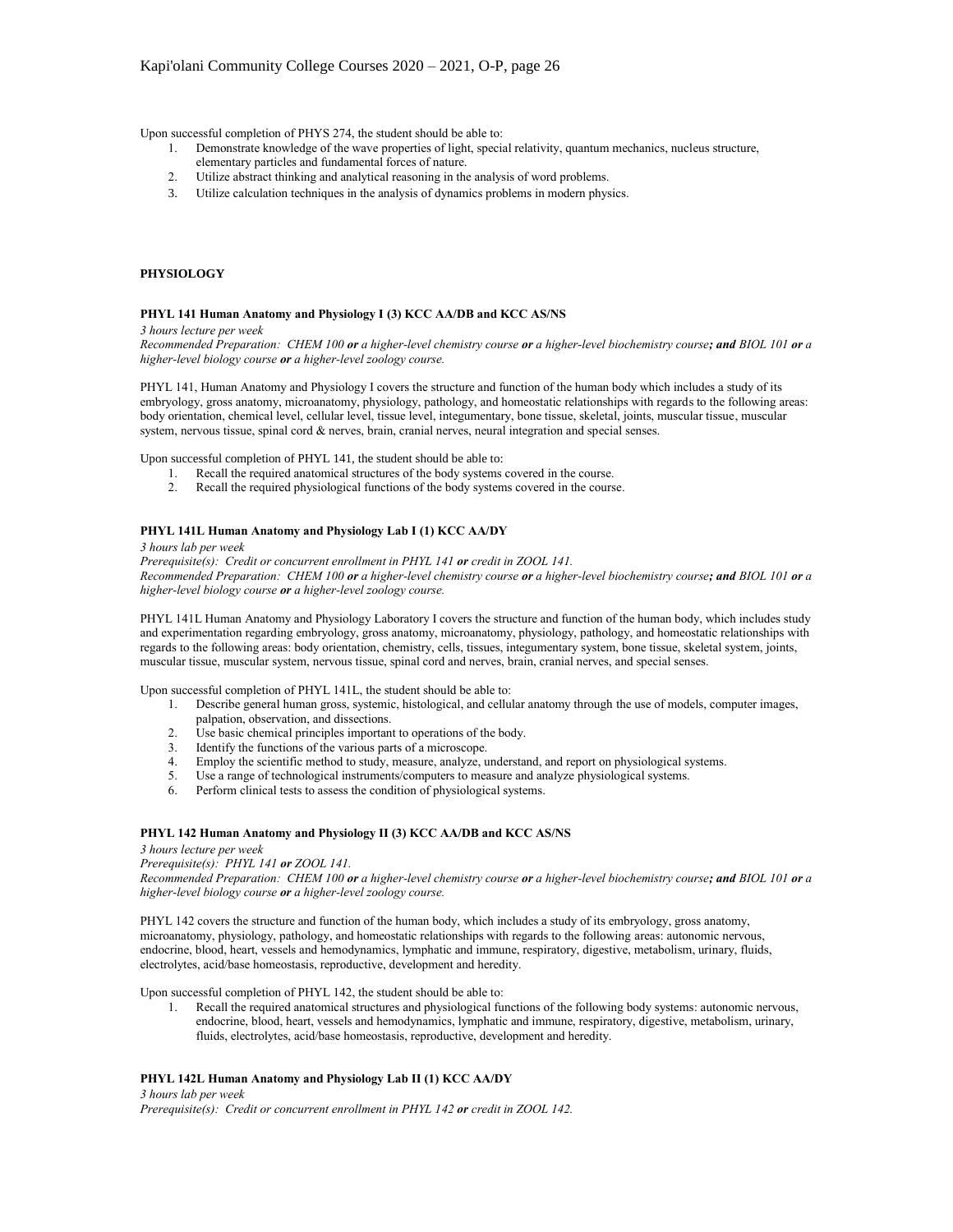Upon successful completion of PHYS 274, the student should be able to:

1. Demonstrate knowledge of the wave properties of light, special relativity, quantum mechanics, nucleus structure, elementary particles and fundamental forces of nature.
2. Utilize abstract thinking and analytical reasoning in the analysis of word problems.
3. Utilize calculation techniques in the analysis of dynamics problems in modern physics.

## PHYSIOLOGY

### PHYL 141 Human Anatomy and Physiology I (3) KCC AA/DB and KCC AS/NS

*3 hours lecture per week*

*Recommended Preparation: CHEM 100* ***or*** *a higher-level chemistry course* ***or*** *a higher-level biochemistry course****; and*** *BIOL 101* ***or*** *a higher-level biology course* ***or*** *a higher-level zoology course.*

PHYL 141, Human Anatomy and Physiology I covers the structure and function of the human body which includes a study of its embryology, gross anatomy, microanatomy, physiology, pathology, and homeostatic relationships with regards to the following areas: body orientation, chemical level, cellular level, tissue level, integumentary, bone tissue, skeletal, joints, muscular tissue, muscular system, nervous tissue, spinal cord & nerves, brain, cranial nerves, neural integration and special senses.

Upon successful completion of PHYL 141, the student should be able to:

1. Recall the required anatomical structures of the body systems covered in the course.
2. Recall the required physiological functions of the body systems covered in the course.

### PHYL 141L Human Anatomy and Physiology Lab I (1) KCC AA/DY

*3 hours lab per week*

*Prerequisite(s): Credit or concurrent enrollment in PHYL 141* ***or*** *credit in ZOOL 141.*

*Recommended Preparation: CHEM 100* ***or*** *a higher-level chemistry course* ***or*** *a higher-level biochemistry course****; and*** *BIOL 101* ***or*** *a higher-level biology course* ***or*** *a higher-level zoology course.*

PHYL 141L Human Anatomy and Physiology Laboratory I covers the structure and function of the human body, which includes study and experimentation regarding embryology, gross anatomy, microanatomy, physiology, pathology, and homeostatic relationships with regards to the following areas: body orientation, chemistry, cells, tissues, integumentary system, bone tissue, skeletal system, joints, muscular tissue, muscular system, nervous tissue, spinal cord and nerves, brain, cranial nerves, and special senses.

Upon successful completion of PHYL 141L, the student should be able to:

1. Describe general human gross, systemic, histological, and cellular anatomy through the use of models, computer images, palpation, observation, and dissections.
2. Use basic chemical principles important to operations of the body.
3. Identify the functions of the various parts of a microscope.
4. Employ the scientific method to study, measure, analyze, understand, and report on physiological systems.
5. Use a range of technological instruments/computers to measure and analyze physiological systems.
6. Perform clinical tests to assess the condition of physiological systems.

### PHYL 142 Human Anatomy and Physiology II (3) KCC AA/DB and KCC AS/NS

*3 hours lecture per week*

*Prerequisite(s): PHYL 141* ***or*** *ZOOL 141.*

*Recommended Preparation: CHEM 100* ***or*** *a higher-level chemistry course* ***or*** *a higher-level biochemistry course****; and*** *BIOL 101* ***or*** *a higher-level biology course* ***or*** *a higher-level zoology course.*

PHYL 142 covers the structure and function of the human body, which includes a study of its embryology, gross anatomy, microanatomy, physiology, pathology, and homeostatic relationships with regards to the following areas: autonomic nervous, endocrine, blood, heart, vessels and hemodynamics, lymphatic and immune, respiratory, digestive, metabolism, urinary, fluids, electrolytes, acid/base homeostasis, reproductive, development and heredity.

Upon successful completion of PHYL 142, the student should be able to:

1. Recall the required anatomical structures and physiological functions of the following body systems: autonomic nervous, endocrine, blood, heart, vessels and hemodynamics, lymphatic and immune, respiratory, digestive, metabolism, urinary, fluids, electrolytes, acid/base homeostasis, reproductive, development and heredity.

### PHYL 142L Human Anatomy and Physiology Lab II (1) KCC AA/DY

*3 hours lab per week*

*Prerequisite(s): Credit or concurrent enrollment in PHYL 142* ***or*** *credit in ZOOL 142.*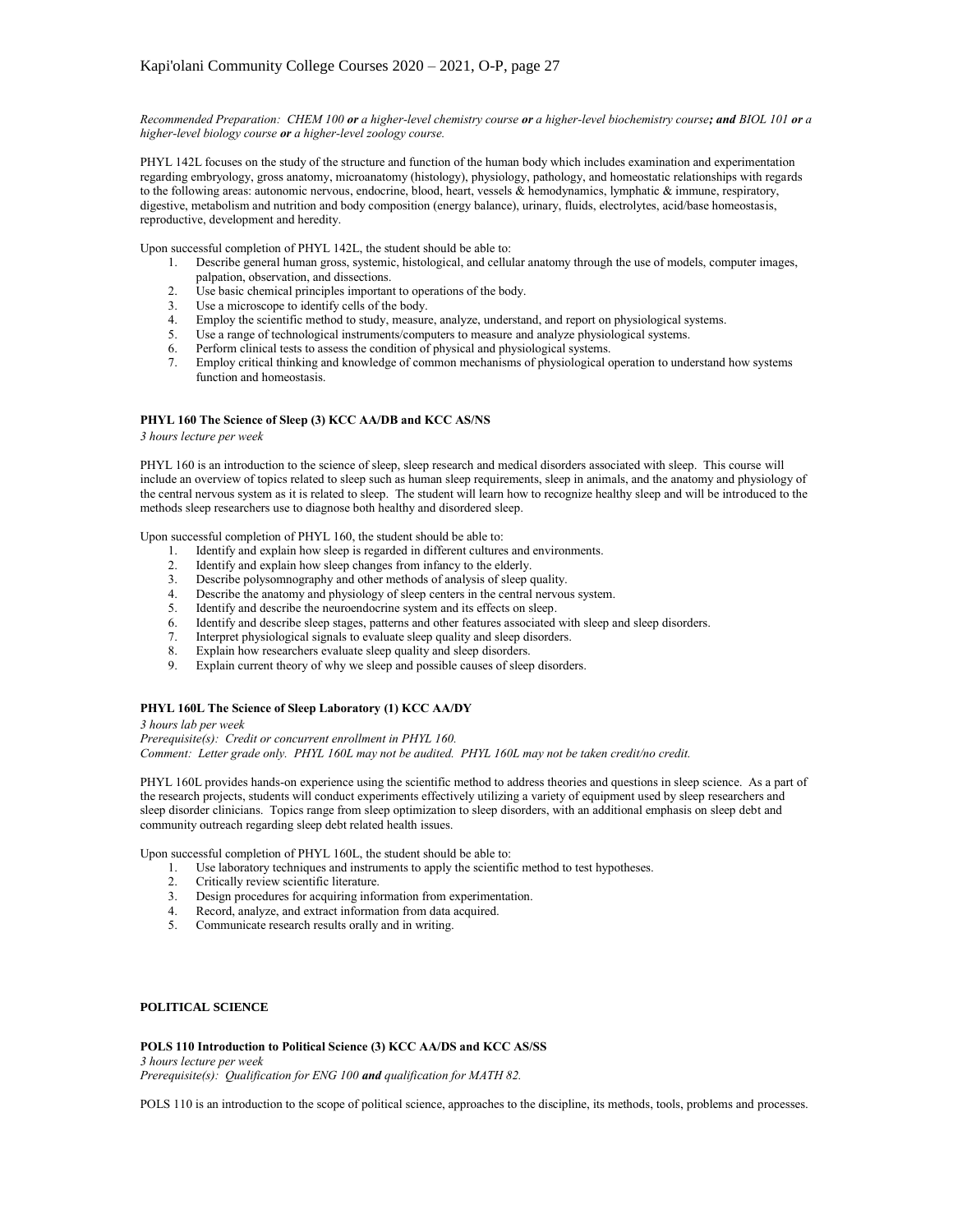*Recommended Preparation: CHEM 100 **or** a higher-level chemistry course **or** a higher-level biochemistry course**; and** BIOL 101 **or** a higher-level biology course **or** a higher-level zoology course.*

PHYL 142L focuses on the study of the structure and function of the human body which includes examination and experimentation regarding embryology, gross anatomy, microanatomy (histology), physiology, pathology, and homeostatic relationships with regards to the following areas: autonomic nervous, endocrine, blood, heart, vessels & hemodynamics, lymphatic & immune, respiratory, digestive, metabolism and nutrition and body composition (energy balance), urinary, fluids, electrolytes, acid/base homeostasis, reproductive, development and heredity.

Upon successful completion of PHYL 142L, the student should be able to:

1. Describe general human gross, systemic, histological, and cellular anatomy through the use of models, computer images, palpation, observation, and dissections.
2. Use basic chemical principles important to operations of the body.
3. Use a microscope to identify cells of the body.
4. Employ the scientific method to study, measure, analyze, understand, and report on physiological systems.
5. Use a range of technological instruments/computers to measure and analyze physiological systems.
6. Perform clinical tests to assess the condition of physical and physiological systems.
7. Employ critical thinking and knowledge of common mechanisms of physiological operation to understand how systems function and homeostasis.

### PHYL 160 The Science of Sleep (3) KCC AA/DB and KCC AS/NS

*3 hours lecture per week*

PHYL 160 is an introduction to the science of sleep, sleep research and medical disorders associated with sleep. This course will include an overview of topics related to sleep such as human sleep requirements, sleep in animals, and the anatomy and physiology of the central nervous system as it is related to sleep. The student will learn how to recognize healthy sleep and will be introduced to the methods sleep researchers use to diagnose both healthy and disordered sleep.

Upon successful completion of PHYL 160, the student should be able to:

1. Identify and explain how sleep is regarded in different cultures and environments.
2. Identify and explain how sleep changes from infancy to the elderly.
3. Describe polysomnography and other methods of analysis of sleep quality.
4. Describe the anatomy and physiology of sleep centers in the central nervous system.
5. Identify and describe the neuroendocrine system and its effects on sleep.
6. Identify and describe sleep stages, patterns and other features associated with sleep and sleep disorders.
7. Interpret physiological signals to evaluate sleep quality and sleep disorders.
8. Explain how researchers evaluate sleep quality and sleep disorders.
9. Explain current theory of why we sleep and possible causes of sleep disorders.

### PHYL 160L The Science of Sleep Laboratory (1) KCC AA/DY

*3 hours lab per week*
*Prerequisite(s): Credit or concurrent enrollment in PHYL 160.*
*Comment: Letter grade only. PHYL 160L may not be audited. PHYL 160L may not be taken credit/no credit.*

PHYL 160L provides hands-on experience using the scientific method to address theories and questions in sleep science. As a part of the research projects, students will conduct experiments effectively utilizing a variety of equipment used by sleep researchers and sleep disorder clinicians. Topics range from sleep optimization to sleep disorders, with an additional emphasis on sleep debt and community outreach regarding sleep debt related health issues.

Upon successful completion of PHYL 160L, the student should be able to:

1. Use laboratory techniques and instruments to apply the scientific method to test hypotheses.
2. Critically review scientific literature.
3. Design procedures for acquiring information from experimentation.
4. Record, analyze, and extract information from data acquired.
5. Communicate research results orally and in writing.

## POLITICAL SCIENCE

### POLS 110 Introduction to Political Science (3) KCC AA/DS and KCC AS/SS

*3 hours lecture per week*
*Prerequisite(s): Qualification for ENG 100 **and** qualification for MATH 82.*

POLS 110 is an introduction to the scope of political science, approaches to the discipline, its methods, tools, problems and processes.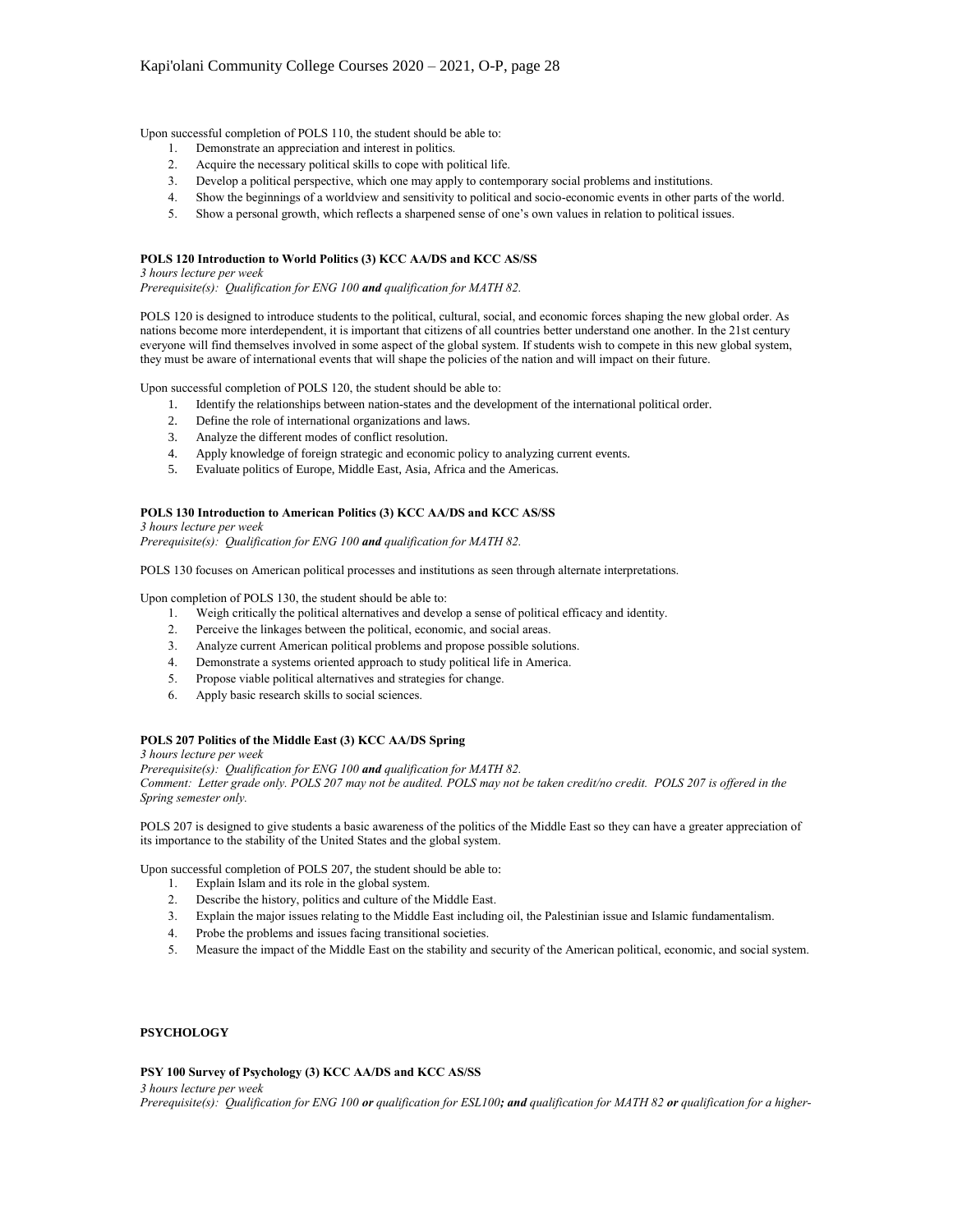Upon successful completion of POLS 110, the student should be able to:

1. Demonstrate an appreciation and interest in politics.
2. Acquire the necessary political skills to cope with political life.
3. Develop a political perspective, which one may apply to contemporary social problems and institutions.
4. Show the beginnings of a worldview and sensitivity to political and socio-economic events in other parts of the world.
5. Show a personal growth, which reflects a sharpened sense of one's own values in relation to political issues.

**POLS 120 Introduction to World Politics (3) KCC AA/DS and KCC AS/SS**

*3 hours lecture per week*

*Prerequisite(s): Qualification for ENG 100* ***and*** *qualification for MATH 82.*

POLS 120 is designed to introduce students to the political, cultural, social, and economic forces shaping the new global order. As nations become more interdependent, it is important that citizens of all countries better understand one another. In the 21st century everyone will find themselves involved in some aspect of the global system. If students wish to compete in this new global system, they must be aware of international events that will shape the policies of the nation and will impact on their future.

Upon successful completion of POLS 120, the student should be able to:

1. Identify the relationships between nation-states and the development of the international political order.
2. Define the role of international organizations and laws.
3. Analyze the different modes of conflict resolution.
4. Apply knowledge of foreign strategic and economic policy to analyzing current events.
5. Evaluate politics of Europe, Middle East, Asia, Africa and the Americas.

**POLS 130 Introduction to American Politics (3) KCC AA/DS and KCC AS/SS**

*3 hours lecture per week*

*Prerequisite(s): Qualification for ENG 100* ***and*** *qualification for MATH 82.*

POLS 130 focuses on American political processes and institutions as seen through alternate interpretations.

Upon completion of POLS 130, the student should be able to:

1. Weigh critically the political alternatives and develop a sense of political efficacy and identity.
2. Perceive the linkages between the political, economic, and social areas.
3. Analyze current American political problems and propose possible solutions.
4. Demonstrate a systems oriented approach to study political life in America.
5. Propose viable political alternatives and strategies for change.
6. Apply basic research skills to social sciences.

**POLS 207 Politics of the Middle East (3) KCC AA/DS Spring**

*3 hours lecture per week*

*Prerequisite(s): Qualification for ENG 100* ***and*** *qualification for MATH 82.*

*Comment: Letter grade only. POLS 207 may not be audited. POLS may not be taken credit/no credit. POLS 207 is offered in the Spring semester only.*

POLS 207 is designed to give students a basic awareness of the politics of the Middle East so they can have a greater appreciation of its importance to the stability of the United States and the global system.

Upon successful completion of POLS 207, the student should be able to:

1. Explain Islam and its role in the global system.
2. Describe the history, politics and culture of the Middle East.
3. Explain the major issues relating to the Middle East including oil, the Palestinian issue and Islamic fundamentalism.
4. Probe the problems and issues facing transitional societies.
5. Measure the impact of the Middle East on the stability and security of the American political, economic, and social system.

## PSYCHOLOGY

**PSY 100 Survey of Psychology (3) KCC AA/DS and KCC AS/SS**

*3 hours lecture per week*

*Prerequisite(s): Qualification for ENG 100* ***or*** *qualification for ESL100****; and*** *qualification for MATH 82* ***or*** *qualification for a higher-*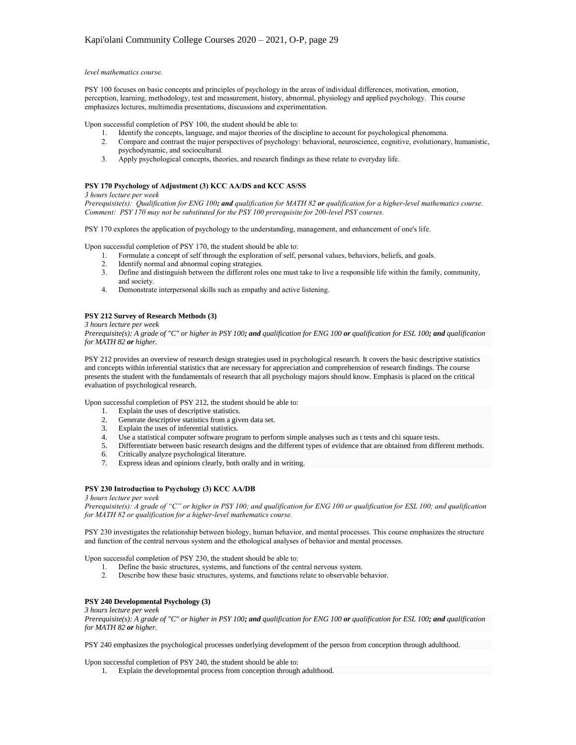*level mathematics course.*

PSY 100 focuses on basic concepts and principles of psychology in the areas of individual differences, motivation, emotion, perception, learning, methodology, test and measurement, history, abnormal, physiology and applied psychology. This course emphasizes lectures, multimedia presentations, discussions and experimentation.

Upon successful completion of PSY 100, the student should be able to:

1. Identify the concepts, language, and major theories of the discipline to account for psychological phenomena.
2. Compare and contrast the major perspectives of psychology: behavioral, neuroscience, cognitive, evolutionary, humanistic, psychodynamic, and sociocultural.
3. Apply psychological concepts, theories, and research findings as these relate to everyday life.

**PSY 170 Psychology of Adjustment (3) KCC AA/DS and KCC AS/SS**

*3 hours lecture per week*

*Prerequisite(s): Qualification for ENG 100**; and** qualification for MATH 82 **or** qualification for a higher-level mathematics course.*

*Comment: PSY 170 may not be substituted for the PSY 100 prerequisite for 200-level PSY courses.*

PSY 170 explores the application of psychology to the understanding, management, and enhancement of one's life.

Upon successful completion of PSY 170, the student should be able to:

1. Formulate a concept of self through the exploration of self, personal values, behaviors, beliefs, and goals.
2. Identify normal and abnormal coping strategies.
3. Define and distinguish between the different roles one must take to live a responsible life within the family, community, and society.
4. Demonstrate interpersonal skills such as empathy and active listening.

**PSY 212 Survey of Research Methods (3)**

*3 hours lecture per week*

*Prerequisite(s): A grade of "C" or higher in PSY 100**; and** qualification for ENG 100 **or** qualification for ESL 100**; and** qualification for MATH 82 **or** higher.*

PSY 212 provides an overview of research design strategies used in psychological research. It covers the basic descriptive statistics and concepts within inferential statistics that are necessary for appreciation and comprehension of research findings. The course presents the student with the fundamentals of research that all psychology majors should know. Emphasis is placed on the critical evaluation of psychological research.

Upon successful completion of PSY 212, the student should be able to:

1. Explain the uses of descriptive statistics.
2. Generate descriptive statistics from a given data set.
3. Explain the uses of inferential statistics.
4. Use a statistical computer software program to perform simple analyses such as t tests and chi square tests.
5. Differentiate between basic research designs and the different types of evidence that are obtained from different methods.
6. Critically analyze psychological literature.
7. Express ideas and opinions clearly, both orally and in writing.

**PSY 230 Introduction to Psychology (3) KCC AA/DB**

*3 hours lecture per week*

*Prerequisite(s): A grade of "C" or higher in PSY 100; and qualification for ENG 100 or qualification for ESL 100; and qualification for MATH 82 or qualification for a higher-level mathematics course.*

PSY 230 investigates the relationship between biology, human behavior, and mental processes. This course emphasizes the structure and function of the central nervous system and the ethological analyses of behavior and mental processes.

Upon successful completion of PSY 230, the student should be able to:

1. Define the basic structures, systems, and functions of the central nervous system.
2. Describe how these basic structures, systems, and functions relate to observable behavior.

**PSY 240 Developmental Psychology (3)**

*3 hours lecture per week*

*Prerequisite(s): A grade of "C" or higher in PSY 100**; and** qualification for ENG 100 **or** qualification for ESL 100**; and** qualification for MATH 82 **or** higher.*

PSY 240 emphasizes the psychological processes underlying development of the person from conception through adulthood.

Upon successful completion of PSY 240, the student should be able to:

1. Explain the developmental process from conception through adulthood.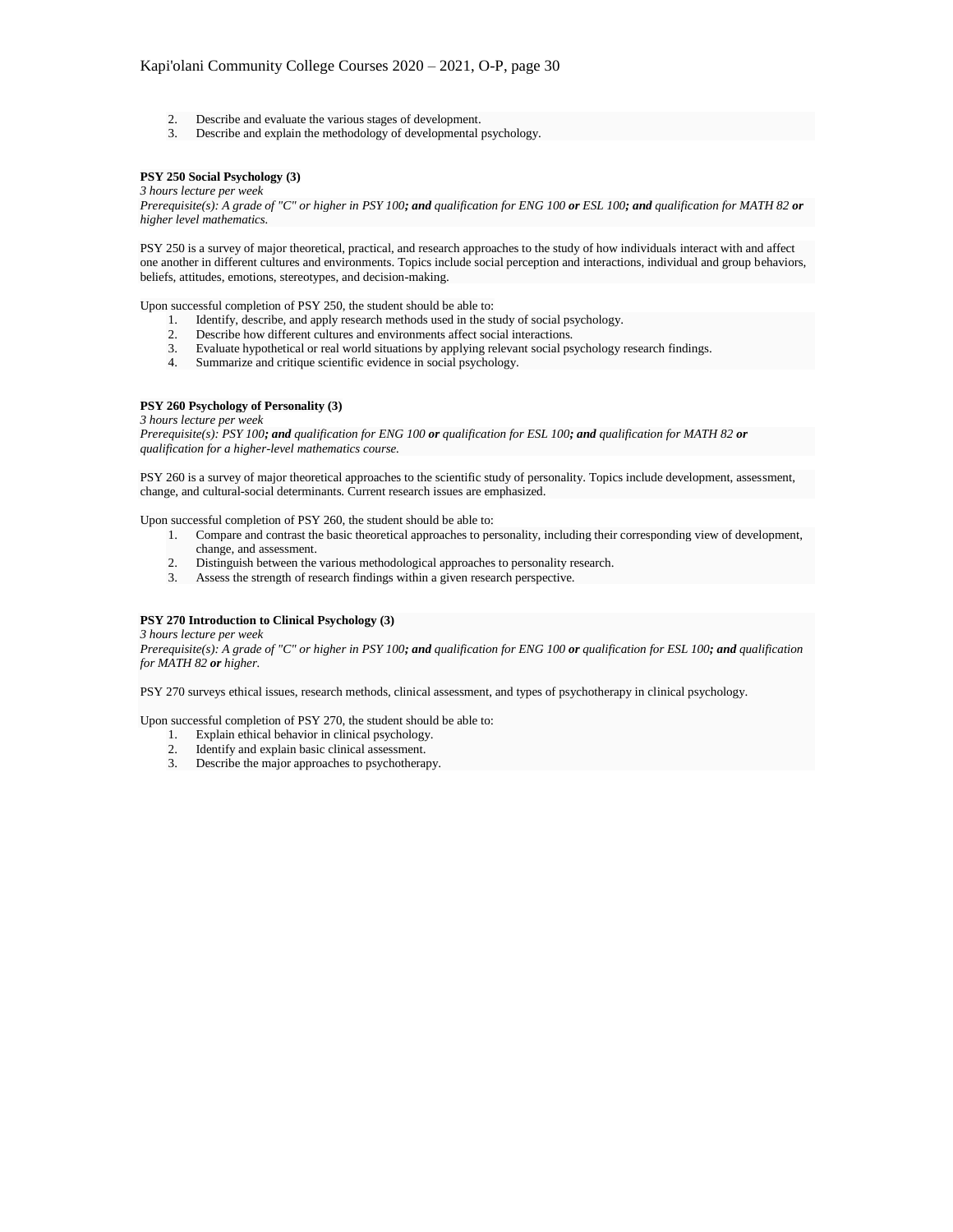2. Describe and evaluate the various stages of development.
3. Describe and explain the methodology of developmental psychology.

**PSY 250 Social Psychology (3)**

*3 hours lecture per week*

*Prerequisite(s): A grade of "C" or higher in PSY 100**; and** qualification for ENG 100 **or** ESL 100**; and** qualification for MATH 82 **or** higher level mathematics.*

PSY 250 is a survey of major theoretical, practical, and research approaches to the study of how individuals interact with and affect one another in different cultures and environments. Topics include social perception and interactions, individual and group behaviors, beliefs, attitudes, emotions, stereotypes, and decision-making.

Upon successful completion of PSY 250, the student should be able to:

1. Identify, describe, and apply research methods used in the study of social psychology.
2. Describe how different cultures and environments affect social interactions.
3. Evaluate hypothetical or real world situations by applying relevant social psychology research findings.
4. Summarize and critique scientific evidence in social psychology.

**PSY 260 Psychology of Personality (3)**

*3 hours lecture per week*

*Prerequisite(s): PSY 100**; and** qualification for ENG 100 **or** qualification for ESL 100**; and** qualification for MATH 82 **or** qualification for a higher-level mathematics course.*

PSY 260 is a survey of major theoretical approaches to the scientific study of personality. Topics include development, assessment, change, and cultural-social determinants. Current research issues are emphasized.

Upon successful completion of PSY 260, the student should be able to:

1. Compare and contrast the basic theoretical approaches to personality, including their corresponding view of development, change, and assessment.
2. Distinguish between the various methodological approaches to personality research.
3. Assess the strength of research findings within a given research perspective.

**PSY 270 Introduction to Clinical Psychology (3)**

*3 hours lecture per week*

*Prerequisite(s): A grade of "C" or higher in PSY 100**; and** qualification for ENG 100 **or** qualification for ESL 100**; and** qualification for MATH 82 **or** higher.*

PSY 270 surveys ethical issues, research methods, clinical assessment, and types of psychotherapy in clinical psychology.

Upon successful completion of PSY 270, the student should be able to:

1. Explain ethical behavior in clinical psychology.
2. Identify and explain basic clinical assessment.
3. Describe the major approaches to psychotherapy.